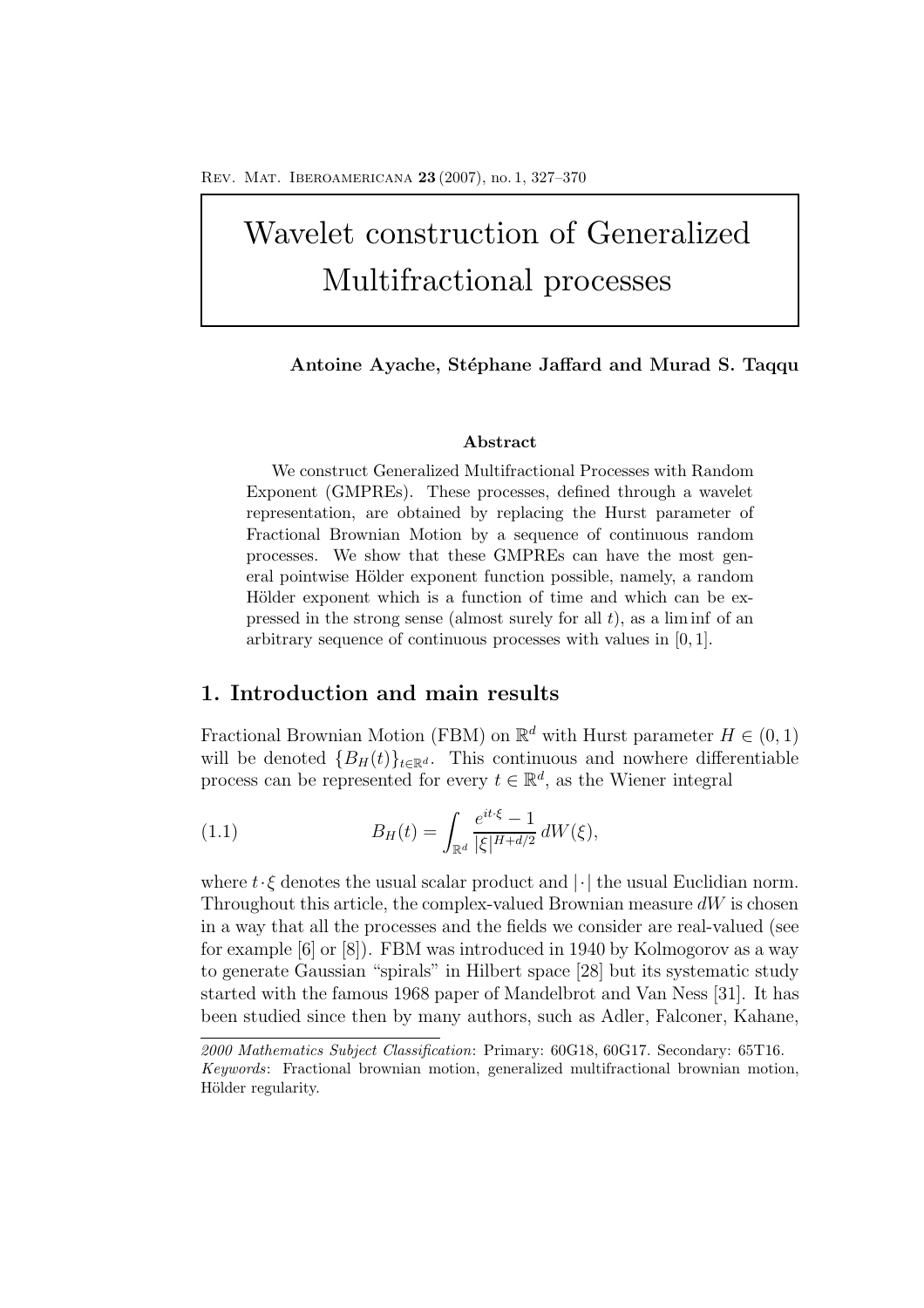# Wavelet construction of Generalized Multifractional processes

**Antoine Ayache, Stéphane Jaffard and Murad S. Taqqu**

**Abstract**

We construct Generalized Multifractional Processes with Random Exponent (GMPREs). These processes, defined through a wavelet representation, are obtained by replacing the Hurst parameter of Fractional Brownian Motion by a sequence of continuous random processes. We show that these GMPREs can have the most general pointwise Hölder exponent function possible, namely, a random Hölder exponent which is a function of time and which can be expressed in the strong sense (almost surely for all $t$), as a lim inf of an arbitrary sequence of continuous processes with values in $[0, 1]$.

## 1. Introduction and main results

Fractional Brownian Motion (FBM) on $\mathbb{R}^d$ with Hurst parameter $H \in (0, 1)$ will be denoted $\{B_H(t)\}_{t\in\mathbb{R}^d}$. This continuous and nowhere differentiable process can be represented for every $t \in \mathbb{R}^d$, as the Wiener integral

$$B_H(t) = \int_{\mathbb{R}^d} \frac{e^{it\cdot\xi} - 1}{|\xi|^{H+d/2}} \, dW(\xi), \tag{1.1}$$

where $t\cdot\xi$ denotes the usual scalar product and $|\cdot|$ the usual Euclidian norm. Throughout this article, the complex-valued Brownian measure $dW$ is chosen in a way that all the processes and the fields we consider are real-valued (see for example [6] or [8]). FBM was introduced in 1940 by Kolmogorov as a way to generate Gaussian "spirals" in Hilbert space [28] but its systematic study started with the famous 1968 paper of Mandelbrot and Van Ness [31]. It has been studied since then by many authors, such as Adler, Falconer, Kahane,

*2000 Mathematics Subject Classification*: Primary: 60G18, 60G17. Secondary: 65T16.
*Keywords*: Fractional brownian motion, generalized multifractional brownian motion, Hölder regularity.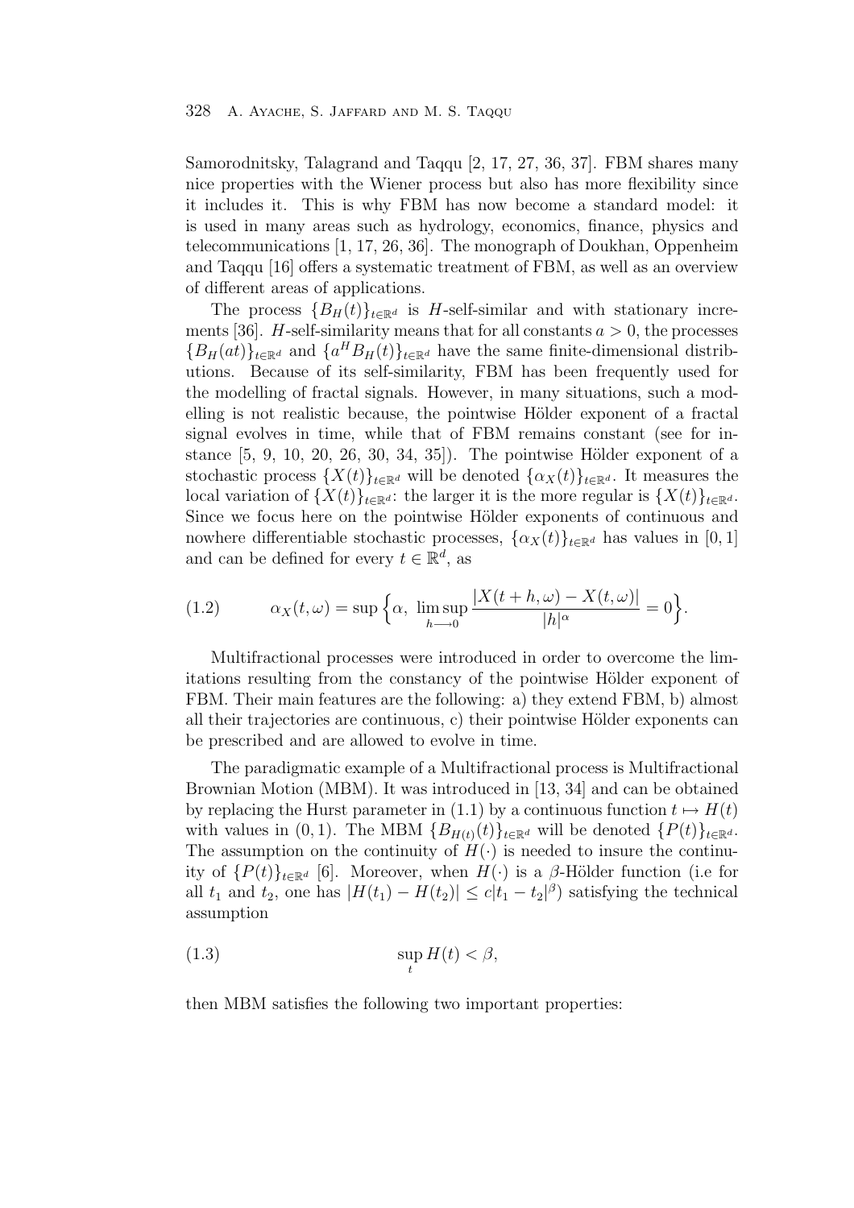Samorodnitsky, Talagrand and Taqqu [2, 17, 27, 36, 37]. FBM shares many nice properties with the Wiener process but also has more flexibility since it includes it. This is why FBM has now become a standard model: it is used in many areas such as hydrology, economics, finance, physics and telecommunications [1, 17, 26, 36]. The monograph of Doukhan, Oppenheim and Taqqu [16] offers a systematic treatment of FBM, as well as an overview of different areas of applications.

The process $\{B_H(t)\}_{t\in\mathbb{R}^d}$ is $H$-self-similar and with stationary increments [36]. $H$-self-similarity means that for all constants $a > 0$, the processes $\{B_H(at)\}_{t\in\mathbb{R}^d}$ and $\{a^H B_H(t)\}_{t\in\mathbb{R}^d}$ have the same finite-dimensional distributions. Because of its self-similarity, FBM has been frequently used for the modelling of fractal signals. However, in many situations, such a modelling is not realistic because, the pointwise Hölder exponent of a fractal signal evolves in time, while that of FBM remains constant (see for instance [5, 9, 10, 20, 26, 30, 34, 35]). The pointwise Hölder exponent of a stochastic process $\{X(t)\}_{t\in\mathbb{R}^d}$ will be denoted $\{\alpha_X(t)\}_{t\in\mathbb{R}^d}$. It measures the local variation of $\{X(t)\}_{t\in\mathbb{R}^d}$: the larger it is the more regular is $\{X(t)\}_{t\in\mathbb{R}^d}$. Since we focus here on the pointwise Hölder exponents of continuous and nowhere differentiable stochastic processes, $\{\alpha_X(t)\}_{t\in\mathbb{R}^d}$ has values in $[0,1]$ and can be defined for every $t\in\mathbb{R}^d$, as

$$\alpha_X(t,\omega) = \sup\Big\{\alpha,\ \limsup_{h\longrightarrow 0}\frac{|X(t+h,\omega)-X(t,\omega)|}{|h|^\alpha} = 0\Big\}. \tag{1.2}$$

Multifractional processes were introduced in order to overcome the limitations resulting from the constancy of the pointwise Hölder exponent of FBM. Their main features are the following: a) they extend FBM, b) almost all their trajectories are continuous, c) their pointwise Hölder exponents can be prescribed and are allowed to evolve in time.

The paradigmatic example of a Multifractional process is Multifractional Brownian Motion (MBM). It was introduced in [13, 34] and can be obtained by replacing the Hurst parameter in (1.1) by a continuous function $t\mapsto H(t)$ with values in $(0,1)$. The MBM $\{B_{H(t)}(t)\}_{t\in\mathbb{R}^d}$ will be denoted $\{P(t)\}_{t\in\mathbb{R}^d}$. The assumption on the continuity of $H(\cdot)$ is needed to insure the continuity of $\{P(t)\}_{t\in\mathbb{R}^d}$ [6]. Moreover, when $H(\cdot)$ is a $\beta$-Hölder function (i.e for all $t_1$ and $t_2$, one has $|H(t_1)-H(t_2)|\le c|t_1-t_2|^\beta$) satisfying the technical assumption

$$\sup_t H(t) < \beta, \tag{1.3}$$

then MBM satisfies the following two important properties: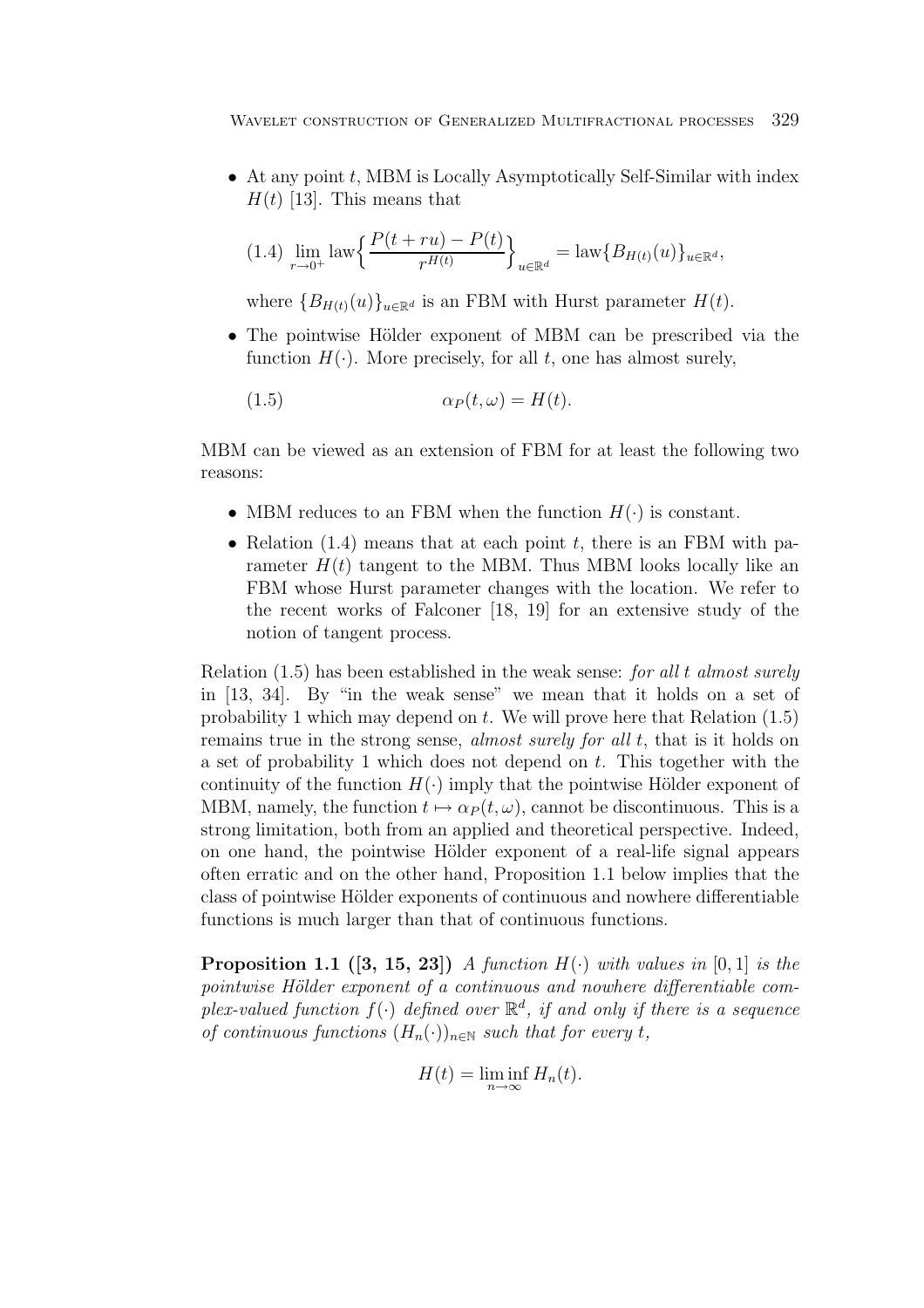- At any point $t$, MBM is Locally Asymptotically Self-Similar with index $H(t)$ [13]. This means that

$$(1.4)\ \lim_{r\to 0^+} \text{law}\Big\{\frac{P(t+ru)-P(t)}{r^{H(t)}}\Big\}_{u\in\mathbb{R}^d} = \text{law}\{B_{H(t)}(u)\}_{u\in\mathbb{R}^d},$$

where $\{B_{H(t)}(u)\}_{u\in\mathbb{R}^d}$ is an FBM with Hurst parameter $H(t)$.

- The pointwise Hölder exponent of MBM can be prescribed via the function $H(\cdot)$. More precisely, for all $t$, one has almost surely,

$$(1.5) \qquad \alpha_P(t,\omega) = H(t).$$

MBM can be viewed as an extension of FBM for at least the following two reasons:

- MBM reduces to an FBM when the function $H(\cdot)$ is constant.
- Relation (1.4) means that at each point $t$, there is an FBM with parameter $H(t)$ tangent to the MBM. Thus MBM looks locally like an FBM whose Hurst parameter changes with the location. We refer to the recent works of Falconer [18, 19] for an extensive study of the notion of tangent process.

Relation (1.5) has been established in the weak sense: *for all $t$ almost surely* in [13, 34]. By "in the weak sense" we mean that it holds on a set of probability 1 which may depend on $t$. We will prove here that Relation (1.5) remains true in the strong sense, *almost surely for all $t$*, that is it holds on a set of probability 1 which does not depend on $t$. This together with the continuity of the function $H(\cdot)$ imply that the pointwise Hölder exponent of MBM, namely, the function $t \mapsto \alpha_P(t,\omega)$, cannot be discontinuous. This is a strong limitation, both from an applied and theoretical perspective. Indeed, on one hand, the pointwise Hölder exponent of a real-life signal appears often erratic and on the other hand, Proposition 1.1 below implies that the class of pointwise Hölder exponents of continuous and nowhere differentiable functions is much larger than that of continuous functions.

**Proposition 1.1 ([3, 15, 23])** *A function $H(\cdot)$ with values in $[0,1]$ is the pointwise Hölder exponent of a continuous and nowhere differentiable complex-valued function $f(\cdot)$ defined over $\mathbb{R}^d$, if and only if there is a sequence of continuous functions $(H_n(\cdot))_{n\in\mathbb{N}}$ such that for every $t$,*

$$H(t) = \liminf_{n\to\infty} H_n(t).$$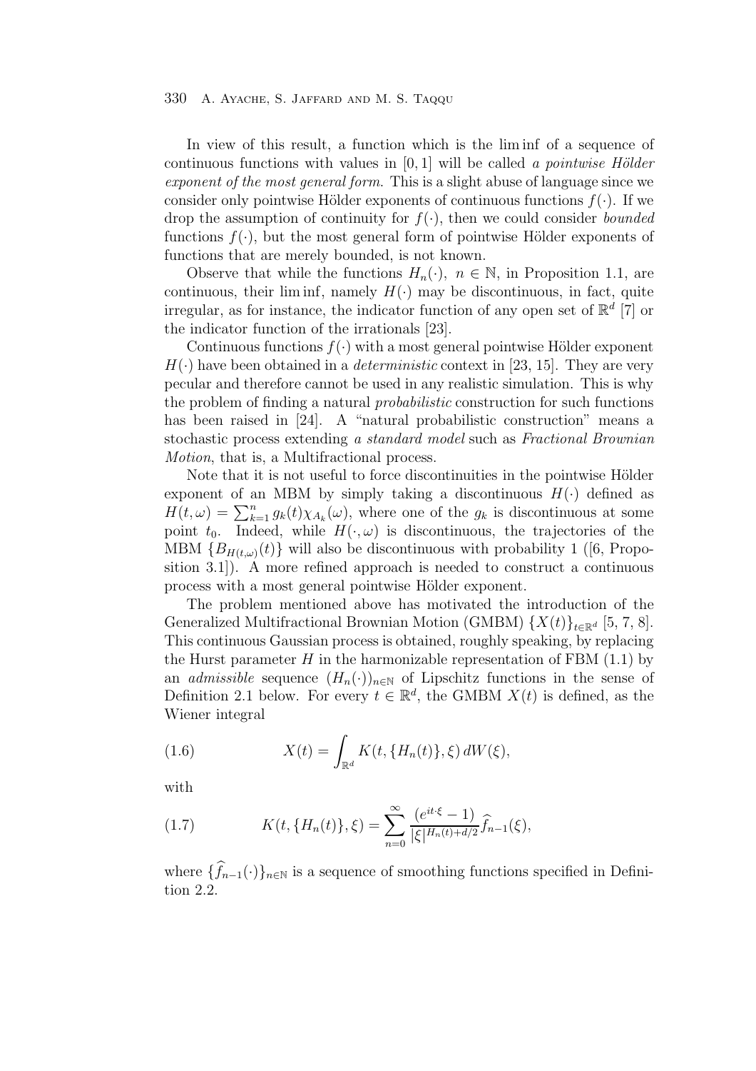In view of this result, a function which is the lim inf of a sequence of continuous functions with values in $[0,1]$ will be called *a pointwise Hölder exponent of the most general form*. This is a slight abuse of language since we consider only pointwise Hölder exponents of continuous functions $f(\cdot)$. If we drop the assumption of continuity for $f(\cdot)$, then we could consider *bounded* functions $f(\cdot)$, but the most general form of pointwise Hölder exponents of functions that are merely bounded, is not known.

Observe that while the functions $H_n(\cdot)$, $n \in \mathbb{N}$, in Proposition 1.1, are continuous, their lim inf, namely $H(\cdot)$ may be discontinuous, in fact, quite irregular, as for instance, the indicator function of any open set of $\mathbb{R}^d$ [7] or the indicator function of the irrationals [23].

Continuous functions $f(\cdot)$ with a most general pointwise Hölder exponent $H(\cdot)$ have been obtained in a *deterministic* context in [23, 15]. They are very pecular and therefore cannot be used in any realistic simulation. This is why the problem of finding a natural *probabilistic* construction for such functions has been raised in [24]. A "natural probabilistic construction" means a stochastic process extending *a standard model* such as *Fractional Brownian Motion*, that is, a Multifractional process.

Note that it is not useful to force discontinuities in the pointwise Hölder exponent of an MBM by simply taking a discontinuous $H(\cdot)$ defined as $H(t,\omega) = \sum_{k=1}^{n} g_k(t)\chi_{A_k}(\omega)$, where one of the $g_k$ is discontinuous at some point $t_0$. Indeed, while $H(\cdot,\omega)$ is discontinuous, the trajectories of the MBM $\{B_{H(t,\omega)}(t)\}$ will also be discontinuous with probability 1 ([6, Proposition 3.1]). A more refined approach is needed to construct a continuous process with a most general pointwise Hölder exponent.

The problem mentioned above has motivated the introduction of the Generalized Multifractional Brownian Motion (GMBM) $\{X(t)\}_{t\in\mathbb{R}^d}$ [5, 7, 8]. This continuous Gaussian process is obtained, roughly speaking, by replacing the Hurst parameter $H$ in the harmonizable representation of FBM (1.1) by an *admissible* sequence $(H_n(\cdot))_{n\in\mathbb{N}}$ of Lipschitz functions in the sense of Definition 2.1 below. For every $t \in \mathbb{R}^d$, the GMBM $X(t)$ is defined, as the Wiener integral

$$X(t) = \int_{\mathbb{R}^d} K(t, \{H_n(t)\}, \xi)\, dW(\xi), \tag{1.6}$$

with

$$K(t, \{H_n(t)\}, \xi) = \sum_{n=0}^{\infty} \frac{(e^{it\cdot\xi} - 1)}{|\xi|^{H_n(t)+d/2}} \widehat{f}_{n-1}(\xi), \tag{1.7}$$

where $\{\widehat{f}_{n-1}(\cdot)\}_{n\in\mathbb{N}}$ is a sequence of smoothing functions specified in Definition 2.2.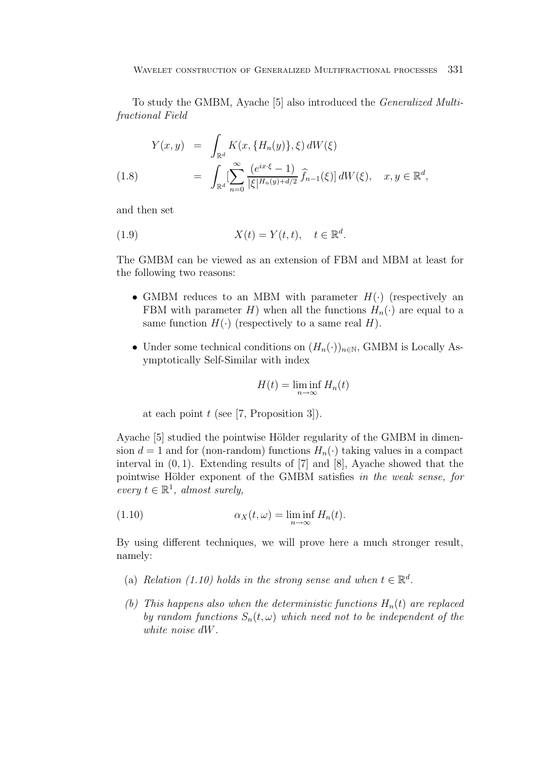To study the GMBM, Ayache [5] also introduced the *Generalized Multifractional Field*

$$
\begin{aligned}
Y(x,y) &= \int_{\mathbb{R}^d} K(x, \{H_n(y)\}, \xi)\, dW(\xi) \\
&= \int_{\mathbb{R}^d} [\sum_{n=0}^{\infty} \frac{(e^{ix\cdot\xi}-1)}{|\xi|^{H_n(y)+d/2}}\, \widehat{f}_{n-1}(\xi)]\, dW(\xi), \quad x, y \in \mathbb{R}^d,
\end{aligned}
\tag{1.8}
$$

and then set

$$
X(t) = Y(t,t), \quad t \in \mathbb{R}^d. \tag{1.9}
$$

The GMBM can be viewed as an extension of FBM and MBM at least for the following two reasons:

- GMBM reduces to an MBM with parameter $H(\cdot)$ (respectively an FBM with parameter $H$) when all the functions $H_n(\cdot)$ are equal to a same function $H(\cdot)$ (respectively to a same real $H$).
- Under some technical conditions on $(H_n(\cdot))_{n\in\mathbb{N}}$, GMBM is Locally Asymptotically Self-Similar with index

$$
H(t) = \liminf_{n\to\infty} H_n(t)
$$

at each point $t$ (see [7, Proposition 3]).

Ayache [5] studied the pointwise Hölder regularity of the GMBM in dimension $d = 1$ and for (non-random) functions $H_n(\cdot)$ taking values in a compact interval in $(0,1)$. Extending results of [7] and [8], Ayache showed that the pointwise Hölder exponent of the GMBM satisfies *in the weak sense, for every $t \in \mathbb{R}^1$, almost surely,*

$$
\alpha_X(t,\omega) = \liminf_{n\to\infty} H_n(t). \tag{1.10}
$$

By using different techniques, we will prove here a much stronger result, namely:

(a) *Relation (1.10) holds in the strong sense and when $t \in \mathbb{R}^d$.*

(b) *This happens also when the deterministic functions $H_n(t)$ are replaced by random functions $S_n(t,\omega)$ which need not to be independent of the white noise $dW$.*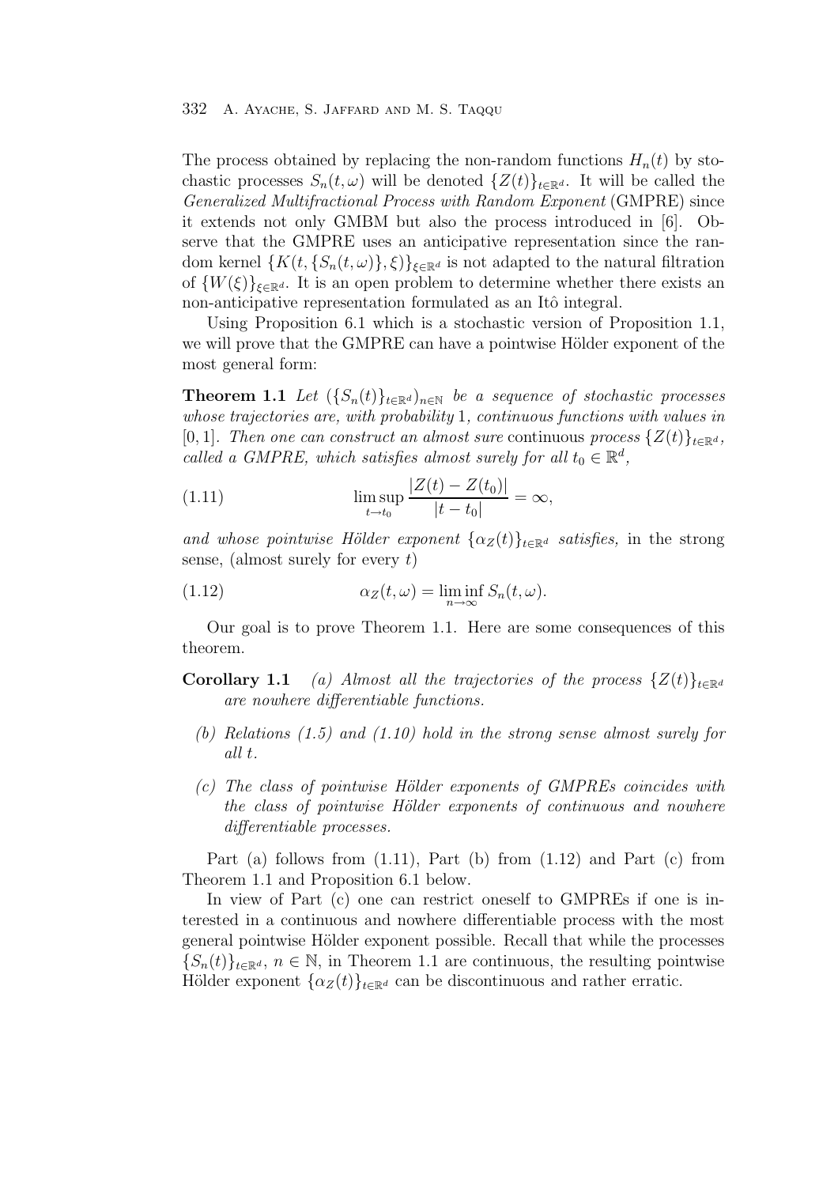The process obtained by replacing the non-random functions $H_n(t)$ by stochastic processes $S_n(t,\omega)$ will be denoted $\{Z(t)\}_{t\in\mathbb{R}^d}$. It will be called the *Generalized Multifractional Process with Random Exponent* (GMPRE) since it extends not only GMBM but also the process introduced in [6]. Observe that the GMPRE uses an anticipative representation since the random kernel $\{K(t,\{S_n(t,\omega)\},\xi)\}_{\xi\in\mathbb{R}^d}$ is not adapted to the natural filtration of $\{W(\xi)\}_{\xi\in\mathbb{R}^d}$. It is an open problem to determine whether there exists an non-anticipative representation formulated as an Itô integral.

Using Proposition 6.1 which is a stochastic version of Proposition 1.1, we will prove that the GMPRE can have a pointwise Hölder exponent of the most general form:

**Theorem 1.1** *Let $(\{S_n(t)\}_{t\in\mathbb{R}^d})_{n\in\mathbb{N}}$ be a sequence of stochastic processes whose trajectories are, with probability* 1*, continuous functions with values in* $[0,1]$*. Then one can construct an almost sure* continuous *process $\{Z(t)\}_{t\in\mathbb{R}^d}$, called a GMPRE, which satisfies almost surely for all $t_0\in\mathbb{R}^d$,*

$$\limsup_{t\to t_0}\frac{|Z(t)-Z(t_0)|}{|t-t_0|}=\infty, \tag{1.11}$$

*and whose pointwise Hölder exponent $\{\alpha_Z(t)\}_{t\in\mathbb{R}^d}$ satisfies,* in the strong sense, (almost surely for every $t$)

$$\alpha_Z(t,\omega)=\liminf_{n\to\infty}S_n(t,\omega). \tag{1.12}$$

Our goal is to prove Theorem 1.1. Here are some consequences of this theorem.

**Corollary 1.1** *(a) Almost all the trajectories of the process $\{Z(t)\}_{t\in\mathbb{R}^d}$ are nowhere differentiable functions.*

*(b) Relations (1.5) and (1.10) hold in the strong sense almost surely for all $t$.*

*(c) The class of pointwise Hölder exponents of GMPREs coincides with the class of pointwise Hölder exponents of continuous and nowhere differentiable processes.*

Part (a) follows from (1.11), Part (b) from (1.12) and Part (c) from Theorem 1.1 and Proposition 6.1 below.

In view of Part (c) one can restrict oneself to GMPREs if one is interested in a continuous and nowhere differentiable process with the most general pointwise Hölder exponent possible. Recall that while the processes $\{S_n(t)\}_{t\in\mathbb{R}^d}$, $n\in\mathbb{N}$, in Theorem 1.1 are continuous, the resulting pointwise Hölder exponent $\{\alpha_Z(t)\}_{t\in\mathbb{R}^d}$ can be discontinuous and rather erratic.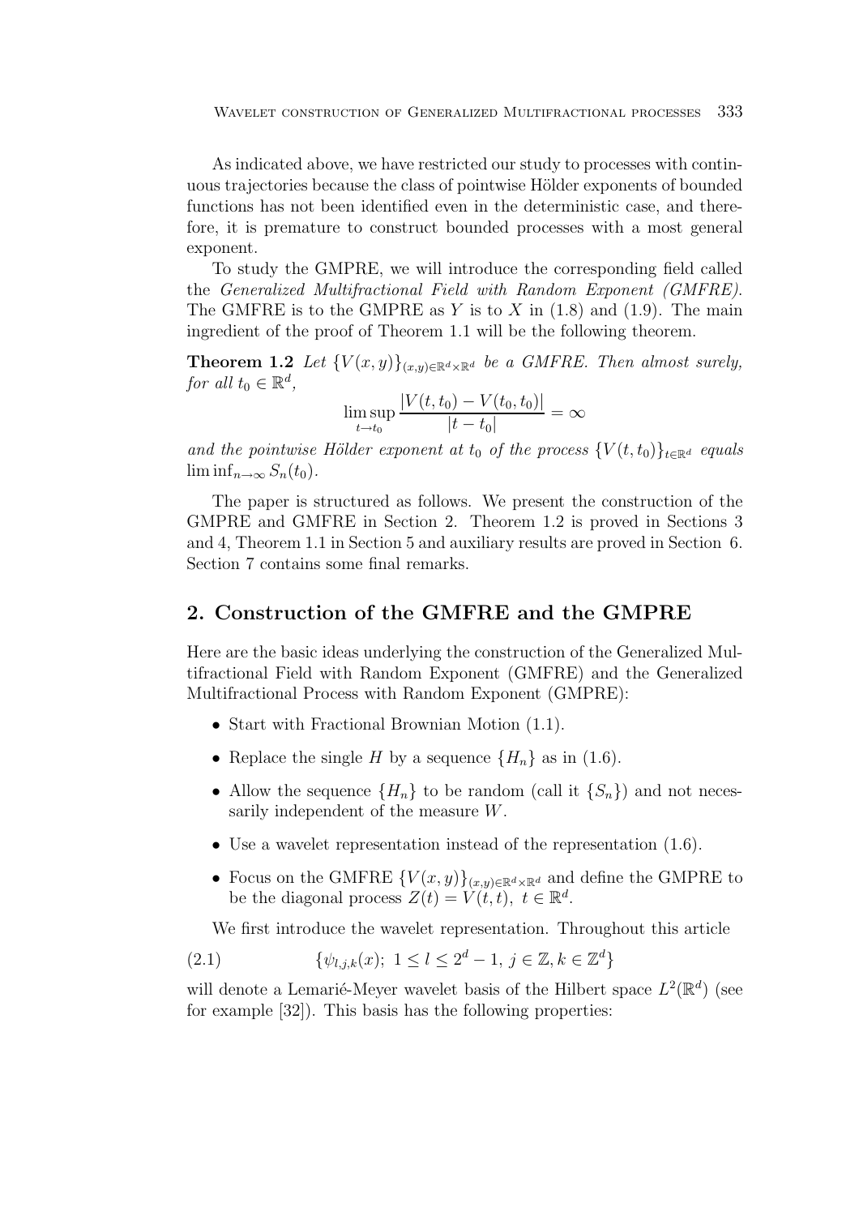As indicated above, we have restricted our study to processes with continuous trajectories because the class of pointwise Hölder exponents of bounded functions has not been identified even in the deterministic case, and therefore, it is premature to construct bounded processes with a most general exponent.

To study the GMPRE, we will introduce the corresponding field called the *Generalized Multifractional Field with Random Exponent (GMFRE)*. The GMFRE is to the GMPRE as $Y$ is to $X$ in (1.8) and (1.9). The main ingredient of the proof of Theorem 1.1 will be the following theorem.

**Theorem 1.2** *Let $\{V(x,y)\}_{(x,y)\in\mathbb{R}^d\times\mathbb{R}^d}$ be a GMFRE. Then almost surely, for all $t_0 \in \mathbb{R}^d$,*

$$\limsup_{t\to t_0} \frac{|V(t,t_0) - V(t_0,t_0)|}{|t-t_0|} = \infty$$

*and the pointwise Hölder exponent at $t_0$ of the process $\{V(t,t_0)\}_{t\in\mathbb{R}^d}$ equals $\liminf_{n\to\infty} S_n(t_0)$.*

The paper is structured as follows. We present the construction of the GMPRE and GMFRE in Section 2. Theorem 1.2 is proved in Sections 3 and 4, Theorem 1.1 in Section 5 and auxiliary results are proved in Section 6. Section 7 contains some final remarks.

## 2. Construction of the GMFRE and the GMPRE

Here are the basic ideas underlying the construction of the Generalized Multifractional Field with Random Exponent (GMFRE) and the Generalized Multifractional Process with Random Exponent (GMPRE):

- Start with Fractional Brownian Motion (1.1).
- Replace the single $H$ by a sequence $\{H_n\}$ as in (1.6).
- Allow the sequence $\{H_n\}$ to be random (call it $\{S_n\}$) and not necessarily independent of the measure $W$.
- Use a wavelet representation instead of the representation (1.6).
- Focus on the GMFRE $\{V(x,y)\}_{(x,y)\in\mathbb{R}^d\times\mathbb{R}^d}$ and define the GMPRE to be the diagonal process $Z(t) = V(t,t)$, $t \in \mathbb{R}^d$.

We first introduce the wavelet representation. Throughout this article

$$\{\psi_{l,j,k}(x);\ 1 \le l \le 2^d - 1,\ j \in \mathbb{Z}, k \in \mathbb{Z}^d\} \tag{2.1}$$

will denote a Lemarié-Meyer wavelet basis of the Hilbert space $L^2(\mathbb{R}^d)$ (see for example [32]). This basis has the following properties: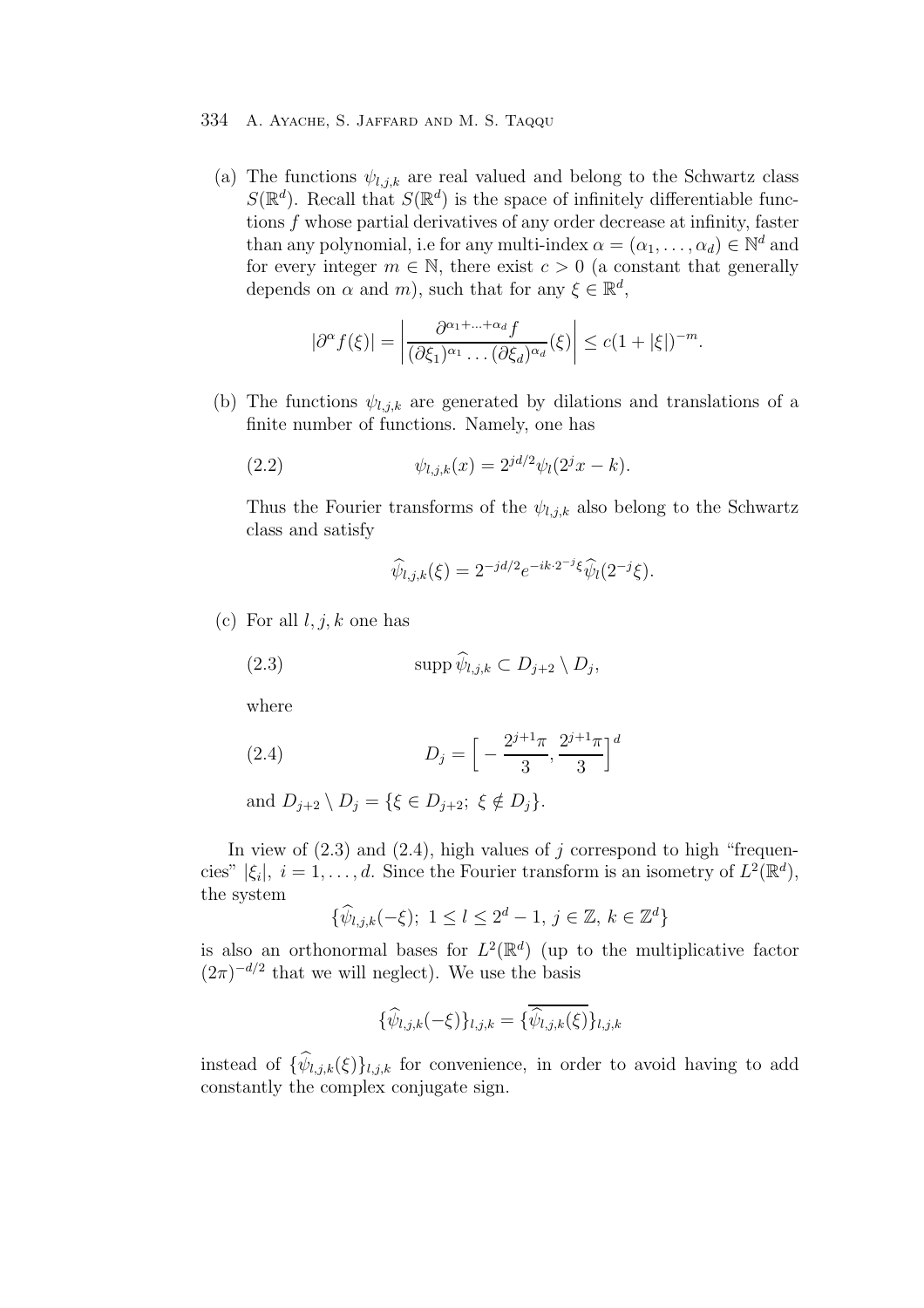(a) The functions $\psi_{l,j,k}$ are real valued and belong to the Schwartz class $S(\mathbb{R}^d)$. Recall that $S(\mathbb{R}^d)$ is the space of infinitely differentiable functions $f$ whose partial derivatives of any order decrease at infinity, faster than any polynomial, i.e for any multi-index $\alpha = (\alpha_1, \ldots, \alpha_d) \in \mathbb{N}^d$ and for every integer $m \in \mathbb{N}$, there exist $c > 0$ (a constant that generally depends on $\alpha$ and $m$), such that for any $\xi \in \mathbb{R}^d$,

$$|\partial^\alpha f(\xi)| = \left| \frac{\partial^{\alpha_1 + \ldots + \alpha_d} f}{(\partial \xi_1)^{\alpha_1} \ldots (\partial \xi_d)^{\alpha_d}}(\xi) \right| \leq c(1 + |\xi|)^{-m}.$$

(b) The functions $\psi_{l,j,k}$ are generated by dilations and translations of a finite number of functions. Namely, one has

$$\psi_{l,j,k}(x) = 2^{jd/2} \psi_l(2^j x - k). \tag{2.2}$$

Thus the Fourier transforms of the $\psi_{l,j,k}$ also belong to the Schwartz class and satisfy

$$\widehat{\psi}_{l,j,k}(\xi) = 2^{-jd/2} e^{-ik \cdot 2^{-j} \xi} \widehat{\psi}_l(2^{-j} \xi).$$

(c) For all $l, j, k$ one has

$$\operatorname{supp} \widehat{\psi}_{l,j,k} \subset D_{j+2} \setminus D_j, \tag{2.3}$$

where

$$D_j = \Big[ -\frac{2^{j+1}\pi}{3}, \frac{2^{j+1}\pi}{3} \Big]^d \tag{2.4}$$

and $D_{j+2} \setminus D_j = \{\xi \in D_{j+2};\ \xi \notin D_j\}$.

In view of (2.3) and (2.4), high values of $j$ correspond to high "frequencies" $|\xi_i|$, $i = 1, \ldots, d$. Since the Fourier transform is an isometry of $L^2(\mathbb{R}^d)$, the system

$$\{\widehat{\psi}_{l,j,k}(-\xi);\ 1 \leq l \leq 2^d - 1,\ j \in \mathbb{Z},\ k \in \mathbb{Z}^d\}$$

is also an orthonormal bases for $L^2(\mathbb{R}^d)$ (up to the multiplicative factor $(2\pi)^{-d/2}$ that we will neglect). We use the basis

$$\{\widehat{\psi}_{l,j,k}(-\xi)\}_{l,j,k} = \{\overline{\widehat{\psi}_{l,j,k}(\xi)}\}_{l,j,k}$$

instead of $\{\widehat{\psi}_{l,j,k}(\xi)\}_{l,j,k}$ for convenience, in order to avoid having to add constantly the complex conjugate sign.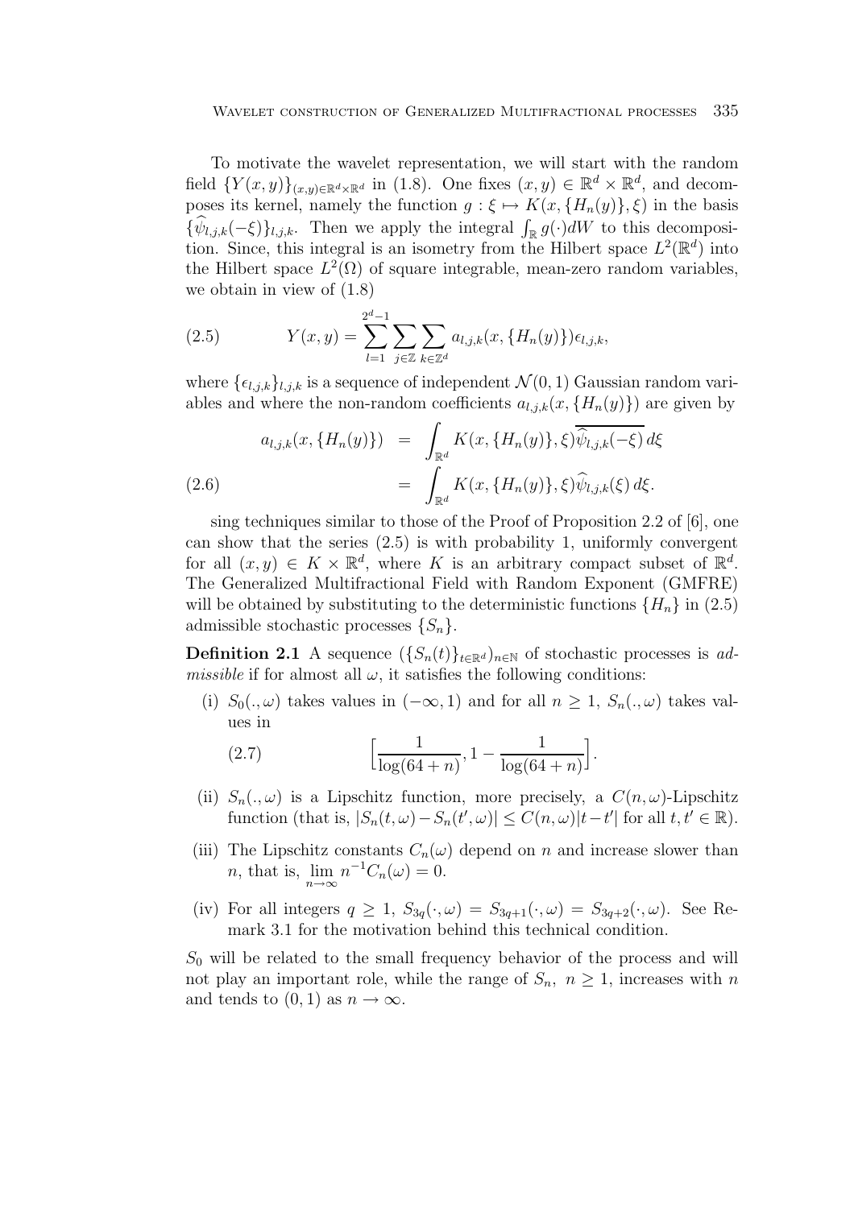To motivate the wavelet representation, we will start with the random field $\{Y(x,y)\}_{(x,y)\in\mathbb{R}^d\times\mathbb{R}^d}$ in (1.8). One fixes $(x,y)\in\mathbb{R}^d\times\mathbb{R}^d$, and decomposes its kernel, namely the function $g:\xi\mapsto K(x,\{H_n(y)\},\xi)$ in the basis $\{\widehat{\psi}_{l,j,k}(-\xi)\}_{l,j,k}$. Then we apply the integral $\int_{\mathbb{R}} g(\cdot)dW$ to this decomposition. Since, this integral is an isometry from the Hilbert space $L^2(\mathbb{R}^d)$ into the Hilbert space $L^2(\Omega)$ of square integrable, mean-zero random variables, we obtain in view of (1.8)

$$Y(x,y)=\sum_{l=1}^{2^d-1}\sum_{j\in\mathbb{Z}}\sum_{k\in\mathbb{Z}^d}a_{l,j,k}(x,\{H_n(y)\})\epsilon_{l,j,k}, \tag{2.5}$$

where $\{\epsilon_{l,j,k}\}_{l,j,k}$ is a sequence of independent $\mathcal{N}(0,1)$ Gaussian random variables and where the non-random coefficients $a_{l,j,k}(x,\{H_n(y)\})$ are given by

$$\begin{aligned} a_{l,j,k}(x,\{H_n(y)\}) &= \int_{\mathbb{R}^d}K(x,\{H_n(y)\},\xi)\overline{\widehat{\psi}_{l,j,k}(-\xi)}\,d\xi \\ &= \int_{\mathbb{R}^d}K(x,\{H_n(y)\},\xi)\widehat{\psi}_{l,j,k}(\xi)\,d\xi. \end{aligned} \tag{2.6}$$

sing techniques similar to those of the Proof of Proposition 2.2 of [6], one can show that the series (2.5) is with probability 1, uniformly convergent for all $(x,y)\in K\times\mathbb{R}^d$, where $K$ is an arbitrary compact subset of $\mathbb{R}^d$. The Generalized Multifractional Field with Random Exponent (GMFRE) will be obtained by substituting to the deterministic functions $\{H_n\}$ in (2.5) admissible stochastic processes $\{S_n\}$.

**Definition 2.1** A sequence $(\{S_n(t)\}_{t\in\mathbb{R}^d})_{n\in\mathbb{N}}$ of stochastic processes is *admissible* if for almost all $\omega$, it satisfies the following conditions:

(i) $S_0(.,\omega)$ takes values in $(-\infty,1)$ and for all $n\geq 1$, $S_n(.,\omega)$ takes values in

$$\Big[\frac{1}{\log(64+n)},1-\frac{1}{\log(64+n)}\Big]. \tag{2.7}$$

(ii) $S_n(.,\omega)$ is a Lipschitz function, more precisely, a $C(n,\omega)$-Lipschitz function (that is, $|S_n(t,\omega)-S_n(t',\omega)|\leq C(n,\omega)|t-t'|$ for all $t,t'\in\mathbb{R}$).

(iii) The Lipschitz constants $C_n(\omega)$ depend on $n$ and increase slower than $n$, that is, $\lim_{n\to\infty}n^{-1}C_n(\omega)=0$.

(iv) For all integers $q\geq 1$, $S_{3q}(\cdot,\omega)=S_{3q+1}(\cdot,\omega)=S_{3q+2}(\cdot,\omega)$. See Remark 3.1 for the motivation behind this technical condition.

$S_0$ will be related to the small frequency behavior of the process and will not play an important role, while the range of $S_n$, $n\geq 1$, increases with $n$ and tends to $(0,1)$ as $n\to\infty$.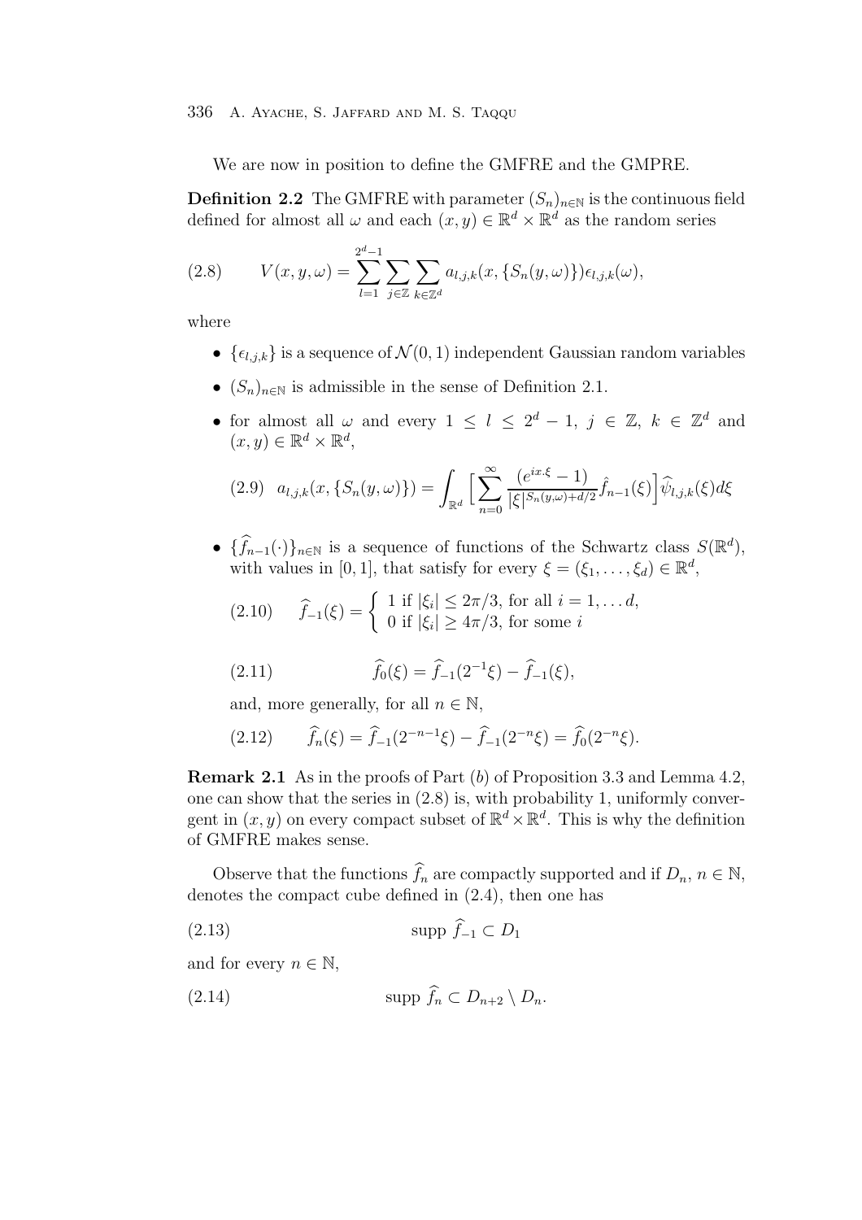We are now in position to define the GMFRE and the GMPRE.

**Definition 2.2** The GMFRE with parameter $(S_n)_{n\in\mathbb{N}}$ is the continuous field defined for almost all $\omega$ and each $(x,y)\in\mathbb{R}^d\times\mathbb{R}^d$ as the random series

$$
V(x,y,\omega)=\sum_{l=1}^{2^d-1}\sum_{j\in\mathbb{Z}}\sum_{k\in\mathbb{Z}^d} a_{l,j,k}(x,\{S_n(y,\omega)\})\epsilon_{l,j,k}(\omega), \tag{2.8}
$$

where

- $\{\epsilon_{l,j,k}\}$ is a sequence of $\mathcal{N}(0,1)$ independent Gaussian random variables
- $(S_n)_{n\in\mathbb{N}}$ is admissible in the sense of Definition 2.1.
- for almost all $\omega$ and every $1\leq l\leq 2^d-1$, $j\in\mathbb{Z}$, $k\in\mathbb{Z}^d$ and $(x,y)\in\mathbb{R}^d\times\mathbb{R}^d$,

$$
a_{l,j,k}(x,\{S_n(y,\omega)\})=\int_{\mathbb{R}^d}\Big[\sum_{n=0}^{\infty}\frac{(e^{ix.\xi}-1)}{|\xi|^{S_n(y,\omega)+d/2}}\hat{f}_{n-1}(\xi)\Big]\widehat{\psi}_{l,j,k}(\xi)d\xi \tag{2.9}
$$

- $\{\widehat{f}_{n-1}(\cdot)\}_{n\in\mathbb{N}}$ is a sequence of functions of the Schwartz class $S(\mathbb{R}^d)$, with values in $[0,1]$, that satisfy for every $\xi=(\xi_1,\ldots,\xi_d)\in\mathbb{R}^d$,

$$
\widehat{f}_{-1}(\xi)=\begin{cases}1 \text{ if } |\xi_i|\leq 2\pi/3, \text{ for all } i=1,\ldots d,\\ 0 \text{ if } |\xi_i|\geq 4\pi/3, \text{ for some } i\end{cases} \tag{2.10}
$$

$$
\widehat{f}_0(\xi)=\widehat{f}_{-1}(2^{-1}\xi)-\widehat{f}_{-1}(\xi), \tag{2.11}
$$

and, more generally, for all $n\in\mathbb{N}$,

$$
\widehat{f}_n(\xi)=\widehat{f}_{-1}(2^{-n-1}\xi)-\widehat{f}_{-1}(2^{-n}\xi)=\widehat{f}_0(2^{-n}\xi). \tag{2.12}
$$

**Remark 2.1** As in the proofs of Part $(b)$ of Proposition 3.3 and Lemma 4.2, one can show that the series in (2.8) is, with probability 1, uniformly convergent in $(x,y)$ on every compact subset of $\mathbb{R}^d\times\mathbb{R}^d$. This is why the definition of GMFRE makes sense.

Observe that the functions $\widehat{f}_n$ are compactly supported and if $D_n$, $n\in\mathbb{N}$, denotes the compact cube defined in (2.4), then one has

$$
\text{supp } \widehat{f}_{-1}\subset D_1 \tag{2.13}
$$

and for every $n\in\mathbb{N}$,

$$
\text{supp } \widehat{f}_n\subset D_{n+2}\setminus D_n. \tag{2.14}
$$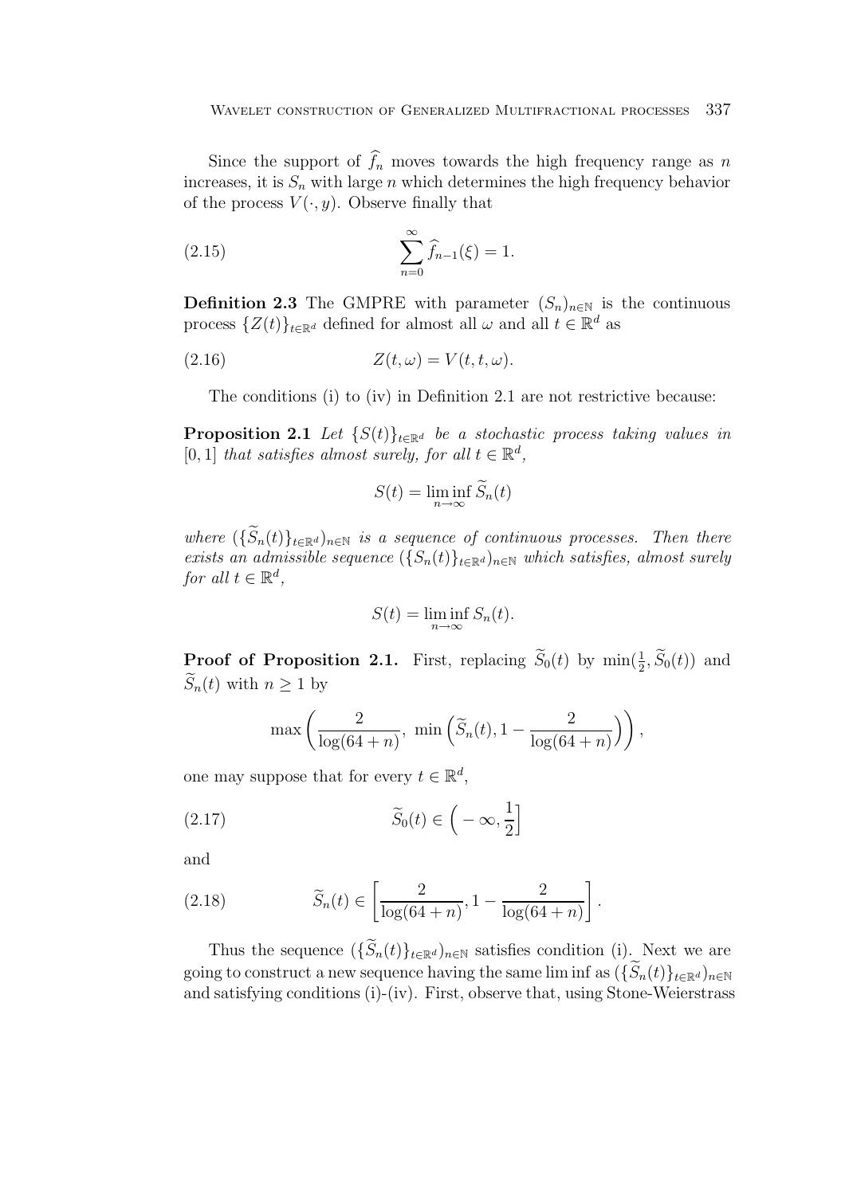Since the support of $\widehat{f}_n$ moves towards the high frequency range as $n$ increases, it is $S_n$ with large $n$ which determines the high frequency behavior of the process $V(\cdot, y)$. Observe finally that

$$\sum_{n=0}^{\infty} \widehat{f}_{n-1}(\xi) = 1. \tag{2.15}$$

**Definition 2.3** The GMPRE with parameter $(S_n)_{n\in\mathbb{N}}$ is the continuous process $\{Z(t)\}_{t\in\mathbb{R}^d}$ defined for almost all $\omega$ and all $t \in \mathbb{R}^d$ as

$$Z(t, \omega) = V(t, t, \omega). \tag{2.16}$$

The conditions (i) to (iv) in Definition 2.1 are not restrictive because:

**Proposition 2.1** *Let $\{S(t)\}_{t\in\mathbb{R}^d}$ be a stochastic process taking values in $[0, 1]$ that satisfies almost surely, for all $t \in \mathbb{R}^d$,*

$$S(t) = \liminf_{n\to\infty} \widetilde{S}_n(t)$$

*where $(\{\widetilde{S}_n(t)\}_{t\in\mathbb{R}^d})_{n\in\mathbb{N}}$ is a sequence of continuous processes. Then there exists an admissible sequence $(\{S_n(t)\}_{t\in\mathbb{R}^d})_{n\in\mathbb{N}}$ which satisfies, almost surely for all $t \in \mathbb{R}^d$,*

$$S(t) = \liminf_{n\to\infty} S_n(t).$$

**Proof of Proposition 2.1.** First, replacing $\widetilde{S}_0(t)$ by $\min(\frac{1}{2}, \widetilde{S}_0(t))$ and $\widetilde{S}_n(t)$ with $n \geq 1$ by

$$\max\left(\frac{2}{\log(64 + n)},\ \min\left(\widetilde{S}_n(t), 1 - \frac{2}{\log(64 + n)}\right)\right),$$

one may suppose that for every $t \in \mathbb{R}^d$,

$$\widetilde{S}_0(t) \in \Big(-\infty, \frac{1}{2}\Big] \tag{2.17}$$

and

$$\widetilde{S}_n(t) \in \left[\frac{2}{\log(64 + n)}, 1 - \frac{2}{\log(64 + n)}\right]. \tag{2.18}$$

Thus the sequence $(\{\widetilde{S}_n(t)\}_{t\in\mathbb{R}^d})_{n\in\mathbb{N}}$ satisfies condition (i). Next we are going to construct a new sequence having the same lim inf as $(\{\widetilde{S}_n(t)\}_{t\in\mathbb{R}^d})_{n\in\mathbb{N}}$ and satisfying conditions (i)-(iv). First, observe that, using Stone-Weierstrass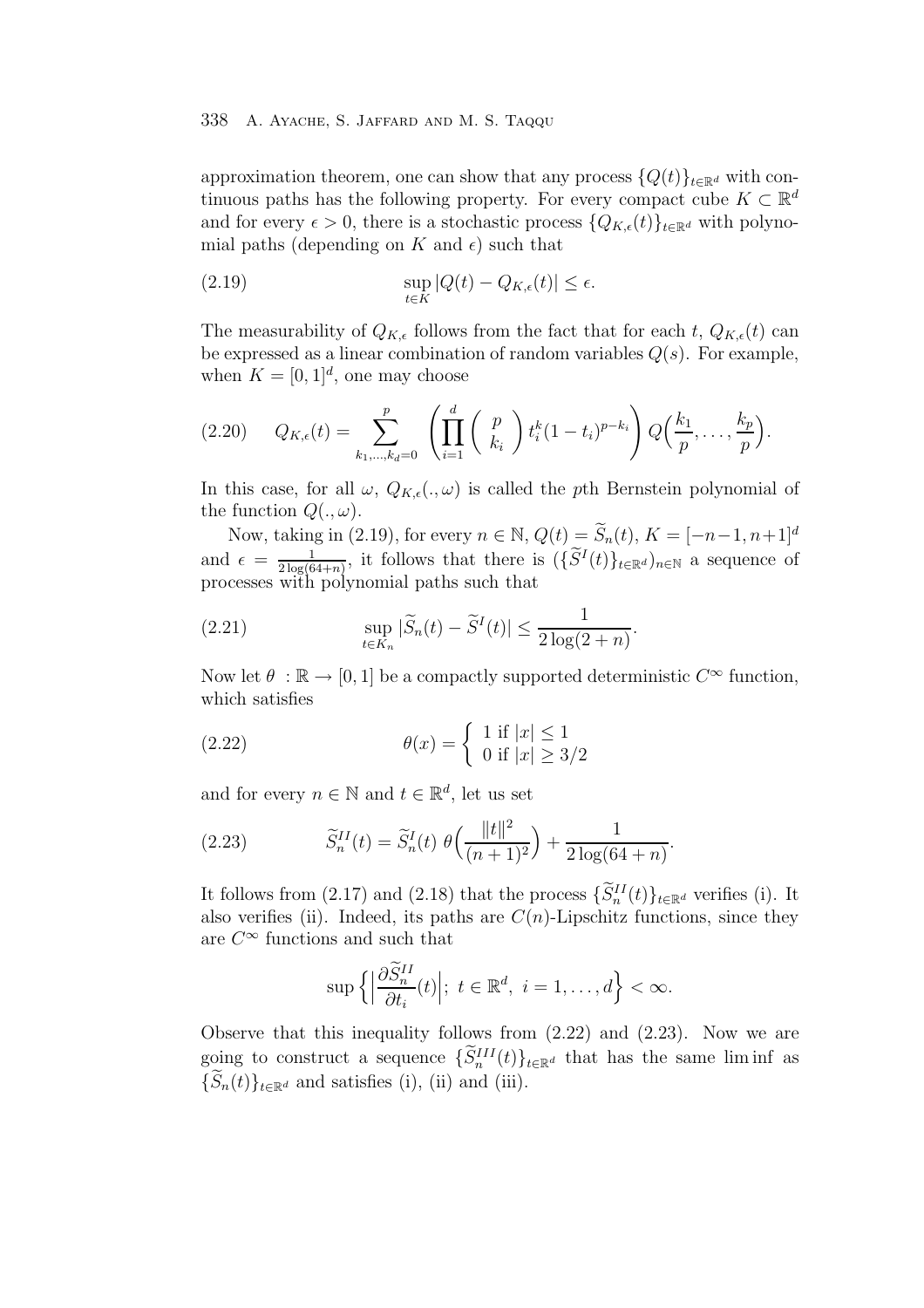approximation theorem, one can show that any process $\{Q(t)\}_{t\in\mathbb{R}^d}$ with continuous paths has the following property. For every compact cube $K\subset\mathbb{R}^d$ and for every $\epsilon>0$, there is a stochastic process $\{Q_{K,\epsilon}(t)\}_{t\in\mathbb{R}^d}$ with polynomial paths (depending on $K$ and $\epsilon$) such that

$$\sup_{t\in K}|Q(t)-Q_{K,\epsilon}(t)|\le\epsilon. \tag{2.19}$$

The measurability of $Q_{K,\epsilon}$ follows from the fact that for each $t$, $Q_{K,\epsilon}(t)$ can be expressed as a linear combination of random variables $Q(s)$. For example, when $K=[0,1]^d$, one may choose

$$Q_{K,\epsilon}(t)=\sum_{k_1,\dots,k_d=0}^{p}\left(\prod_{i=1}^{d}\binom{p}{k_i}t_i^{k}(1-t_i)^{p-k_i}\right)Q\Big(\frac{k_1}{p},\dots,\frac{k_p}{p}\Big). \tag{2.20}$$

In this case, for all $\omega$, $Q_{K,\epsilon}(.,\omega)$ is called the $p$th Bernstein polynomial of the function $Q(.,\omega)$.

Now, taking in (2.19), for every $n\in\mathbb{N}$, $Q(t)=\widetilde{S}_n(t)$, $K=[-n-1,n+1]^d$ and $\epsilon=\frac{1}{2\log(64+n)}$, it follows that there is $(\{\widetilde{S}^I(t)\}_{t\in\mathbb{R}^d})_{n\in\mathbb{N}}$ a sequence of processes with polynomial paths such that

$$\sup_{t\in K_n}|\widetilde{S}_n(t)-\widetilde{S}^I(t)|\le\frac{1}{2\log(2+n)}. \tag{2.21}$$

Now let $\theta:\mathbb{R}\to[0,1]$ be a compactly supported deterministic $C^\infty$ function, which satisfies

$$\theta(x)=\begin{cases}1 \text{ if } |x|\le 1\\ 0 \text{ if } |x|\ge 3/2\end{cases} \tag{2.22}$$

and for every $n\in\mathbb{N}$ and $t\in\mathbb{R}^d$, let us set

$$\widetilde{S}_n^{II}(t)=\widetilde{S}_n^{I}(t)\,\theta\Big(\frac{\|t\|^2}{(n+1)^2}\Big)+\frac{1}{2\log(64+n)}. \tag{2.23}$$

It follows from (2.17) and (2.18) that the process $\{\widetilde{S}_n^{II}(t)\}_{t\in\mathbb{R}^d}$ verifies (i). It also verifies (ii). Indeed, its paths are $C(n)$-Lipschitz functions, since they are $C^\infty$ functions and such that

$$\sup\Big\{\Big|\frac{\partial\widetilde{S}_n^{II}}{\partial t_i}(t)\Big|;\ t\in\mathbb{R}^d,\ i=1,\dots,d\Big\}<\infty.$$

Observe that this inequality follows from (2.22) and (2.23). Now we are going to construct a sequence $\{\widetilde{S}_n^{III}(t)\}_{t\in\mathbb{R}^d}$ that has the same lim inf as $\{\widetilde{S}_n(t)\}_{t\in\mathbb{R}^d}$ and satisfies (i), (ii) and (iii).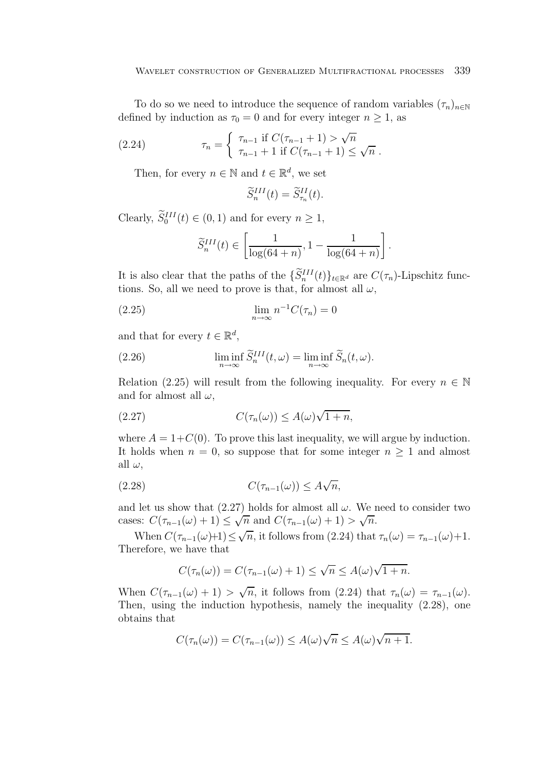To do so we need to introduce the sequence of random variables $(\tau_n)_{n\in\mathbb{N}}$ defined by induction as $\tau_0 = 0$ and for every integer $n \geq 1$, as

$$\tau_n = \begin{cases} \tau_{n-1} \text{ if } C(\tau_{n-1}+1) > \sqrt{n} \\ \tau_{n-1}+1 \text{ if } C(\tau_{n-1}+1) \leq \sqrt{n}\,. \end{cases} \tag{2.24}$$

Then, for every $n \in \mathbb{N}$ and $t \in \mathbb{R}^d$, we set

$$\widetilde{S}_n^{III}(t) = \widetilde{S}_{\tau_n}^{II}(t).$$

Clearly, $\widetilde{S}_0^{III}(t) \in (0,1)$ and for every $n \geq 1$,

$$\widetilde{S}_n^{III}(t) \in \left[\frac{1}{\log(64+n)}, 1 - \frac{1}{\log(64+n)}\right].$$

It is also clear that the paths of the $\{\widetilde{S}_n^{III}(t)\}_{t\in\mathbb{R}^d}$ are $C(\tau_n)$-Lipschitz functions. So, all we need to prove is that, for almost all $\omega$,

$$\lim_{n\to\infty} n^{-1} C(\tau_n) = 0 \tag{2.25}$$

and that for every $t \in \mathbb{R}^d$,

$$\liminf_{n\to\infty} \widetilde{S}_n^{III}(t,\omega) = \liminf_{n\to\infty} \widetilde{S}_n(t,\omega). \tag{2.26}$$

Relation (2.25) will result from the following inequality. For every $n \in \mathbb{N}$ and for almost all $\omega$,

$$C(\tau_n(\omega)) \leq A(\omega)\sqrt{1+n}, \tag{2.27}$$

where $A = 1 + C(0)$. To prove this last inequality, we will argue by induction. It holds when $n = 0$, so suppose that for some integer $n \geq 1$ and almost all $\omega$,

$$C(\tau_{n-1}(\omega)) \leq A\sqrt{n}, \tag{2.28}$$

and let us show that (2.27) holds for almost all $\omega$. We need to consider two cases: $C(\tau_{n-1}(\omega)+1) \leq \sqrt{n}$ and $C(\tau_{n-1}(\omega)+1) > \sqrt{n}$.

When $C(\tau_{n-1}(\omega)+1) \leq \sqrt{n}$, it follows from (2.24) that $\tau_n(\omega) = \tau_{n-1}(\omega)+1$. Therefore, we have that

$$C(\tau_n(\omega)) = C(\tau_{n-1}(\omega)+1) \leq \sqrt{n} \leq A(\omega)\sqrt{1+n}.$$

When $C(\tau_{n-1}(\omega)+1) > \sqrt{n}$, it follows from (2.24) that $\tau_n(\omega) = \tau_{n-1}(\omega)$. Then, using the induction hypothesis, namely the inequality (2.28), one obtains that

$$C(\tau_n(\omega)) = C(\tau_{n-1}(\omega)) \leq A(\omega)\sqrt{n} \leq A(\omega)\sqrt{n+1}.$$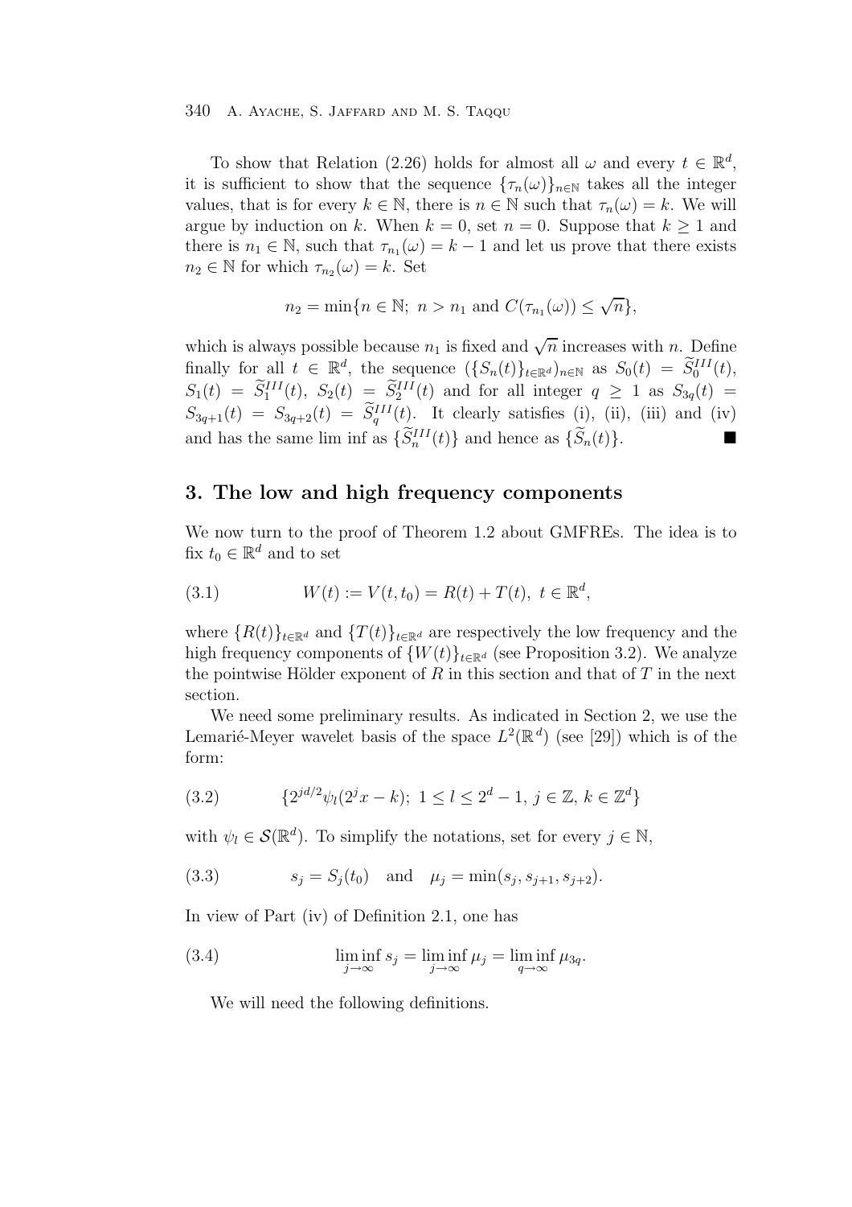To show that Relation (2.26) holds for almost all $\omega$ and every $t \in \mathbb{R}^d$, it is sufficient to show that the sequence $\{\tau_n(\omega)\}_{n\in\mathbb{N}}$ takes all the integer values, that is for every $k \in \mathbb{N}$, there is $n \in \mathbb{N}$ such that $\tau_n(\omega) = k$. We will argue by induction on $k$. When $k = 0$, set $n = 0$. Suppose that $k \geq 1$ and there is $n_1 \in \mathbb{N}$, such that $\tau_{n_1}(\omega) = k - 1$ and let us prove that there exists $n_2 \in \mathbb{N}$ for which $\tau_{n_2}(\omega) = k$. Set

$$n_2 = \min\{n \in \mathbb{N};\ n > n_1 \text{ and } C(\tau_{n_1}(\omega)) \leq \sqrt{n}\},$$

which is always possible because $n_1$ is fixed and $\sqrt{n}$ increases with $n$. Define finally for all $t \in \mathbb{R}^d$, the sequence $(\{S_n(t)\}_{t\in\mathbb{R}^d})_{n\in\mathbb{N}}$ as $S_0(t) = \widetilde{S}_0^{III}(t)$, $S_1(t) = \widetilde{S}_1^{III}(t)$, $S_2(t) = \widetilde{S}_2^{III}(t)$ and for all integer $q \geq 1$ as $S_{3q}(t) = S_{3q+1}(t) = S_{3q+2}(t) = \widetilde{S}_q^{III}(t)$. It clearly satisfies (i), (ii), (iii) and (iv) and has the same lim inf as $\{\widetilde{S}_n^{III}(t)\}$ and hence as $\{\widetilde{S}_n(t)\}$. ■

## 3. The low and high frequency components

We now turn to the proof of Theorem 1.2 about GMFREs. The idea is to fix $t_0 \in \mathbb{R}^d$ and to set

$$W(t) := V(t, t_0) = R(t) + T(t),\ t \in \mathbb{R}^d, \tag{3.1}$$

where $\{R(t)\}_{t\in\mathbb{R}^d}$ and $\{T(t)\}_{t\in\mathbb{R}^d}$ are respectively the low frequency and the high frequency components of $\{W(t)\}_{t\in\mathbb{R}^d}$ (see Proposition 3.2). We analyze the pointwise Hölder exponent of $R$ in this section and that of $T$ in the next section.

We need some preliminary results. As indicated in Section 2, we use the Lemarié-Meyer wavelet basis of the space $L^2(\mathbb{R}^d)$ (see [29]) which is of the form:

$$\{2^{jd/2}\psi_l(2^j x - k);\ 1 \leq l \leq 2^d - 1,\ j \in \mathbb{Z},\ k \in \mathbb{Z}^d\} \tag{3.2}$$

with $\psi_l \in \mathcal{S}(\mathbb{R}^d)$. To simplify the notations, set for every $j \in \mathbb{N}$,

$$s_j = S_j(t_0) \quad \text{and} \quad \mu_j = \min(s_j, s_{j+1}, s_{j+2}). \tag{3.3}$$

In view of Part (iv) of Definition 2.1, one has

$$\liminf_{j\to\infty} s_j = \liminf_{j\to\infty} \mu_j = \liminf_{q\to\infty} \mu_{3q}. \tag{3.4}$$

We will need the following definitions.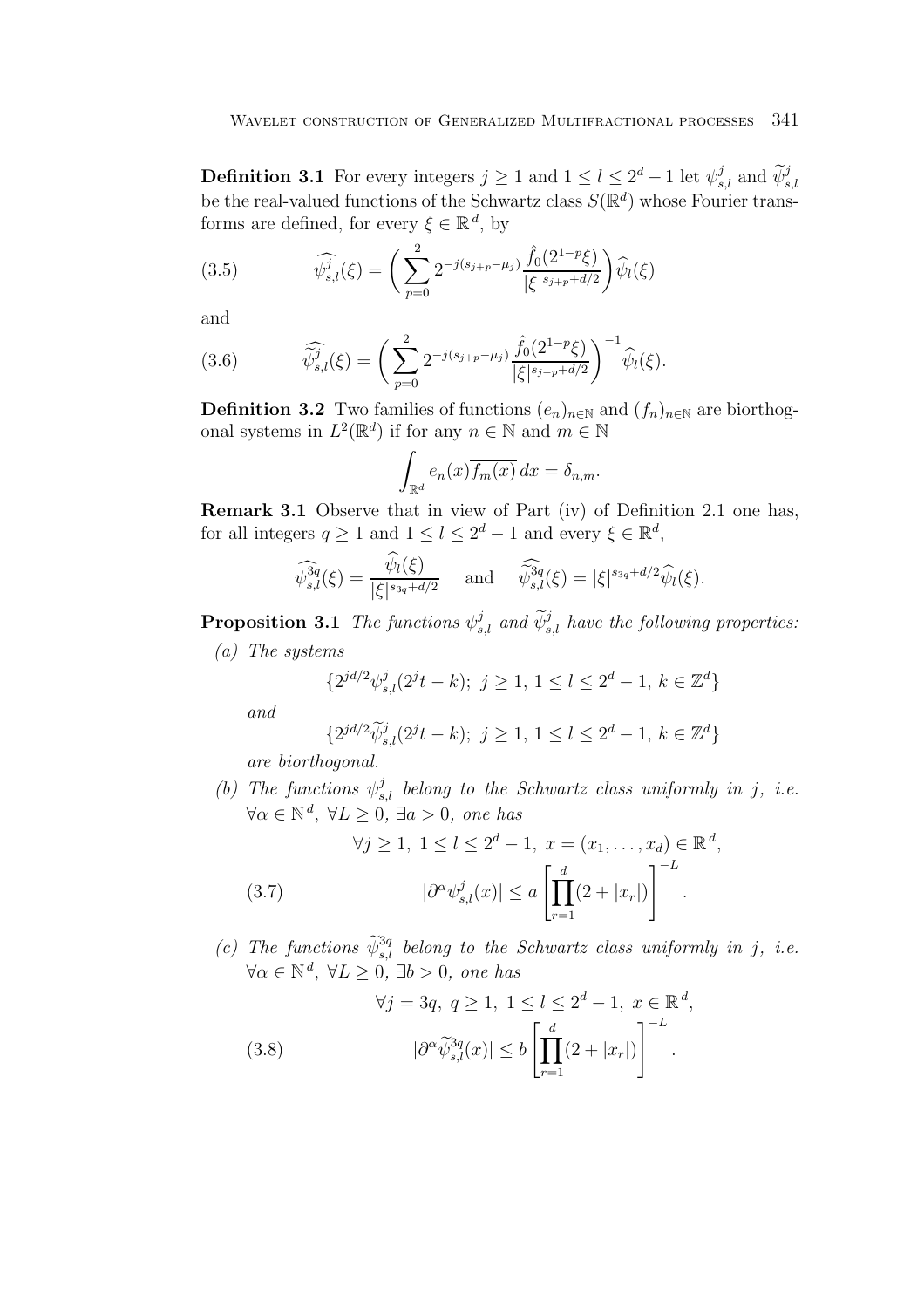**Definition 3.1** For every integers $j \geq 1$ and $1 \leq l \leq 2^d - 1$ let $\psi^j_{s,l}$ and $\widetilde{\psi}^j_{s,l}$ be the real-valued functions of the Schwartz class $S(\mathbb{R}^d)$ whose Fourier transforms are defined, for every $\xi \in \mathbb{R}^d$, by

$$\widehat{\psi^j_{s,l}}(\xi) = \left( \sum_{p=0}^{2} 2^{-j(s_{j+p} - \mu_j)} \frac{\hat{f}_0(2^{1-p}\xi)}{|\xi|^{s_{j+p}+d/2}} \right) \widehat{\psi}_l(\xi) \tag{3.5}$$

and

$$\widehat{\widetilde{\psi}^j_{s,l}}(\xi) = \left( \sum_{p=0}^{2} 2^{-j(s_{j+p} - \mu_j)} \frac{\hat{f}_0(2^{1-p}\xi)}{|\xi|^{s_{j+p}+d/2}} \right)^{-1} \widehat{\psi}_l(\xi). \tag{3.6}$$

**Definition 3.2** Two families of functions $(e_n)_{n\in\mathbb{N}}$ and $(f_n)_{n\in\mathbb{N}}$ are biorthogonal systems in $L^2(\mathbb{R}^d)$ if for any $n \in \mathbb{N}$ and $m \in \mathbb{N}$

$$\int_{\mathbb{R}^d} e_n(x)\overline{f_m(x)}\, dx = \delta_{n,m}.$$

**Remark 3.1** Observe that in view of Part (iv) of Definition 2.1 one has, for all integers $q \geq 1$ and $1 \leq l \leq 2^d - 1$ and every $\xi \in \mathbb{R}^d$,

$$\widehat{\psi^{3q}_{s,l}}(\xi) = \frac{\widehat{\psi}_l(\xi)}{|\xi|^{s_{3q}+d/2}} \quad \text{and} \quad \widehat{\widetilde{\psi}^{3q}_{s,l}}(\xi) = |\xi|^{s_{3q}+d/2}\widehat{\psi}_l(\xi).$$

**Proposition 3.1** *The functions $\psi^j_{s,l}$ and $\widetilde{\psi}^j_{s,l}$ have the following properties:*

*(a) The systems*

$$\{2^{jd/2}\psi^j_{s,l}(2^j t - k);\ j \geq 1,\ 1 \leq l \leq 2^d - 1,\ k \in \mathbb{Z}^d\}$$

*and*

$$\{2^{jd/2}\widetilde{\psi}^j_{s,l}(2^j t - k);\ j \geq 1,\ 1 \leq l \leq 2^d - 1,\ k \in \mathbb{Z}^d\}$$

*are biorthogonal.*

*(b) The functions $\psi^j_{s,l}$ belong to the Schwartz class uniformly in $j$, i.e. $\forall \alpha \in \mathbb{N}^d$, $\forall L \geq 0$, $\exists a > 0$, one has*

$$\forall j \geq 1,\ 1 \leq l \leq 2^d - 1,\ x = (x_1, \ldots, x_d) \in \mathbb{R}^d,$$

$$|\partial^\alpha \psi^j_{s,l}(x)| \leq a \left[ \prod_{r=1}^{d} (2 + |x_r|) \right]^{-L}. \tag{3.7}$$

*(c) The functions $\widetilde{\psi}^{3q}_{s,l}$ belong to the Schwartz class uniformly in $j$, i.e. $\forall \alpha \in \mathbb{N}^d$, $\forall L \geq 0$, $\exists b > 0$, one has*

$$\forall j = 3q,\ q \geq 1,\ 1 \leq l \leq 2^d - 1,\ x \in \mathbb{R}^d,$$

$$|\partial^\alpha \widetilde{\psi}^{3q}_{s,l}(x)| \leq b \left[ \prod_{r=1}^{d} (2 + |x_r|) \right]^{-L}. \tag{3.8}$$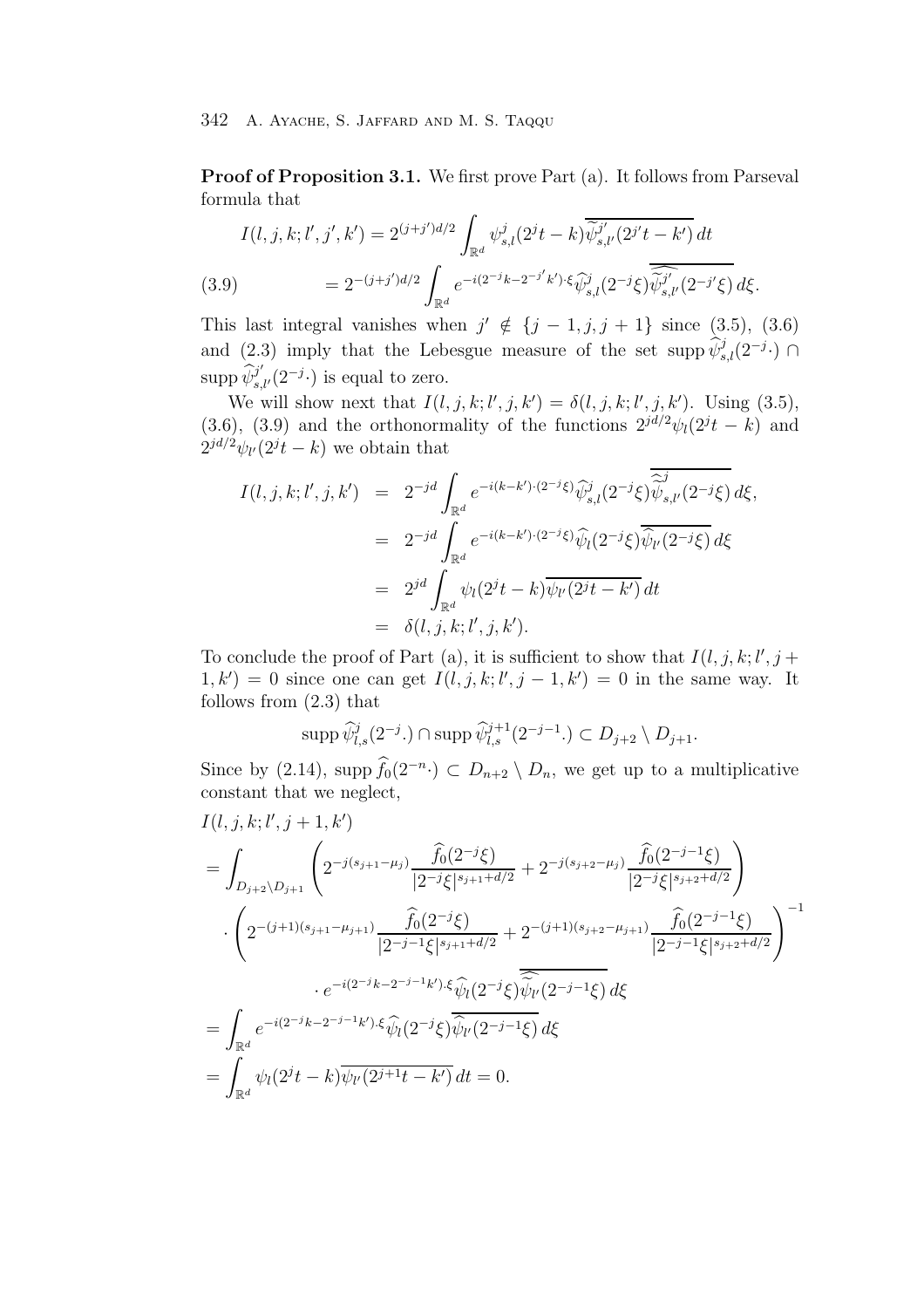**Proof of Proposition 3.1.** We first prove Part (a). It follows from Parseval formula that

$$
\begin{aligned}
I(l,j,k;l',j',k') &= 2^{(j+j')d/2}\int_{\mathbb{R}^d} \psi^j_{s,l}(2^j t-k)\overline{\widetilde{\psi}^{j'}_{s,l'}(2^{j'}t-k')}\,dt \\
&= 2^{-(j+j')d/2}\int_{\mathbb{R}^d} e^{-i(2^{-j}k-2^{-j'}k')\cdot\xi}\widehat{\psi}^j_{s,l}(2^{-j}\xi)\overline{\widehat{\widetilde{\psi}}^{j'}_{s,l'}(2^{-j'}\xi)}\,d\xi.
\end{aligned} \tag{3.9}
$$

This last integral vanishes when $j' \notin \{j-1, j, j+1\}$ since (3.5), (3.6) and (2.3) imply that the Lebesgue measure of the set $\operatorname{supp}\widehat{\psi}^j_{s,l}(2^{-j}\cdot) \cap \operatorname{supp}\widehat{\widetilde{\psi}}^{j'}_{s,l'}(2^{-j}\cdot)$ is equal to zero.

We will show next that $I(l,j,k;l',j,k') = \delta(l,j,k;l',j,k')$. Using (3.5), (3.6), (3.9) and the orthonormality of the functions $2^{jd/2}\psi_l(2^jt-k)$ and $2^{jd/2}\psi_{l'}(2^jt-k)$ we obtain that

$$
\begin{aligned}
I(l,j,k;l',j,k') &= 2^{-jd}\int_{\mathbb{R}^d} e^{-i(k-k')\cdot(2^{-j}\xi)}\widehat{\psi}^j_{s,l}(2^{-j}\xi)\overline{\widehat{\widetilde{\psi}}^j_{s,l'}(2^{-j}\xi)}\,d\xi, \\
&= 2^{-jd}\int_{\mathbb{R}^d} e^{-i(k-k')\cdot(2^{-j}\xi)}\widehat{\psi}_l(2^{-j}\xi)\overline{\widehat{\psi}_{l'}(2^{-j}\xi)}\,d\xi \\
&= 2^{jd}\int_{\mathbb{R}^d} \psi_l(2^jt-k)\overline{\psi_{l'}(2^jt-k')}\,dt \\
&= \delta(l,j,k;l',j,k').
\end{aligned}
$$

To conclude the proof of Part (a), it is sufficient to show that $I(l,j,k;l',j+1,k') = 0$ since one can get $I(l,j,k;l',j-1,k') = 0$ in the same way. It follows from (2.3) that

$$
\operatorname{supp}\widehat{\psi}^j_{l,s}(2^{-j}.) \cap \operatorname{supp}\widehat{\psi}^{j+1}_{l,s}(2^{-j-1}.) \subset D_{j+2}\setminus D_{j+1}.
$$

Since by (2.14), $\operatorname{supp}\widehat{f}_0(2^{-n}\cdot) \subset D_{n+2}\setminus D_n$, we get up to a multiplicative constant that we neglect,

$$
\begin{aligned}
&I(l,j,k;l',j+1,k') \\
&= \int_{D_{j+2}\setminus D_{j+1}} \left(2^{-j(s_{j+1}-\mu_j)}\frac{\widehat{f}_0(2^{-j}\xi)}{|2^{-j}\xi|^{s_{j+1}+d/2}} + 2^{-j(s_{j+2}-\mu_j)}\frac{\widehat{f}_0(2^{-j-1}\xi)}{|2^{-j}\xi|^{s_{j+2}+d/2}}\right) \\
&\quad\cdot\left(2^{-(j+1)(s_{j+1}-\mu_{j+1})}\frac{\widehat{f}_0(2^{-j}\xi)}{|2^{-j-1}\xi|^{s_{j+1}+d/2}} + 2^{-(j+1)(s_{j+2}-\mu_{j+1})}\frac{\widehat{f}_0(2^{-j-1}\xi)}{|2^{-j-1}\xi|^{s_{j+2}+d/2}}\right)^{-1} \\
&\qquad\cdot e^{-i(2^{-j}k-2^{-j-1}k').\xi}\widehat{\psi}_l(2^{-j}\xi)\overline{\widehat{\widetilde{\psi}}_{l'}(2^{-j-1}\xi)}\,d\xi \\
&= \int_{\mathbb{R}^d} e^{-i(2^{-j}k-2^{-j-1}k').\xi}\widehat{\psi}_l(2^{-j}\xi)\overline{\widehat{\psi}_{l'}(2^{-j-1}\xi)}\,d\xi \\
&= \int_{\mathbb{R}^d} \psi_l(2^jt-k)\overline{\psi_{l'}(2^{j+1}t-k')}\,dt = 0.
\end{aligned}
$$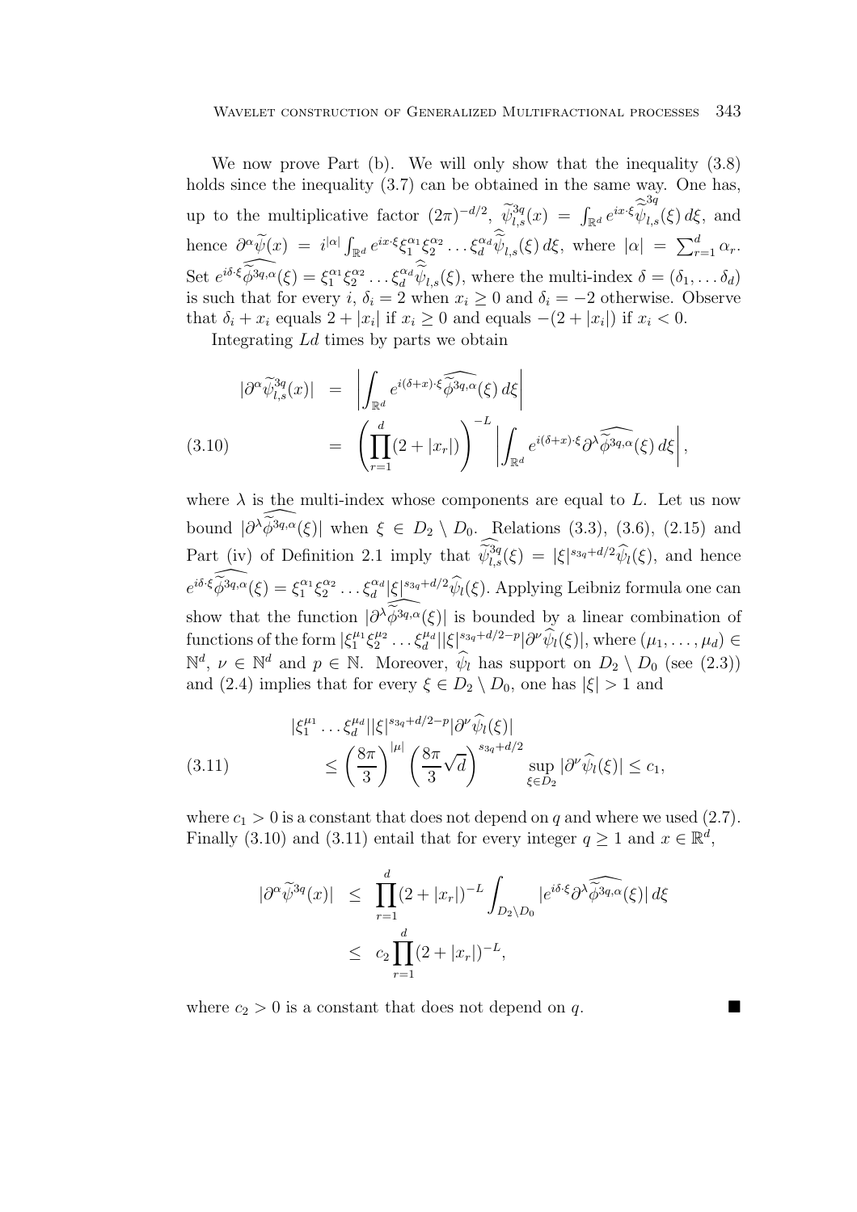We now prove Part (b). We will only show that the inequality (3.8) holds since the inequality (3.7) can be obtained in the same way. One has, up to the multiplicative factor $(2\pi)^{-d/2}$, $\widetilde{\psi}_{l,s}^{3q}(x) = \int_{\mathbb{R}^d} e^{ix\cdot\xi} \widehat{\widetilde{\psi}}_{l,s}^{3q}(\xi)\, d\xi$, and hence $\partial^\alpha \widetilde{\psi}(x) = i^{|\alpha|} \int_{\mathbb{R}^d} e^{ix\cdot\xi} \xi_1^{\alpha_1} \xi_2^{\alpha_2} \ldots \xi_d^{\alpha_d} \widehat{\widetilde{\psi}}_{l,s}(\xi)\, d\xi$, where $|\alpha| = \sum_{r=1}^d \alpha_r$. Set $e^{i\delta\cdot\xi} \widehat{\widetilde{\phi}^{3q,\alpha}}(\xi) = \xi_1^{\alpha_1} \xi_2^{\alpha_2} \ldots \xi_d^{\alpha_d} \widehat{\widetilde{\psi}}_{l,s}(\xi)$, where the multi-index $\delta = (\delta_1, \ldots \delta_d)$ is such that for every $i$, $\delta_i = 2$ when $x_i \geq 0$ and $\delta_i = -2$ otherwise. Observe that $\delta_i + x_i$ equals $2 + |x_i|$ if $x_i \geq 0$ and equals $-(2 + |x_i|)$ if $x_i < 0$.

Integrating $Ld$ times by parts we obtain

$$
\begin{aligned}
|\partial^\alpha \widetilde{\psi}_{l,s}^{3q}(x)| &= \left| \int_{\mathbb{R}^d} e^{i(\delta + x)\cdot\xi} \widehat{\widetilde{\phi}^{3q,\alpha}}(\xi)\, d\xi \right| \\
&= \left( \prod_{r=1}^d (2 + |x_r|) \right)^{-L} \left| \int_{\mathbb{R}^d} e^{i(\delta + x)\cdot\xi} \partial^\lambda \widehat{\widetilde{\phi}^{3q,\alpha}}(\xi)\, d\xi \right|,
\end{aligned}
\tag{3.10}
$$

where $\lambda$ is the multi-index whose components are equal to $L$. Let us now bound $|\partial^\lambda \widehat{\widetilde{\phi}^{3q,\alpha}}(\xi)|$ when $\xi \in D_2 \setminus D_0$. Relations (3.3), (3.6), (2.15) and Part (iv) of Definition 2.1 imply that $\widehat{\widetilde{\psi}}_{l,s}^{3q}(\xi) = |\xi|^{s_{3q}+d/2} \widehat{\psi}_l(\xi)$, and hence $e^{i\delta\cdot\xi} \widehat{\widetilde{\phi}^{3q,\alpha}}(\xi) = \xi_1^{\alpha_1} \xi_2^{\alpha_2} \ldots \xi_d^{\alpha_d} |\xi|^{s_{3q}+d/2} \widehat{\psi}_l(\xi)$. Applying Leibniz formula one can show that the function $|\partial^\lambda \widehat{\widetilde{\phi}^{3q,\alpha}}(\xi)|$ is bounded by a linear combination of functions of the form $|\xi_1^{\mu_1} \xi_2^{\mu_2} \ldots \xi_d^{\mu_d}| |\xi|^{s_{3q}+d/2-p} |\partial^\nu \widehat{\psi}_l(\xi)|$, where $(\mu_1, \ldots, \mu_d) \in \mathbb{N}^d$, $\nu \in \mathbb{N}^d$ and $p \in \mathbb{N}$. Moreover, $\widehat{\psi}_l$ has support on $D_2 \setminus D_0$ (see (2.3)) and (2.4) implies that for every $\xi \in D_2 \setminus D_0$, one has $|\xi| > 1$ and

$$
\begin{aligned}
&|\xi_1^{\mu_1} \ldots \xi_d^{\mu_d}| |\xi|^{s_{3q}+d/2-p} |\partial^\nu \widehat{\psi}_l(\xi)| \\
&\qquad \leq \left( \frac{8\pi}{3} \right)^{|\mu|} \left( \frac{8\pi}{3} \sqrt{d} \right)^{s_{3q}+d/2} \sup_{\xi \in D_2} |\partial^\nu \widehat{\psi}_l(\xi)| \leq c_1,
\end{aligned}
\tag{3.11}
$$

where $c_1 > 0$ is a constant that does not depend on $q$ and where we used (2.7). Finally (3.10) and (3.11) entail that for every integer $q \geq 1$ and $x \in \mathbb{R}^d$,

$$
\begin{aligned}
|\partial^\alpha \widetilde{\psi}^{3q}(x)| &\leq \prod_{r=1}^d (2 + |x_r|)^{-L} \int_{D_2 \setminus D_0} |e^{i\delta\cdot\xi} \partial^\lambda \widehat{\widetilde{\phi}^{3q,\alpha}}(\xi)|\, d\xi \\
&\leq c_2 \prod_{r=1}^d (2 + |x_r|)^{-L},
\end{aligned}
$$

where $c_2 > 0$ is a constant that does not depend on $q$. ∎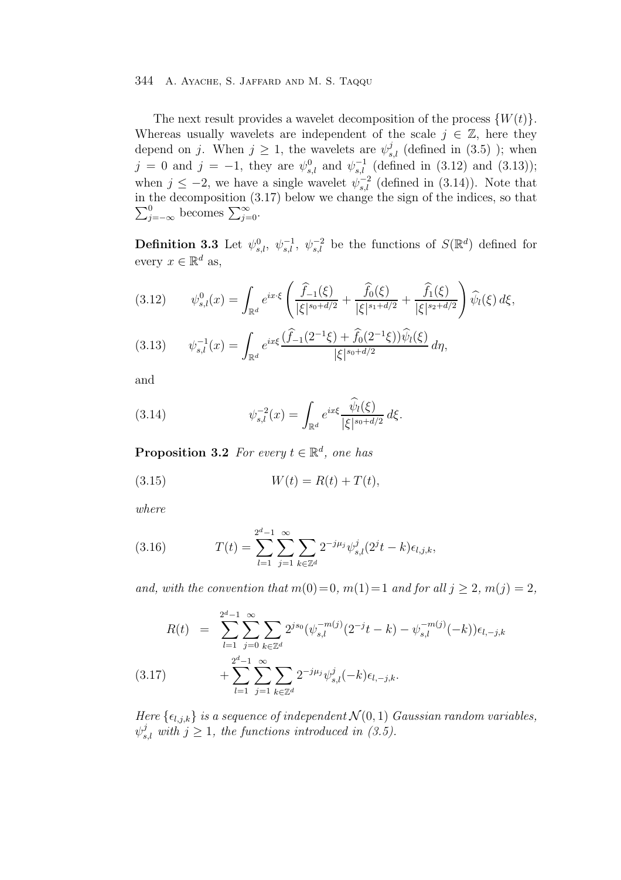The next result provides a wavelet decomposition of the process $\{W(t)\}$. Whereas usually wavelets are independent of the scale $j \in \mathbb{Z}$, here they depend on $j$. When $j \geq 1$, the wavelets are $\psi^j_{s,l}$ (defined in (3.5) ); when $j = 0$ and $j = -1$, they are $\psi^0_{s,l}$ and $\psi^{-1}_{s,l}$ (defined in (3.12) and (3.13)); when $j \leq -2$, we have a single wavelet $\psi^{-2}_{s,l}$ (defined in (3.14)). Note that in the decomposition (3.17) below we change the sign of the indices, so that $\sum_{j=-\infty}^{0}$ becomes $\sum_{j=0}^{\infty}$.

**Definition 3.3** Let $\psi^0_{s,l}$, $\psi^{-1}_{s,l}$, $\psi^{-2}_{s,l}$ be the functions of $S(\mathbb{R}^d)$ defined for every $x \in \mathbb{R}^d$ as,

$$\psi^0_{s,l}(x) = \int_{\mathbb{R}^d} e^{ix\cdot\xi} \left( \frac{\widehat{f}_{-1}(\xi)}{|\xi|^{s_0+d/2}} + \frac{\widehat{f}_0(\xi)}{|\xi|^{s_1+d/2}} + \frac{\widehat{f}_1(\xi)}{|\xi|^{s_2+d/2}} \right) \widehat{\psi}_l(\xi)\, d\xi, \tag{3.12}$$

$$\psi^{-1}_{s,l}(x) = \int_{\mathbb{R}^d} e^{ix\xi} \frac{(\widehat{f}_{-1}(2^{-1}\xi) + \widehat{f}_0(2^{-1}\xi))\widehat{\psi}_l(\xi)}{|\xi|^{s_0+d/2}}\, d\eta, \tag{3.13}$$

and

$$\psi^{-2}_{s,l}(x) = \int_{\mathbb{R}^d} e^{ix\xi} \frac{\widehat{\psi}_l(\xi)}{|\xi|^{s_0+d/2}}\, d\xi. \tag{3.14}$$

**Proposition 3.2** *For every $t \in \mathbb{R}^d$, one has*

$$W(t) = R(t) + T(t), \tag{3.15}$$

*where*

$$T(t) = \sum_{l=1}^{2^d-1} \sum_{j=1}^{\infty} \sum_{k\in\mathbb{Z}^d} 2^{-j\mu_j} \psi^j_{s,l}(2^j t - k)\epsilon_{l,j,k}, \tag{3.16}$$

*and, with the convention that $m(0)=0$, $m(1)=1$ and for all $j \geq 2$, $m(j) = 2$,*

$$\begin{aligned} R(t) \;=\; & \sum_{l=1}^{2^d-1} \sum_{j=0}^{\infty} \sum_{k\in\mathbb{Z}^d} 2^{js_0}(\psi^{-m(j)}_{s,l}(2^{-j}t - k) - \psi^{-m(j)}_{s,l}(-k))\epsilon_{l,-j,k} \\ & + \sum_{l=1}^{2^d-1} \sum_{j=1}^{\infty} \sum_{k\in\mathbb{Z}^d} 2^{-j\mu_j} \psi^j_{s,l}(-k)\epsilon_{l,-j,k}. \end{aligned} \tag{3.17}$$

*Here $\{\epsilon_{l,j,k}\}$ is a sequence of independent $\mathcal{N}(0,1)$ Gaussian random variables, $\psi^j_{s,l}$ with $j \geq 1$, the functions introduced in (3.5).*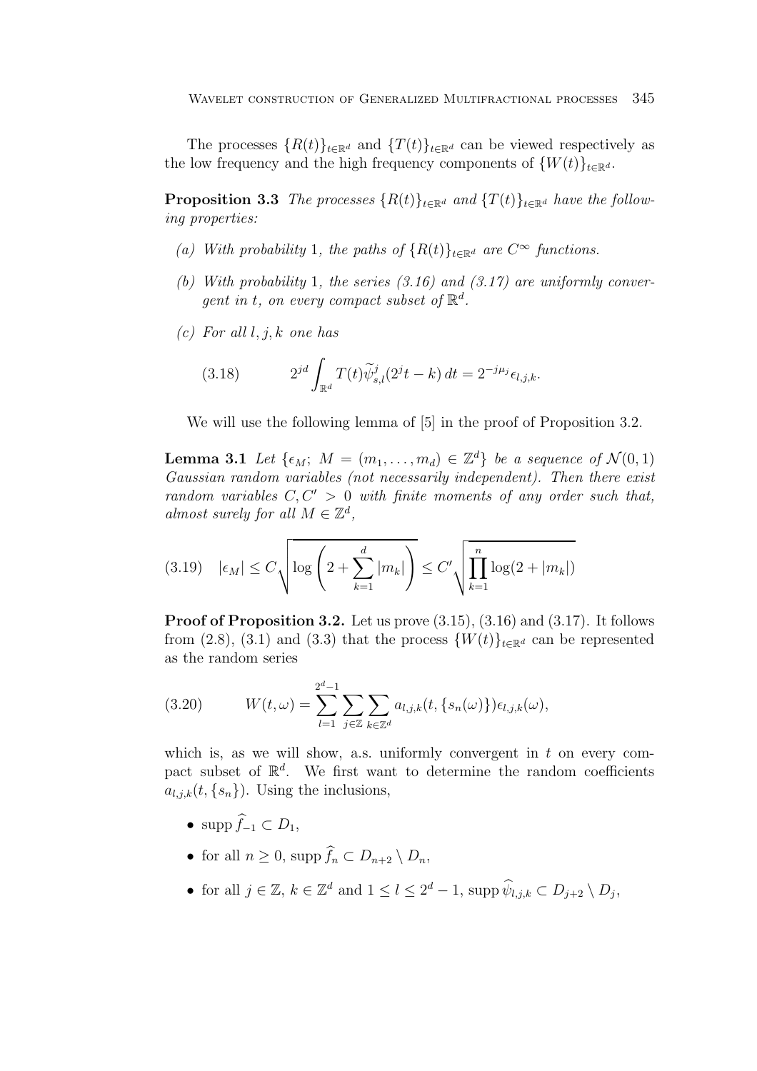The processes $\{R(t)\}_{t\in\mathbb{R}^d}$ and $\{T(t)\}_{t\in\mathbb{R}^d}$ can be viewed respectively as the low frequency and the high frequency components of $\{W(t)\}_{t\in\mathbb{R}^d}$.

**Proposition 3.3** *The processes $\{R(t)\}_{t\in\mathbb{R}^d}$ and $\{T(t)\}_{t\in\mathbb{R}^d}$ have the following properties:*

*(a) With probability* 1*, the paths of $\{R(t)\}_{t\in\mathbb{R}^d}$ are $C^\infty$ functions.*

*(b) With probability* 1*, the series (3.16) and (3.17) are uniformly convergent in $t$, on every compact subset of $\mathbb{R}^d$.*

*(c) For all $l, j, k$ one has*

$$2^{jd}\int_{\mathbb{R}^d} T(t)\widetilde{\psi}^j_{s,l}(2^j t - k)\,dt = 2^{-j\mu_j}\epsilon_{l,j,k}. \tag{3.18}$$

We will use the following lemma of [5] in the proof of Proposition 3.2.

**Lemma 3.1** *Let $\{\epsilon_M;\ M = (m_1,\ldots,m_d)\in\mathbb{Z}^d\}$ be a sequence of $\mathcal{N}(0,1)$ Gaussian random variables (not necessarily independent). Then there exist random variables $C, C' > 0$ with finite moments of any order such that, almost surely for all $M\in\mathbb{Z}^d$,*

$$|\epsilon_M| \le C\sqrt{\log\left(2+\sum_{k=1}^d |m_k|\right)} \le C'\sqrt{\prod_{k=1}^n \log(2+|m_k|)} \tag{3.19}$$

**Proof of Proposition 3.2.** Let us prove (3.15), (3.16) and (3.17). It follows from (2.8), (3.1) and (3.3) that the process $\{W(t)\}_{t\in\mathbb{R}^d}$ can be represented as the random series

$$W(t,\omega) = \sum_{l=1}^{2^d-1}\sum_{j\in\mathbb{Z}}\sum_{k\in\mathbb{Z}^d} a_{l,j,k}(t,\{s_n(\omega)\})\epsilon_{l,j,k}(\omega), \tag{3.20}$$

which is, as we will show, a.s. uniformly convergent in $t$ on every compact subset of $\mathbb{R}^d$. We first want to determine the random coefficients $a_{l,j,k}(t,\{s_n\})$. Using the inclusions,

- $\operatorname{supp}\widehat{f}_{-1}\subset D_1$,
- for all $n\ge 0$, $\operatorname{supp}\widehat{f}_n\subset D_{n+2}\setminus D_n$,
- for all $j\in\mathbb{Z}$, $k\in\mathbb{Z}^d$ and $1\le l\le 2^d-1$, $\operatorname{supp}\widehat{\psi}_{l,j,k}\subset D_{j+2}\setminus D_j$,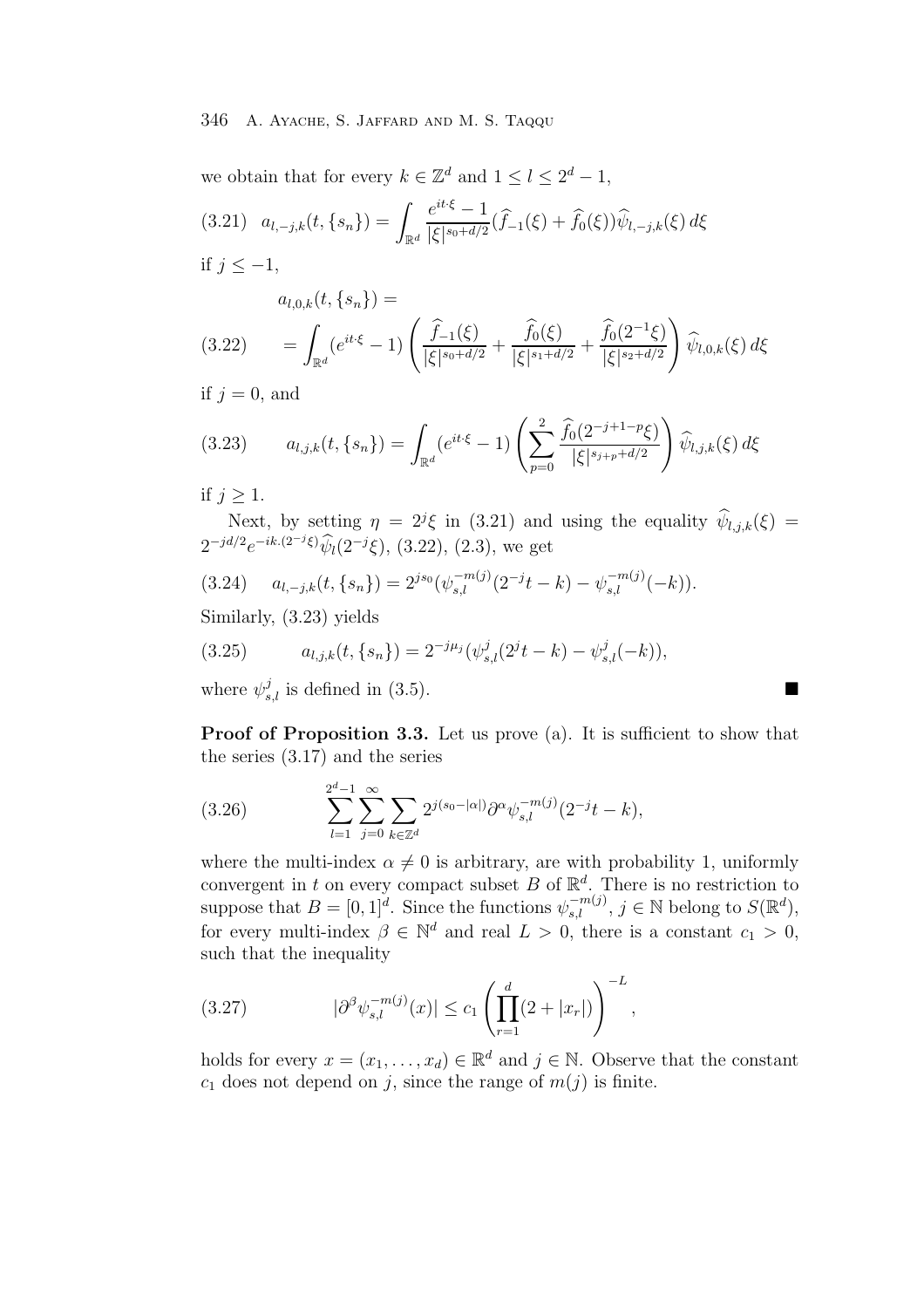we obtain that for every $k \in \mathbb{Z}^d$ and $1 \le l \le 2^d - 1$,

$$
a_{l,-j,k}(t,\{s_n\}) = \int_{\mathbb{R}^d} \frac{e^{it\cdot\xi}-1}{|\xi|^{s_0+d/2}} (\widehat{f}_{-1}(\xi) + \widehat{f}_0(\xi)) \widehat{\psi}_{l,-j,k}(\xi)\, d\xi \tag{3.21}
$$

if $j \le -1$,

$$
\begin{aligned}
&a_{l,0,k}(t,\{s_n\}) = \\
&= \int_{\mathbb{R}^d} (e^{it\cdot\xi}-1) \left( \frac{\widehat{f}_{-1}(\xi)}{|\xi|^{s_0+d/2}} + \frac{\widehat{f}_0(\xi)}{|\xi|^{s_1+d/2}} + \frac{\widehat{f}_0(2^{-1}\xi)}{|\xi|^{s_2+d/2}} \right) \widehat{\psi}_{l,0,k}(\xi)\, d\xi
\end{aligned} \tag{3.22}
$$

if $j = 0$, and

$$
a_{l,j,k}(t,\{s_n\}) = \int_{\mathbb{R}^d} (e^{it\cdot\xi}-1) \left( \sum_{p=0}^{2} \frac{\widehat{f}_0(2^{-j+1-p}\xi)}{|\xi|^{s_{j+p}+d/2}} \right) \widehat{\psi}_{l,j,k}(\xi)\, d\xi \tag{3.23}
$$

if $j \ge 1$.

Next, by setting $\eta = 2^j\xi$ in (3.21) and using the equality $\widehat{\psi}_{l,j,k}(\xi) = 2^{-jd/2} e^{-ik.(2^{-j}\xi)} \widehat{\psi}_l(2^{-j}\xi)$, (3.22), (2.3), we get

$$
a_{l,-j,k}(t,\{s_n\}) = 2^{js_0}(\psi_{s,l}^{-m(j)}(2^{-j}t-k) - \psi_{s,l}^{-m(j)}(-k)). \tag{3.24}
$$

Similarly, (3.23) yields

$$
a_{l,j,k}(t,\{s_n\}) = 2^{-j\mu_j}(\psi_{s,l}^{j}(2^{j}t-k) - \psi_{s,l}^{j}(-k)), \tag{3.25}
$$

where $\psi_{s,l}^j$ is defined in (3.5). ∎

**Proof of Proposition 3.3.** Let us prove (a). It is sufficient to show that the series (3.17) and the series

$$
\sum_{l=1}^{2^d-1} \sum_{j=0}^{\infty} \sum_{k\in\mathbb{Z}^d} 2^{j(s_0-|\alpha|)} \partial^\alpha \psi_{s,l}^{-m(j)}(2^{-j}t-k), \tag{3.26}
$$

where the multi-index $\alpha \ne 0$ is arbitrary, are with probability 1, uniformly convergent in $t$ on every compact subset $B$ of $\mathbb{R}^d$. There is no restriction to suppose that $B = [0,1]^d$. Since the functions $\psi_{s,l}^{-m(j)}$, $j \in \mathbb{N}$ belong to $S(\mathbb{R}^d)$, for every multi-index $\beta \in \mathbb{N}^d$ and real $L > 0$, there is a constant $c_1 > 0$, such that the inequality

$$
|\partial^\beta \psi_{s,l}^{-m(j)}(x)| \le c_1 \left( \prod_{r=1}^{d} (2 + |x_r|) \right)^{-L}, \tag{3.27}
$$

holds for every $x = (x_1, \ldots, x_d) \in \mathbb{R}^d$ and $j \in \mathbb{N}$. Observe that the constant $c_1$ does not depend on $j$, since the range of $m(j)$ is finite.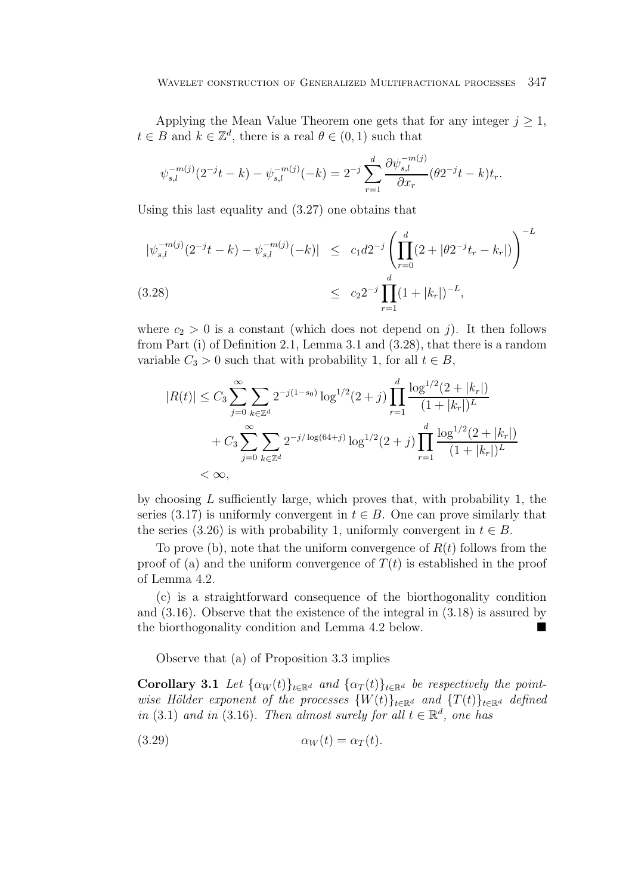Applying the Mean Value Theorem one gets that for any integer $j \geq 1$, $t \in B$ and $k \in \mathbb{Z}^d$, there is a real $\theta \in (0,1)$ such that

$$\psi_{s,l}^{-m(j)}(2^{-j}t - k) - \psi_{s,l}^{-m(j)}(-k) = 2^{-j} \sum_{r=1}^{d} \frac{\partial \psi_{s,l}^{-m(j)}}{\partial x_r}(\theta 2^{-j} t - k) t_r.$$

Using this last equality and (3.27) one obtains that

$$\begin{aligned} |\psi_{s,l}^{-m(j)}(2^{-j}t - k) - \psi_{s,l}^{-m(j)}(-k)| &\leq c_1 d 2^{-j} \left( \prod_{r=0}^{d} (2 + |\theta 2^{-j} t_r - k_r|) \right)^{-L} \\ &\leq c_2 2^{-j} \prod_{r=1}^{d} (1 + |k_r|)^{-L}, \end{aligned} \tag{3.28}$$

where $c_2 > 0$ is a constant (which does not depend on $j$). It then follows from Part (i) of Definition 2.1, Lemma 3.1 and (3.28), that there is a random variable $C_3 > 0$ such that with probability 1, for all $t \in B$,

$$\begin{aligned} |R(t)| &\leq C_3 \sum_{j=0}^{\infty} \sum_{k \in \mathbb{Z}^d} 2^{-j(1-s_0)} \log^{1/2}(2+j) \prod_{r=1}^{d} \frac{\log^{1/2}(2+|k_r|)}{(1+|k_r|)^L} \\ &\quad + C_3 \sum_{j=0}^{\infty} \sum_{k \in \mathbb{Z}^d} 2^{-j/\log(64+j)} \log^{1/2}(2+j) \prod_{r=1}^{d} \frac{\log^{1/2}(2+|k_r|)}{(1+|k_r|)^L} \\ &< \infty, \end{aligned}$$

by choosing $L$ sufficiently large, which proves that, with probability 1, the series (3.17) is uniformly convergent in $t \in B$. One can prove similarly that the series (3.26) is with probability 1, uniformly convergent in $t \in B$.

To prove (b), note that the uniform convergence of $R(t)$ follows from the proof of (a) and the uniform convergence of $T(t)$ is established in the proof of Lemma 4.2.

(c) is a straightforward consequence of the biorthogonality condition and (3.16). Observe that the existence of the integral in (3.18) is assured by the biorthogonality condition and Lemma 4.2 below. ∎

Observe that (a) of Proposition 3.3 implies

**Corollary 3.1** *Let $\{\alpha_W(t)\}_{t \in \mathbb{R}^d}$ and $\{\alpha_T(t)\}_{t \in \mathbb{R}^d}$ be respectively the pointwise Hölder exponent of the processes $\{W(t)\}_{t \in \mathbb{R}^d}$ and $\{T(t)\}_{t \in \mathbb{R}^d}$ defined in* (3.1) *and in* (3.16)*. Then almost surely for all $t \in \mathbb{R}^d$, one has*

$$\alpha_W(t) = \alpha_T(t). \tag{3.29}$$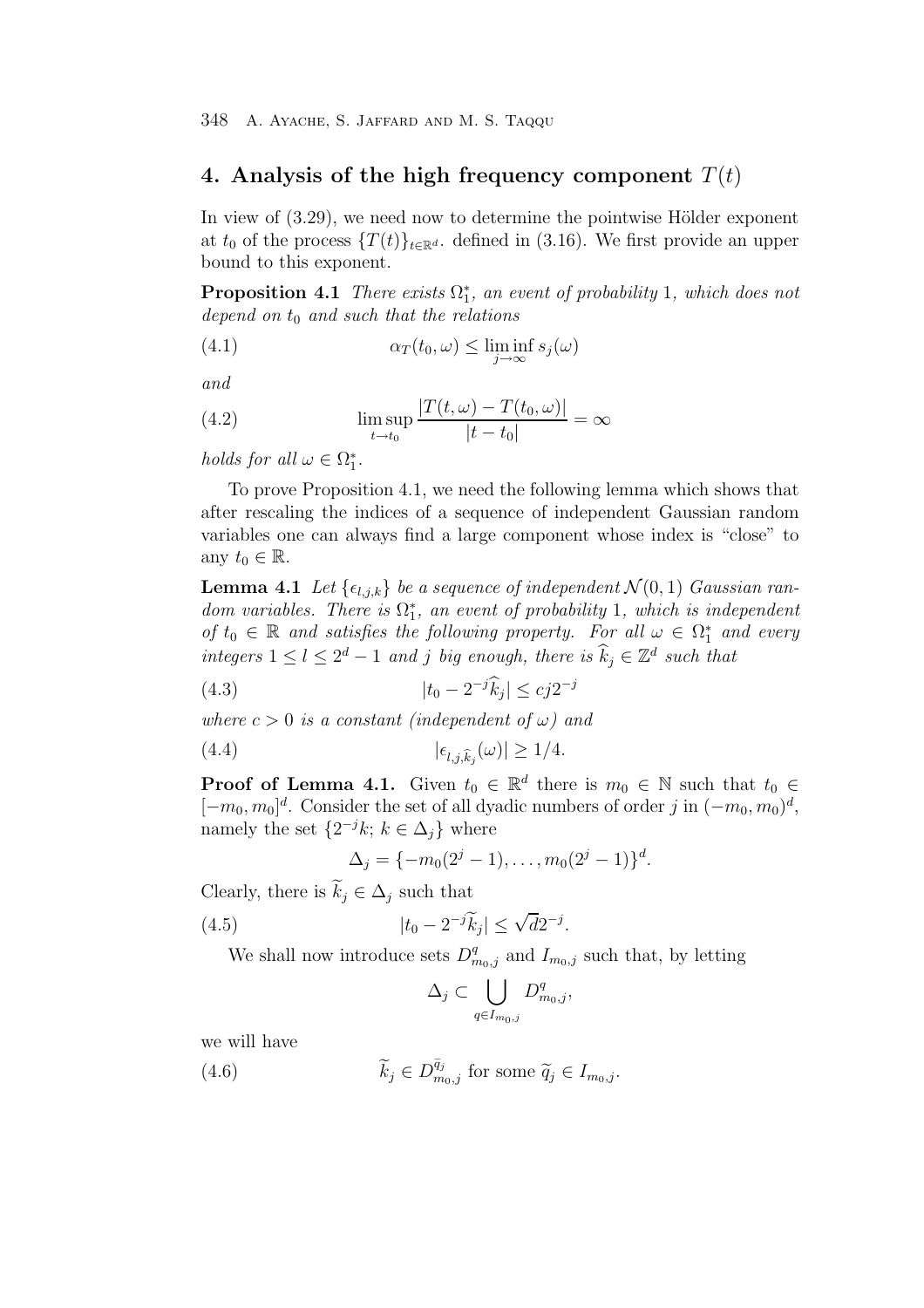## 4. Analysis of the high frequency component $T(t)$

In view of (3.29), we need now to determine the pointwise Hölder exponent at $t_0$ of the process $\{T(t)\}_{t\in\mathbb{R}^d}$. defined in (3.16). We first provide an upper bound to this exponent.

**Proposition 4.1** *There exists $\Omega_1^*$, an event of probability 1, which does not depend on $t_0$ and such that the relations*

$$\alpha_T(t_0,\omega) \le \liminf_{j\to\infty} s_j(\omega) \tag{4.1}$$

*and*

$$\limsup_{t\to t_0} \frac{|T(t,\omega)-T(t_0,\omega)|}{|t-t_0|} = \infty \tag{4.2}$$

*holds for all $\omega \in \Omega_1^*$.*

To prove Proposition 4.1, we need the following lemma which shows that after rescaling the indices of a sequence of independent Gaussian random variables one can always find a large component whose index is "close" to any $t_0 \in \mathbb{R}$.

**Lemma 4.1** *Let $\{\epsilon_{l,j,k}\}$ be a sequence of independent $\mathcal{N}(0,1)$ Gaussian random variables. There is $\Omega_1^*$, an event of probability 1, which is independent of $t_0 \in \mathbb{R}$ and satisfies the following property. For all $\omega \in \Omega_1^*$ and every integers $1 \le l \le 2^d - 1$ and $j$ big enough, there is $\widehat{k}_j \in \mathbb{Z}^d$ such that*

$$|t_0 - 2^{-j}\widehat{k}_j| \le cj2^{-j} \tag{4.3}$$

*where $c > 0$ is a constant (independent of $\omega$) and*

$$|\epsilon_{l,j,\widehat{k}_j}(\omega)| \ge 1/4. \tag{4.4}$$

**Proof of Lemma 4.1.** Given $t_0 \in \mathbb{R}^d$ there is $m_0 \in \mathbb{N}$ such that $t_0 \in [-m_0, m_0]^d$. Consider the set of all dyadic numbers of order $j$ in $(-m_0, m_0)^d$, namely the set $\{2^{-j}k;\ k \in \Delta_j\}$ where

$$\Delta_j = \{-m_0(2^j-1), \ldots, m_0(2^j-1)\}^d.$$

Clearly, there is $\widetilde{k}_j \in \Delta_j$ such that

$$|t_0 - 2^{-j}\widetilde{k}_j| \le \sqrt{d}2^{-j}. \tag{4.5}$$

We shall now introduce sets $D^q_{m_0,j}$ and $I_{m_0,j}$ such that, by letting

$$\Delta_j \subset \bigcup_{q\in I_{m_0,j}} D^q_{m_0,j},$$

we will have

$$\widetilde{k}_j \in D^{\bar{q}_j}_{m_0,j} \text{ for some } \widetilde{q}_j \in I_{m_0,j}. \tag{4.6}$$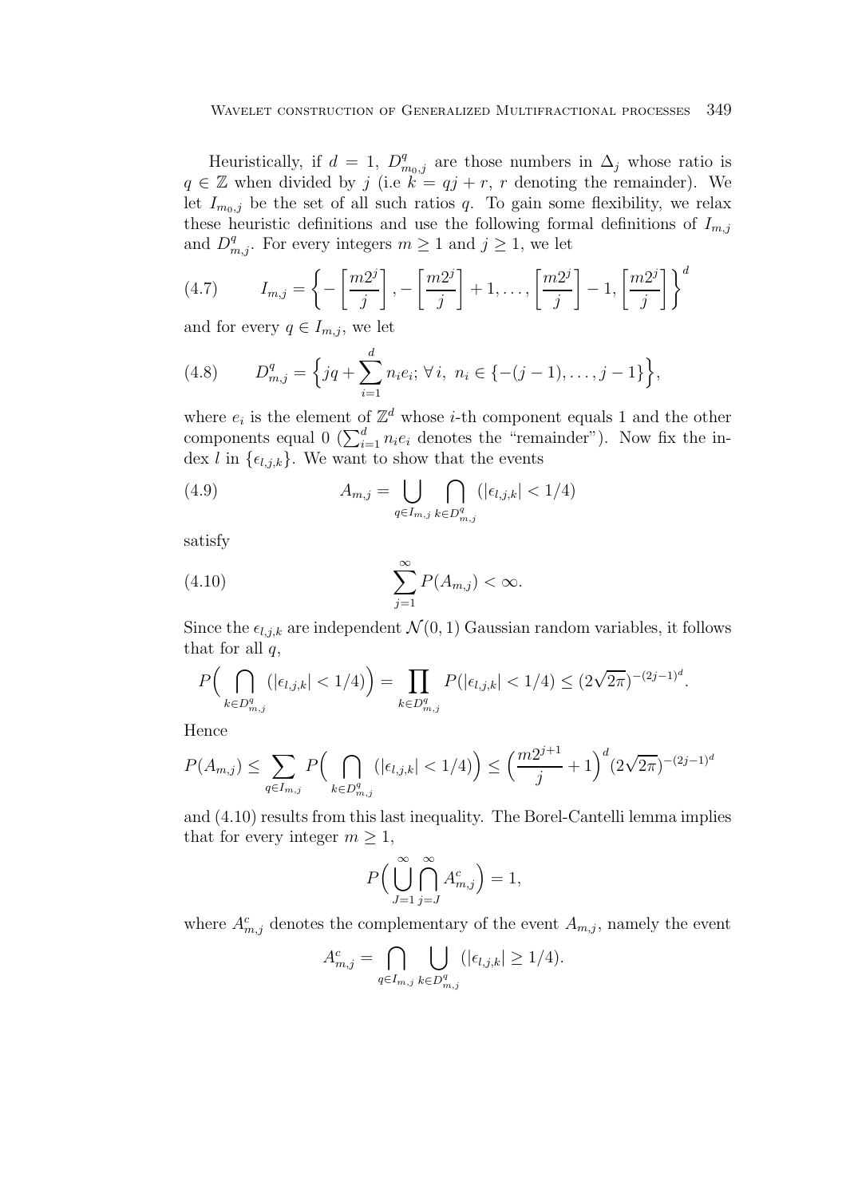Heuristically, if $d = 1$, $D^q_{m_0,j}$ are those numbers in $\Delta_j$ whose ratio is $q \in \mathbb{Z}$ when divided by $j$ (i.e $k = qj + r$, $r$ denoting the remainder). We let $I_{m_0,j}$ be the set of all such ratios $q$. To gain some flexibility, we relax these heuristic definitions and use the following formal definitions of $I_{m,j}$ and $D^q_{m,j}$. For every integers $m \geq 1$ and $j \geq 1$, we let

$$I_{m,j} = \left\{ -\left[\frac{m2^j}{j}\right], -\left[\frac{m2^j}{j}\right] + 1, \ldots, \left[\frac{m2^j}{j}\right] - 1, \left[\frac{m2^j}{j}\right] \right\}^d \tag{4.7}$$

and for every $q \in I_{m,j}$, we let

$$D^q_{m,j} = \Big\{ jq + \sum_{i=1}^d n_i e_i;\ \forall\, i,\ n_i \in \{-(j-1), \ldots, j-1\} \Big\}, \tag{4.8}$$

where $e_i$ is the element of $\mathbb{Z}^d$ whose $i$-th component equals 1 and the other components equal 0 ($\sum_{i=1}^d n_i e_i$ denotes the "remainder"). Now fix the index $l$ in $\{\epsilon_{l,j,k}\}$. We want to show that the events

$$A_{m,j} = \bigcup_{q \in I_{m,j}} \bigcap_{k \in D^q_{m,j}} (|\epsilon_{l,j,k}| < 1/4) \tag{4.9}$$

satisfy

$$\sum_{j=1}^\infty P(A_{m,j}) < \infty. \tag{4.10}$$

Since the $\epsilon_{l,j,k}$ are independent $\mathcal{N}(0,1)$ Gaussian random variables, it follows that for all $q$,

$$P\Big( \bigcap_{k \in D^q_{m,j}} (|\epsilon_{l,j,k}| < 1/4) \Big) = \prod_{k \in D^q_{m,j}} P(|\epsilon_{l,j,k}| < 1/4) \leq (2\sqrt{2\pi})^{-(2j-1)^d}.$$

Hence

$$P(A_{m,j}) \leq \sum_{q \in I_{m,j}} P\Big( \bigcap_{k \in D^q_{m,j}} (|\epsilon_{l,j,k}| < 1/4) \Big) \leq \Big( \frac{m2^{j+1}}{j} + 1 \Big)^d (2\sqrt{2\pi})^{-(2j-1)^d}$$

and (4.10) results from this last inequality. The Borel-Cantelli lemma implies that for every integer $m \geq 1$,

$$P\Big( \bigcup_{J=1}^\infty \bigcap_{j=J}^\infty A^c_{m,j} \Big) = 1,$$

where $A^c_{m,j}$ denotes the complementary of the event $A_{m,j}$, namely the event

$$A^c_{m,j} = \bigcap_{q \in I_{m,j}} \bigcup_{k \in D^q_{m,j}} (|\epsilon_{l,j,k}| \geq 1/4).$$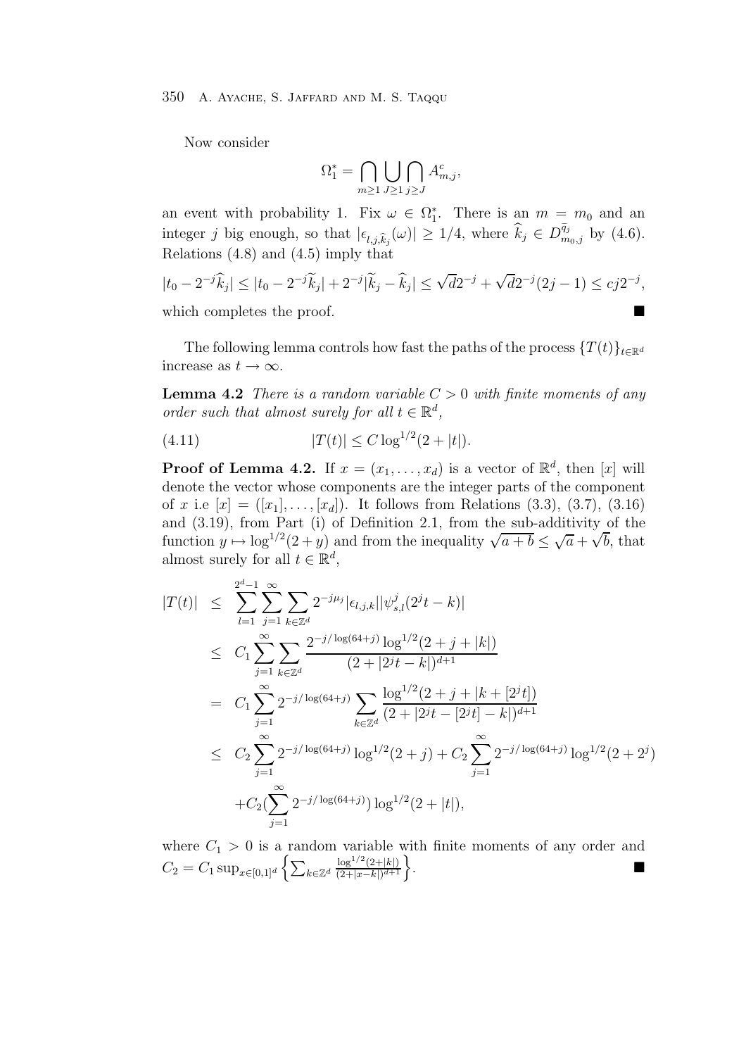Now consider

$$\Omega_1^* = \bigcap_{m\geq 1} \bigcup_{J\geq 1} \bigcap_{j\geq J} A_{m,j}^c,$$

an event with probability 1. Fix $\omega \in \Omega_1^*$. There is an $m = m_0$ and an integer $j$ big enough, so that $|\epsilon_{l,j,\widehat{k}_j}(\omega)| \geq 1/4$, where $\widehat{k}_j \in D_{m_0,j}^{\bar{q}_j}$ by (4.6). Relations (4.8) and (4.5) imply that

$$|t_0 - 2^{-j}\widehat{k}_j| \leq |t_0 - 2^{-j}\widetilde{k}_j| + 2^{-j}|\widetilde{k}_j - \widehat{k}_j| \leq \sqrt{d}2^{-j} + \sqrt{d}2^{-j}(2j-1) \leq cj2^{-j},$$

which completes the proof. ∎

The following lemma controls how fast the paths of the process $\{T(t)\}_{t\in\mathbb{R}^d}$ increase as $t \to \infty$.

**Lemma 4.2** *There is a random variable $C > 0$ with finite moments of any order such that almost surely for all $t \in \mathbb{R}^d$,*

$$|T(t)| \leq C \log^{1/2}(2 + |t|). \tag{4.11}$$

**Proof of Lemma 4.2.** If $x = (x_1, \ldots, x_d)$ is a vector of $\mathbb{R}^d$, then $[x]$ will denote the vector whose components are the integer parts of the component of $x$ i.e $[x] = ([x_1], \ldots, [x_d])$. It follows from Relations (3.3), (3.7), (3.16) and (3.19), from Part (i) of Definition 2.1, from the sub-additivity of the function $y \mapsto \log^{1/2}(2 + y)$ and from the inequality $\sqrt{a+b} \leq \sqrt{a} + \sqrt{b}$, that almost surely for all $t \in \mathbb{R}^d$,

$$\begin{aligned}
|T(t)| &\leq \sum_{l=1}^{2^d-1} \sum_{j=1}^{\infty} \sum_{k\in\mathbb{Z}^d} 2^{-j\mu_j} |\epsilon_{l,j,k}| |\psi_{s,l}^j(2^j t - k)| \\
&\leq C_1 \sum_{j=1}^{\infty} \sum_{k\in\mathbb{Z}^d} \frac{2^{-j/\log(64+j)} \log^{1/2}(2 + j + |k|)}{(2 + |2^j t - k|)^{d+1}} \\
&= C_1 \sum_{j=1}^{\infty} 2^{-j/\log(64+j)} \sum_{k\in\mathbb{Z}^d} \frac{\log^{1/2}(2 + j + |k + [2^j t]|)}{(2 + |2^j t - [2^j t] - k|)^{d+1}} \\
&\leq C_2 \sum_{j=1}^{\infty} 2^{-j/\log(64+j)} \log^{1/2}(2 + j) + C_2 \sum_{j=1}^{\infty} 2^{-j/\log(64+j)} \log^{1/2}(2 + 2^j) \\
&\quad + C_2 \Big(\sum_{j=1}^{\infty} 2^{-j/\log(64+j)}\Big) \log^{1/2}(2 + |t|),
\end{aligned}$$

where $C_1 > 0$ is a random variable with finite moments of any order and $C_2 = C_1 \sup_{x\in[0,1]^d} \Big\{ \sum_{k\in\mathbb{Z}^d} \frac{\log^{1/2}(2+|k|)}{(2+|x-k|)^{d+1}} \Big\}$. ∎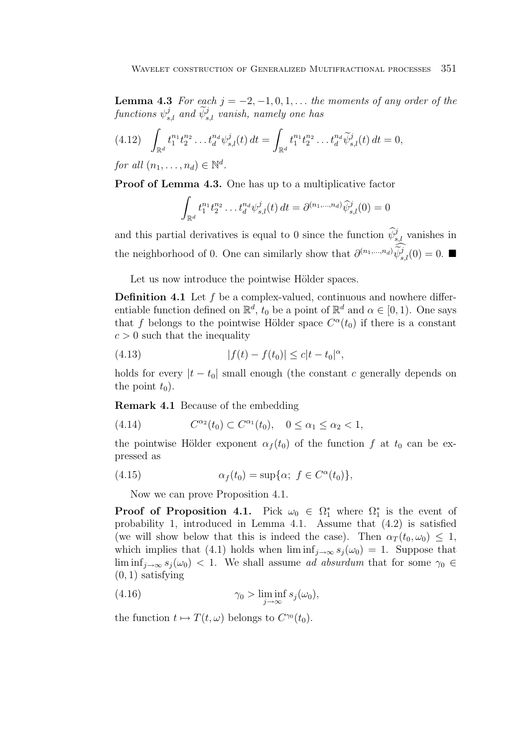**Lemma 4.3** *For each $j = -2, -1, 0, 1, \dots$ the moments of any order of the functions $\psi^j_{s,l}$ and $\widetilde{\psi}^j_{s,l}$ vanish, namely one has*

$$\int_{\mathbb{R}^d} t_1^{n_1} t_2^{n_2} \dots t_d^{n_d} \psi^j_{s,l}(t)\, dt = \int_{\mathbb{R}^d} t_1^{n_1} t_2^{n_2} \dots t_d^{n_d} \widetilde{\psi}^j_{s,l}(t)\, dt = 0, \tag{4.12}$$

*for all $(n_1, \dots, n_d) \in \mathbb{N}^d$.*

**Proof of Lemma 4.3.** One has up to a multiplicative factor

$$\int_{\mathbb{R}^d} t_1^{n_1} t_2^{n_2} \dots t_d^{n_d} \psi^j_{s,l}(t)\, dt = \partial^{(n_1,\dots,n_d)} \widehat{\psi}^j_{s,l}(0) = 0$$

and this partial derivatives is equal to 0 since the function $\widehat{\psi}^j_{s,l}$ vanishes in the neighborhood of 0. One can similarly show that $\partial^{(n_1,\dots,n_d)} \widehat{\widetilde{\psi}^j_{s,l}}(0) = 0$. ■

Let us now introduce the pointwise Hölder spaces.

**Definition 4.1** Let $f$ be a complex-valued, continuous and nowhere differentiable function defined on $\mathbb{R}^d$, $t_0$ be a point of $\mathbb{R}^d$ and $\alpha \in [0, 1)$. One says that $f$ belongs to the pointwise Hölder space $C^\alpha(t_0)$ if there is a constant $c > 0$ such that the inequality

$$|f(t) - f(t_0)| \le c|t - t_0|^\alpha, \tag{4.13}$$

holds for every $|t - t_0|$ small enough (the constant $c$ generally depends on the point $t_0$).

**Remark 4.1** Because of the embedding

$$C^{\alpha_2}(t_0) \subset C^{\alpha_1}(t_0), \quad 0 \le \alpha_1 \le \alpha_2 < 1, \tag{4.14}$$

the pointwise Hölder exponent $\alpha_f(t_0)$ of the function $f$ at $t_0$ can be expressed as

$$\alpha_f(t_0) = \sup\{\alpha;\ f \in C^\alpha(t_0)\}, \tag{4.15}$$

Now we can prove Proposition 4.1.

**Proof of Proposition 4.1.** Pick $\omega_0 \in \Omega_1^*$ where $\Omega_1^*$ is the event of probability 1, introduced in Lemma 4.1. Assume that (4.2) is satisfied (we will show below that this is indeed the case). Then $\alpha_T(t_0, \omega_0) \le 1$, which implies that (4.1) holds when $\liminf_{j\to\infty} s_j(\omega_0) = 1$. Suppose that $\liminf_{j\to\infty} s_j(\omega_0) < 1$. We shall assume *ad absurdum* that for some $\gamma_0 \in (0, 1)$ satisfying

$$\gamma_0 > \liminf_{j\to\infty} s_j(\omega_0), \tag{4.16}$$

the function $t \mapsto T(t, \omega)$ belongs to $C^{\gamma_0}(t_0)$.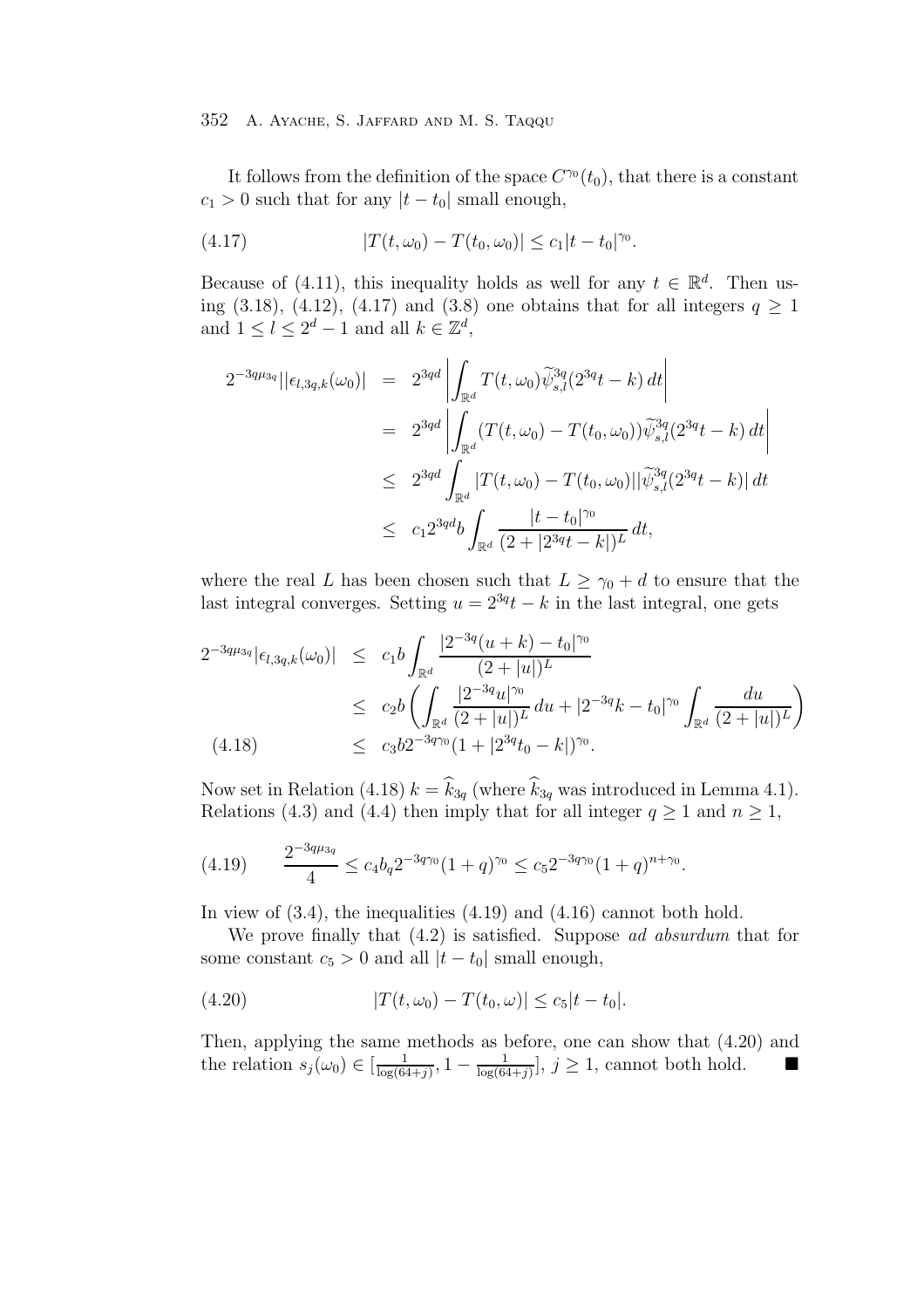It follows from the definition of the space $C^{\gamma_0}(t_0)$, that there is a constant $c_1 > 0$ such that for any $|t - t_0|$ small enough,

$$|T(t,\omega_0) - T(t_0,\omega_0)| \le c_1 |t-t_0|^{\gamma_0}. \tag{4.17}$$

Because of (4.11), this inequality holds as well for any $t \in \mathbb{R}^d$. Then using (3.18), (4.12), (4.17) and (3.8) one obtains that for all integers $q \ge 1$ and $1 \le l \le 2^d - 1$ and all $k \in \mathbb{Z}^d$,

$$\begin{aligned}
2^{-3q\mu_{3q}}||\epsilon_{l,3q,k}(\omega_0)| &= 2^{3qd}\left|\int_{\mathbb{R}^d} T(t,\omega_0)\widetilde{\psi}^{3q}_{s,l}(2^{3q}t-k)\,dt\right| \\
&= 2^{3qd}\left|\int_{\mathbb{R}^d} (T(t,\omega_0)-T(t_0,\omega_0))\widetilde{\psi}^{3q}_{s,l}(2^{3q}t-k)\,dt\right| \\
&\le 2^{3qd}\int_{\mathbb{R}^d} |T(t,\omega_0)-T(t_0,\omega_0)||\widetilde{\psi}^{3q}_{s,l}(2^{3q}t-k)|\,dt \\
&\le c_1 2^{3qd} b \int_{\mathbb{R}^d} \frac{|t-t_0|^{\gamma_0}}{(2+|2^{3q}t-k|)^L}\,dt,
\end{aligned}$$

where the real $L$ has been chosen such that $L \ge \gamma_0 + d$ to ensure that the last integral converges. Setting $u = 2^{3q}t - k$ in the last integral, one gets

$$\begin{aligned}
2^{-3q\mu_{3q}}|\epsilon_{l,3q,k}(\omega_0)| &\le c_1 b \int_{\mathbb{R}^d} \frac{|2^{-3q}(u+k)-t_0|^{\gamma_0}}{(2+|u|)^L} \\
&\le c_2 b\left(\int_{\mathbb{R}^d} \frac{|2^{-3q}u|^{\gamma_0}}{(2+|u|)^L}\,du + |2^{-3q}k - t_0|^{\gamma_0}\int_{\mathbb{R}^d}\frac{du}{(2+|u|)^L}\right) \\
&\le c_3 b 2^{-3q\gamma_0}(1+|2^{3q}t_0-k|)^{\gamma_0}. \qquad (4.18)
\end{aligned}$$

Now set in Relation (4.18) $k = \widehat{k}_{3q}$ (where $\widehat{k}_{3q}$ was introduced in Lemma 4.1). Relations (4.3) and (4.4) then imply that for all integer $q \ge 1$ and $n \ge 1$,

$$\frac{2^{-3q\mu_{3q}}}{4} \le c_4 b_q 2^{-3q\gamma_0}(1+q)^{\gamma_0} \le c_5 2^{-3q\gamma_0}(1+q)^{n+\gamma_0}. \tag{4.19}$$

In view of (3.4), the inequalities (4.19) and (4.16) cannot both hold.

We prove finally that (4.2) is satisfied. Suppose *ad absurdum* that for some constant $c_5 > 0$ and all $|t-t_0|$ small enough,

$$|T(t,\omega_0) - T(t_0,\omega)| \le c_5|t-t_0|. \tag{4.20}$$

Then, applying the same methods as before, one can show that (4.20) and the relation $s_j(\omega_0) \in [\frac{1}{\log(64+j)}, 1 - \frac{1}{\log(64+j)}]$, $j \ge 1$, cannot both hold. ■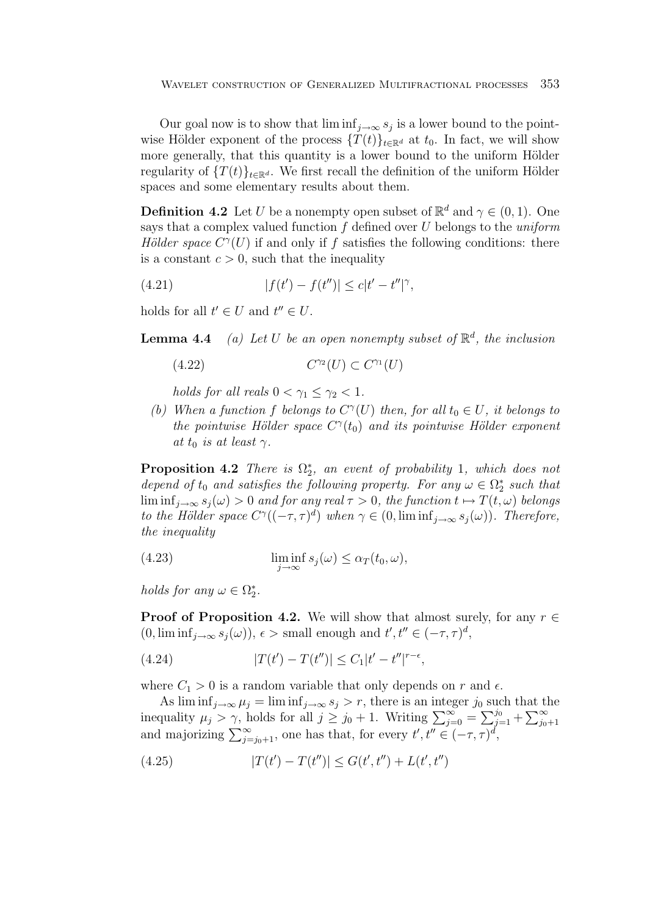Our goal now is to show that $\liminf_{j\to\infty} s_j$ is a lower bound to the pointwise Hölder exponent of the process $\{T(t)\}_{t\in\mathbb{R}^d}$ at $t_0$. In fact, we will show more generally, that this quantity is a lower bound to the uniform Hölder regularity of $\{T(t)\}_{t\in\mathbb{R}^d}$. We first recall the definition of the uniform Hölder spaces and some elementary results about them.

**Definition 4.2** Let $U$ be a nonempty open subset of $\mathbb{R}^d$ and $\gamma \in (0,1)$. One says that a complex valued function $f$ defined over $U$ belongs to the *uniform Hölder space* $C^\gamma(U)$ if and only if $f$ satisfies the following conditions: there is a constant $c > 0$, such that the inequality

$$|f(t') - f(t'')| \le c|t' - t''|^\gamma, \tag{4.21}$$

holds for all $t' \in U$ and $t'' \in U$.

**Lemma 4.4** *(a) Let $U$ be an open nonempty subset of $\mathbb{R}^d$, the inclusion*

$$C^{\gamma_2}(U) \subset C^{\gamma_1}(U) \tag{4.22}$$

*holds for all reals $0 < \gamma_1 \le \gamma_2 < 1$.*

*(b) When a function $f$ belongs to $C^\gamma(U)$ then, for all $t_0 \in U$, it belongs to the pointwise Hölder space $C^\gamma(t_0)$ and its pointwise Hölder exponent at $t_0$ is at least $\gamma$.*

**Proposition 4.2** *There is $\Omega_2^*$, an event of probability 1, which does not depend of $t_0$ and satisfies the following property. For any $\omega \in \Omega_2^*$ such that $\liminf_{j\to\infty} s_j(\omega) > 0$ and for any real $\tau > 0$, the function $t \mapsto T(t,\omega)$ belongs to the Hölder space $C^\gamma((-\tau,\tau)^d)$ when $\gamma \in (0, \liminf_{j\to\infty} s_j(\omega))$. Therefore, the inequality*

$$\liminf_{j\to\infty} s_j(\omega) \le \alpha_T(t_0,\omega), \tag{4.23}$$

*holds for any $\omega \in \Omega_2^*$.*

**Proof of Proposition 4.2.** We will show that almost surely, for any $r \in (0, \liminf_{j\to\infty} s_j(\omega))$, $\epsilon >$ small enough and $t', t'' \in (-\tau,\tau)^d$,

$$|T(t') - T(t'')| \le C_1|t' - t''|^{r-\epsilon}, \tag{4.24}$$

where $C_1 > 0$ is a random variable that only depends on $r$ and $\epsilon$.

As $\liminf_{j\to\infty} \mu_j = \liminf_{j\to\infty} s_j > r$, there is an integer $j_0$ such that the inequality $\mu_j > \gamma$, holds for all $j \ge j_0 + 1$. Writing $\sum_{j=0}^{\infty} = \sum_{j=1}^{j_0} + \sum_{j_0+1}^{\infty}$ and majorizing $\sum_{j=j_0+1}^{\infty}$, one has that, for every $t', t'' \in (-\tau,\tau)^d$,

$$|T(t') - T(t'')| \le G(t',t'') + L(t',t'') \tag{4.25}$$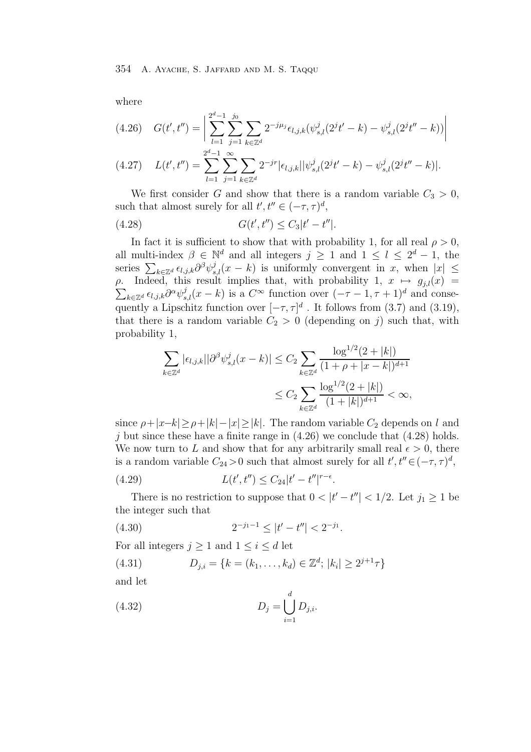where

$$
(4.26)\quad G(t',t'') = \Big| \sum_{l=1}^{2^d-1} \sum_{j=1}^{j_0} \sum_{k\in\mathbb{Z}^d} 2^{-j\mu_j} \epsilon_{l,j,k} (\psi_{s,l}^j(2^j t' - k) - \psi_{s,l}^j(2^j t'' - k)) \Big|
$$

$$
(4.27)\quad L(t',t'') = \sum_{l=1}^{2^d-1} \sum_{j=1}^{\infty} \sum_{k\in\mathbb{Z}^d} 2^{-jr} |\epsilon_{l,j,k}| |\psi_{s,l}^j(2^j t' - k) - \psi_{s,l}^j(2^j t'' - k)|.
$$

We first consider $G$ and show that there is a random variable $C_3 > 0$, such that almost surely for all $t', t'' \in (-\tau, \tau)^d$,

$$
(4.28)\qquad G(t',t'') \le C_3 |t' - t''|.
$$

In fact it is sufficient to show that with probability 1, for all real $\rho > 0$, all multi-index $\beta \in \mathbb{N}^d$ and all integers $j \ge 1$ and $1 \le l \le 2^d - 1$, the series $\sum_{k\in\mathbb{Z}^d} \epsilon_{l,j,k} \partial^\beta \psi_{s,l}^j (x-k)$ is uniformly convergent in $x$, when $|x| \le \rho$. Indeed, this result implies that, with probability 1, $x \mapsto g_{j,l}(x) = \sum_{k\in\mathbb{Z}^d} \epsilon_{l,j,k} \partial^\alpha \psi_{s,l}^j(x-k)$ is a $C^\infty$ function over $(-\tau-1, \tau+1)^d$ and consequently a Lipschitz function over $[-\tau,\tau]^d$ . It follows from (3.7) and (3.19), that there is a random variable $C_2 > 0$ (depending on $j$) such that, with probability 1,

$$
\begin{aligned}
\sum_{k\in\mathbb{Z}^d} |\epsilon_{l,j,k}| |\partial^\beta \psi_{s,l}^j(x-k)| &\le C_2 \sum_{k\in\mathbb{Z}^d} \frac{\log^{1/2}(2+|k|)}{(1+\rho+|x-k|)^{d+1}} \\
&\le C_2 \sum_{k\in\mathbb{Z}^d} \frac{\log^{1/2}(2+|k|)}{(1+|k|)^{d+1}} < \infty,
\end{aligned}
$$

since $\rho + |x - k| \ge \rho + |k| - |x| \ge |k|$. The random variable $C_2$ depends on $l$ and $j$ but since these have a finite range in (4.26) we conclude that (4.28) holds. We now turn to $L$ and show that for any arbitrarily small real $\epsilon > 0$, there is a random variable $C_{24} > 0$ such that almost surely for all $t', t'' \in (-\tau, \tau)^d$,

$$
(4.29)\qquad L(t',t'') \le C_{24} |t' - t''|^{r-\epsilon}.
$$

There is no restriction to suppose that $0 < |t' - t''| < 1/2$. Let $j_1 \ge 1$ be the integer such that

$$
(4.30)\qquad 2^{-j_1-1} \le |t' - t''| < 2^{-j_1}.
$$

For all integers $j \ge 1$ and $1 \le i \le d$ let

$$
(4.31)\qquad D_{j,i} = \{k = (k_1, \ldots, k_d) \in \mathbb{Z}^d;\ |k_i| \ge 2^{j+1}\tau\}
$$

and let

$$
(4.32)\qquad D_j = \bigcup_{i=1}^{d} D_{j,i}.
$$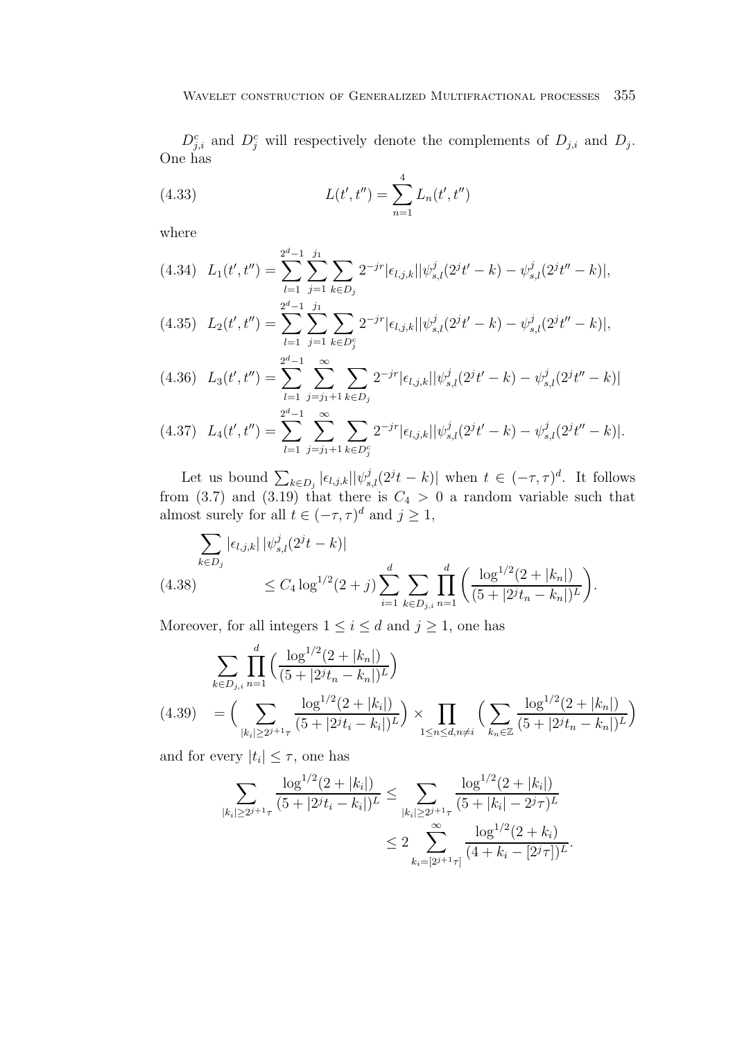$D_{j,i}^c$ and $D_j^c$ will respectively denote the complements of $D_{j,i}$ and $D_j$. One has

$$L(t', t'') = \sum_{n=1}^{4} L_n(t', t'') \tag{4.33}$$

where

$$L_1(t', t'') = \sum_{l=1}^{2^d-1} \sum_{j=1}^{j_1} \sum_{k \in D_j} 2^{-jr} |\epsilon_{l,j,k}| |\psi_{s,l}^j(2^j t' - k) - \psi_{s,l}^j(2^j t'' - k)|, \tag{4.34}$$

$$L_2(t', t'') = \sum_{l=1}^{2^d-1} \sum_{j=1}^{j_1} \sum_{k \in D_j^c} 2^{-jr} |\epsilon_{l,j,k}| |\psi_{s,l}^j(2^j t' - k) - \psi_{s,l}^j(2^j t'' - k)|, \tag{4.35}$$

$$L_3(t', t'') = \sum_{l=1}^{2^d-1} \sum_{j=j_1+1}^{\infty} \sum_{k \in D_j} 2^{-jr} |\epsilon_{l,j,k}| |\psi_{s,l}^j(2^j t' - k) - \psi_{s,l}^j(2^j t'' - k)| \tag{4.36}$$

$$L_4(t', t'') = \sum_{l=1}^{2^d-1} \sum_{j=j_1+1}^{\infty} \sum_{k \in D_j^c} 2^{-jr} |\epsilon_{l,j,k}| |\psi_{s,l}^j(2^j t' - k) - \psi_{s,l}^j(2^j t'' - k)|. \tag{4.37}$$

Let us bound $\sum_{k \in D_j} |\epsilon_{l,j,k}| |\psi_{s,l}^j(2^j t - k)|$ when $t \in (-\tau, \tau)^d$. It follows from (3.7) and (3.19) that there is $C_4 > 0$ a random variable such that almost surely for all $t \in (-\tau, \tau)^d$ and $j \geq 1$,

$$\sum_{k \in D_j} |\epsilon_{l,j,k}| \, |\psi_{s,l}^j(2^j t - k)| \leq C_4 \log^{1/2}(2 + j) \sum_{i=1}^{d} \sum_{k \in D_{j,i}} \prod_{n=1}^{d} \left( \frac{\log^{1/2}(2 + |k_n|)}{(5 + |2^j t_n - k_n|)^L} \right). \tag{4.38}$$

Moreover, for all integers $1 \leq i \leq d$ and $j \geq 1$, one has

$$\sum_{k \in D_{j,i}} \prod_{n=1}^{d} \Big( \frac{\log^{1/2}(2 + |k_n|)}{(5 + |2^j t_n - k_n|)^L} \Big) = \Big( \sum_{|k_i| \geq 2^{j+1}\tau} \frac{\log^{1/2}(2 + |k_i|)}{(5 + |2^j t_i - k_i|)^L} \Big) \times \prod_{1 \leq n \leq d, n \neq i} \Big( \sum_{k_n \in \mathbb{Z}} \frac{\log^{1/2}(2 + |k_n|)}{(5 + |2^j t_n - k_n|)^L} \Big) \tag{4.39}$$

and for every $|t_i| \leq \tau$, one has

$$\begin{aligned}
\sum_{|k_i| \geq 2^{j+1}\tau} \frac{\log^{1/2}(2 + |k_i|)}{(5 + |2^j t_i - k_i|)^L} &\leq \sum_{|k_i| \geq 2^{j+1}\tau} \frac{\log^{1/2}(2 + |k_i|)}{(5 + |k_i| - 2^j \tau)^L} \\
&\leq 2 \sum_{k_i = [2^{j+1}\tau]}^{\infty} \frac{\log^{1/2}(2 + k_i)}{(4 + k_i - [2^j \tau])^L}.
\end{aligned}$$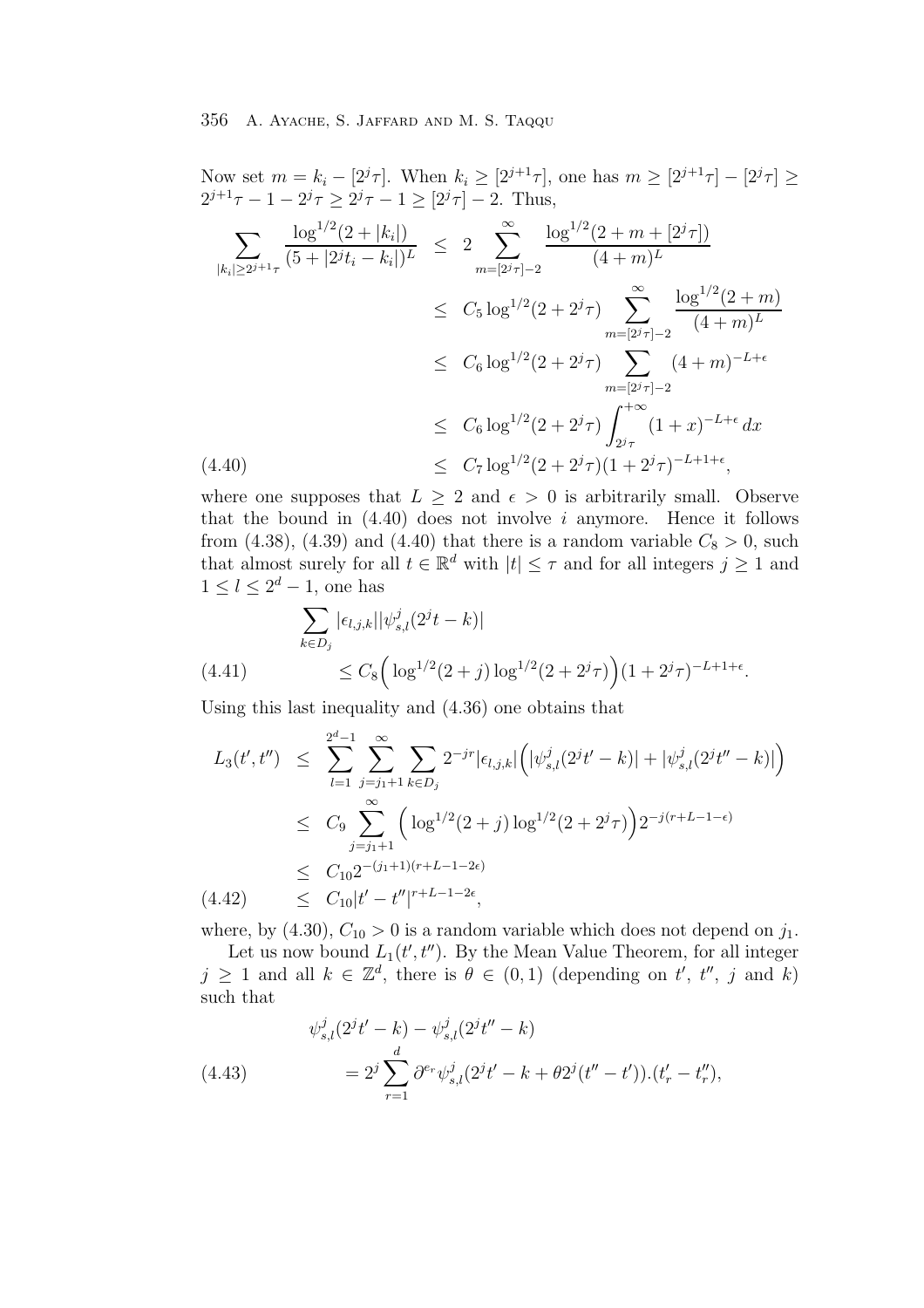Now set $m = k_i - [2^j\tau]$. When $k_i \geq [2^{j+1}\tau]$, one has $m \geq [2^{j+1}\tau] - [2^j\tau] \geq 2^{j+1}\tau - 1 - 2^j\tau \geq 2^j\tau - 1 \geq [2^j\tau] - 2$. Thus,

$$
\begin{aligned}
\sum_{|k_i| \geq 2^{j+1}\tau} \frac{\log^{1/2}(2+|k_i|)}{(5+|2^j t_i - k_i|)^L} &\leq 2 \sum_{m=[2^j\tau]-2}^{\infty} \frac{\log^{1/2}(2+m+[2^j\tau])}{(4+m)^L} \\
&\leq C_5 \log^{1/2}(2+2^j\tau) \sum_{m=[2^j\tau]-2}^{\infty} \frac{\log^{1/2}(2+m)}{(4+m)^L} \\
&\leq C_6 \log^{1/2}(2+2^j\tau) \sum_{m=[2^j\tau]-2} (4+m)^{-L+\epsilon} \\
&\leq C_6 \log^{1/2}(2+2^j\tau) \int_{2^j\tau}^{+\infty} (1+x)^{-L+\epsilon}\,dx \\
&\leq C_7 \log^{1/2}(2+2^j\tau)(1+2^j\tau)^{-L+1+\epsilon}, \qquad (4.40)
\end{aligned}
$$

where one supposes that $L \geq 2$ and $\epsilon > 0$ is arbitrarily small. Observe that the bound in (4.40) does not involve $i$ anymore. Hence it follows from (4.38), (4.39) and (4.40) that there is a random variable $C_8 > 0$, such that almost surely for all $t \in \mathbb{R}^d$ with $|t| \leq \tau$ and for all integers $j \geq 1$ and $1 \leq l \leq 2^d - 1$, one has

$$
\begin{aligned}
&\sum_{k \in D_j} |\epsilon_{l,j,k}||\psi_{s,l}^j(2^j t - k)| \\
&\qquad \leq C_8 \Big( \log^{1/2}(2+j) \log^{1/2}(2+2^j\tau) \Big) (1+2^j\tau)^{-L+1+\epsilon}. \qquad (4.41)
\end{aligned}
$$

Using this last inequality and (4.36) one obtains that

$$
\begin{aligned}
L_3(t', t'') &\leq \sum_{l=1}^{2^d-1} \sum_{j=j_1+1}^{\infty} \sum_{k \in D_j} 2^{-jr} |\epsilon_{l,j,k}| \Big( |\psi_{s,l}^j(2^j t' - k)| + |\psi_{s,l}^j(2^j t'' - k)| \Big) \\
&\leq C_9 \sum_{j=j_1+1}^{\infty} \Big( \log^{1/2}(2+j) \log^{1/2}(2+2^j\tau) \Big) 2^{-j(r+L-1-\epsilon)} \\
&\leq C_{10} 2^{-(j_1+1)(r+L-1-2\epsilon)} \\
&\leq C_{10} |t' - t''|^{r+L-1-2\epsilon}, \qquad (4.42)
\end{aligned}
$$

where, by (4.30), $C_{10} > 0$ is a random variable which does not depend on $j_1$.

Let us now bound $L_1(t', t'')$. By the Mean Value Theorem, for all integer $j \geq 1$ and all $k \in \mathbb{Z}^d$, there is $\theta \in (0,1)$ (depending on $t'$, $t''$, $j$ and $k$) such that

$$
\begin{aligned}
&\psi_{s,l}^j(2^j t' - k) - \psi_{s,l}^j(2^j t'' - k) \\
&\qquad = 2^j \sum_{r=1}^{d} \partial^{e_r} \psi_{s,l}^j(2^j t' - k + \theta 2^j(t'' - t')).(t'_r - t''_r), \qquad (4.43)
\end{aligned}
$$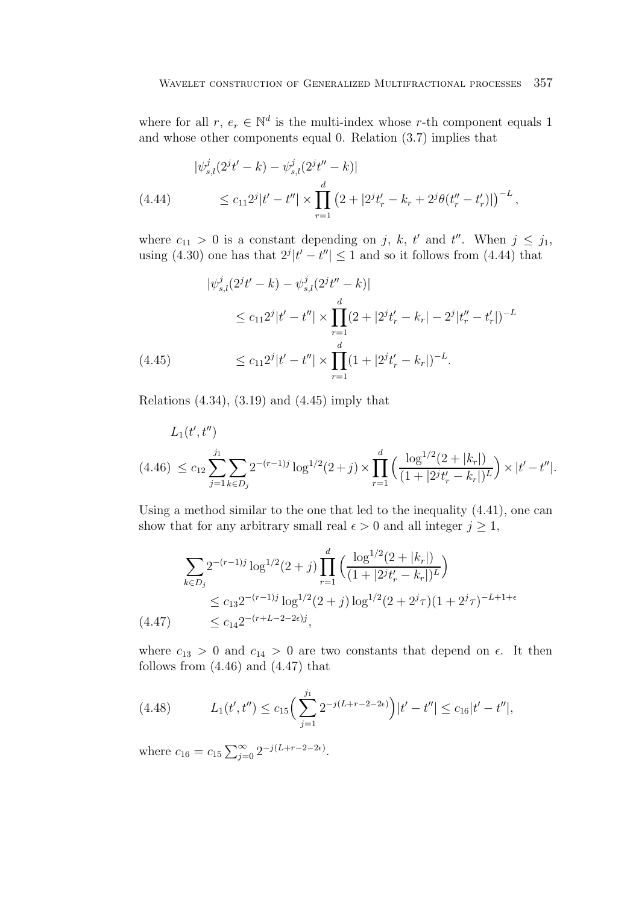where for all $r$, $e_r \in \mathbb{N}^d$ is the multi-index whose $r$-th component equals 1 and whose other components equal 0. Relation (3.7) implies that

$$
\begin{aligned}
&|\psi_{s,l}^j(2^j t' - k) - \psi_{s,l}^j(2^j t'' - k)| \\
(4.44) \qquad &\leq c_{11} 2^j |t' - t''| \times \prod_{r=1}^{d} \left(2 + |2^j t'_r - k_r + 2^j \theta(t''_r - t'_r)|\right)^{-L},
\end{aligned}
$$

where $c_{11} > 0$ is a constant depending on $j$, $k$, $t'$ and $t''$. When $j \leq j_1$, using (4.30) one has that $2^j |t' - t''| \leq 1$ and so it follows from (4.44) that

$$
\begin{aligned}
&|\psi_{s,l}^j(2^j t' - k) - \psi_{s,l}^j(2^j t'' - k)| \\
&\qquad \leq c_{11} 2^j |t' - t''| \times \prod_{r=1}^{d} (2 + |2^j t'_r - k_r| - 2^j |t''_r - t'_r|)^{-L} \\
(4.45) \qquad &\qquad \leq c_{11} 2^j |t' - t''| \times \prod_{r=1}^{d} (1 + |2^j t'_r - k_r|)^{-L}.
\end{aligned}
$$

Relations (4.34), (3.19) and (4.45) imply that

$$
\begin{aligned}
&L_1(t', t'') \\
(4.46) \ &\leq c_{12} \sum_{j=1}^{j_1} \sum_{k \in D_j} 2^{-(r-1)j} \log^{1/2}(2+j) \times \prod_{r=1}^{d} \Big( \frac{\log^{1/2}(2 + |k_r|)}{(1 + |2^j t'_r - k_r|)^L} \Big) \times |t' - t''|.
\end{aligned}
$$

Using a method similar to the one that led to the inequality (4.41), one can show that for any arbitrary small real $\epsilon > 0$ and all integer $j \geq 1$,

$$
\begin{aligned}
&\sum_{k \in D_j} 2^{-(r-1)j} \log^{1/2}(2+j) \prod_{r=1}^{d} \Big( \frac{\log^{1/2}(2 + |k_r|)}{(1 + |2^j t'_r - k_r|)^L} \Big) \\
&\qquad \leq c_{13} 2^{-(r-1)j} \log^{1/2}(2+j) \log^{1/2}(2 + 2^j \tau)(1 + 2^j \tau)^{-L+1+\epsilon} \\
(4.47) \qquad &\qquad \leq c_{14} 2^{-(r+L-2-2\epsilon)j},
\end{aligned}
$$

where $c_{13} > 0$ and $c_{14} > 0$ are two constants that depend on $\epsilon$. It then follows from (4.46) and (4.47) that

$$
(4.48) \qquad L_1(t', t'') \leq c_{15} \Big( \sum_{j=1}^{j_1} 2^{-j(L+r-2-2\epsilon)} \Big) |t' - t''| \leq c_{16} |t' - t''|,
$$

where $c_{16} = c_{15} \sum_{j=0}^{\infty} 2^{-j(L+r-2-2\epsilon)}$.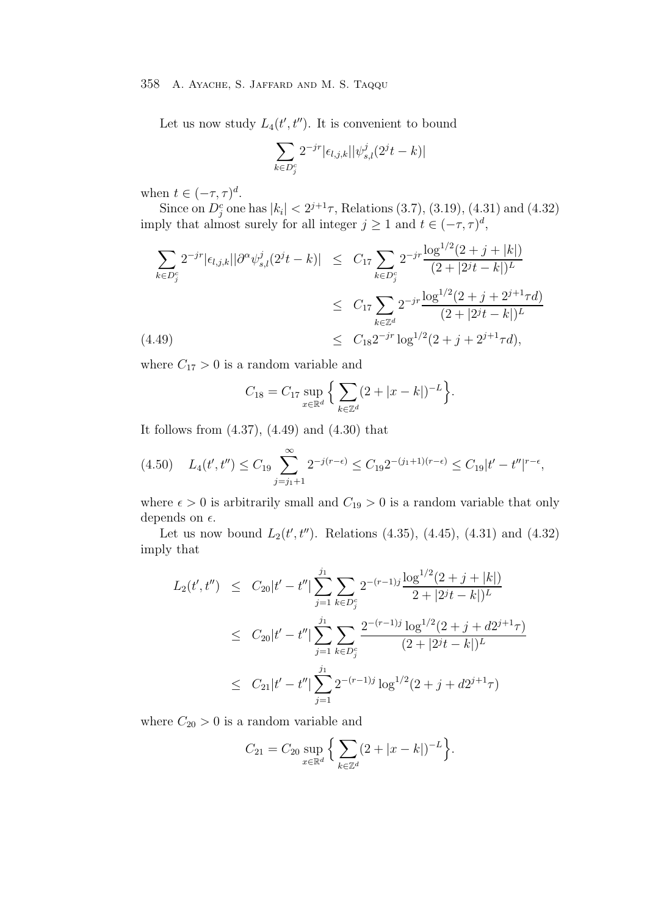Let us now study $L_4(t', t'')$. It is convenient to bound

$$\sum_{k \in D_j^c} 2^{-jr} |\epsilon_{l,j,k}| |\psi_{s,l}^j (2^j t - k)|$$

when $t \in (-\tau, \tau)^d$.

Since on $D_j^c$ one has $|k_i| < 2^{j+1}\tau$, Relations (3.7), (3.19), (4.31) and (4.32) imply that almost surely for all integer $j \geq 1$ and $t \in (-\tau, \tau)^d$,

$$\begin{aligned}
\sum_{k \in D_j^c} 2^{-jr} |\epsilon_{l,j,k}| |\partial^\alpha \psi_{s,l}^j (2^j t - k)| &\leq C_{17} \sum_{k \in D_j^c} 2^{-jr} \frac{\log^{1/2}(2 + j + |k|)}{(2 + |2^j t - k|)^L} \\
&\leq C_{17} \sum_{k \in \mathbb{Z}^d} 2^{-jr} \frac{\log^{1/2}(2 + j + 2^{j+1}\tau d)}{(2 + |2^j t - k|)^L} \\
&\leq C_{18} 2^{-jr} \log^{1/2}(2 + j + 2^{j+1}\tau d), \qquad (4.49)
\end{aligned}$$

where $C_{17} > 0$ is a random variable and

$$C_{18} = C_{17} \sup_{x \in \mathbb{R}^d} \Big\{ \sum_{k \in \mathbb{Z}^d} (2 + |x - k|)^{-L} \Big\}.$$

It follows from (4.37), (4.49) and (4.30) that

$$L_4(t', t'') \leq C_{19} \sum_{j = j_1 + 1}^{\infty} 2^{-j(r - \epsilon)} \leq C_{19} 2^{-(j_1 + 1)(r - \epsilon)} \leq C_{19} |t' - t''|^{r - \epsilon}, \qquad (4.50)$$

where $\epsilon > 0$ is arbitrarily small and $C_{19} > 0$ is a random variable that only depends on $\epsilon$.

Let us now bound $L_2(t', t'')$. Relations (4.35), (4.45), (4.31) and (4.32) imply that

$$\begin{aligned}
L_2(t', t'') &\leq C_{20} |t' - t''| \sum_{j=1}^{j_1} \sum_{k \in D_j^c} 2^{-(r-1)j} \frac{\log^{1/2}(2 + j + |k|)}{2 + |2^j t - k|)^L} \\
&\leq C_{20} |t' - t''| \sum_{j=1}^{j_1} \sum_{k \in D_j^c} \frac{2^{-(r-1)j} \log^{1/2}(2 + j + d 2^{j+1}\tau)}{(2 + |2^j t - k|)^L} \\
&\leq C_{21} |t' - t''| \sum_{j=1}^{j_1} 2^{-(r-1)j} \log^{1/2}(2 + j + d 2^{j+1}\tau)
\end{aligned}$$

where $C_{20} > 0$ is a random variable and

$$C_{21} = C_{20} \sup_{x \in \mathbb{R}^d} \Big\{ \sum_{k \in \mathbb{Z}^d} (2 + |x - k|)^{-L} \Big\}.$$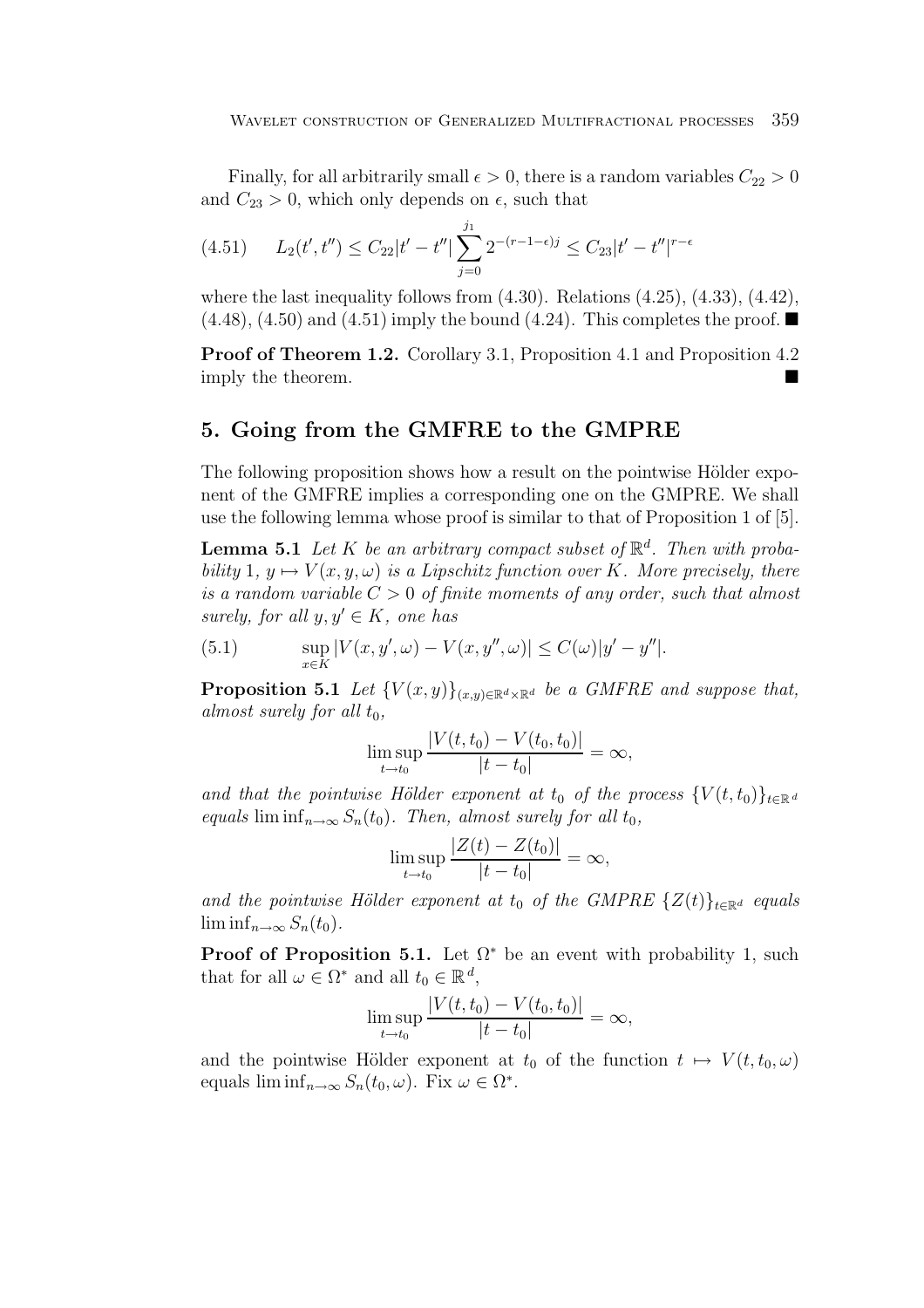Finally, for all arbitrarily small $\epsilon > 0$, there is a random variables $C_{22} > 0$ and $C_{23} > 0$, which only depends on $\epsilon$, such that

$$L_2(t', t'') \leq C_{22}|t' - t''| \sum_{j=0}^{j_1} 2^{-(r-1-\epsilon)j} \leq C_{23}|t' - t''|^{r-\epsilon} \tag{4.51}$$

where the last inequality follows from (4.30). Relations (4.25), (4.33), (4.42), (4.48), (4.50) and (4.51) imply the bound (4.24). This completes the proof. ■

**Proof of Theorem 1.2.** Corollary 3.1, Proposition 4.1 and Proposition 4.2 imply the theorem. ■

## 5. Going from the GMFRE to the GMPRE

The following proposition shows how a result on the pointwise Hölder exponent of the GMFRE implies a corresponding one on the GMPRE. We shall use the following lemma whose proof is similar to that of Proposition 1 of [5].

**Lemma 5.1** *Let $K$ be an arbitrary compact subset of $\mathbb{R}^d$. Then with probability 1, $y \mapsto V(x, y, \omega)$ is a Lipschitz function over $K$. More precisely, there is a random variable $C > 0$ of finite moments of any order, such that almost surely, for all $y, y' \in K$, one has*

$$\sup_{x \in K} |V(x, y', \omega) - V(x, y'', \omega)| \leq C(\omega)|y' - y''|. \tag{5.1}$$

**Proposition 5.1** *Let $\{V(x, y)\}_{(x,y) \in \mathbb{R}^d \times \mathbb{R}^d}$ be a GMFRE and suppose that, almost surely for all $t_0$,*

$$\limsup_{t \to t_0} \frac{|V(t, t_0) - V(t_0, t_0)|}{|t - t_0|} = \infty,$$

*and that the pointwise Hölder exponent at $t_0$ of the process $\{V(t, t_0)\}_{t \in \mathbb{R}^d}$ equals $\liminf_{n \to \infty} S_n(t_0)$. Then, almost surely for all $t_0$,*

$$\limsup_{t \to t_0} \frac{|Z(t) - Z(t_0)|}{|t - t_0|} = \infty,$$

*and the pointwise Hölder exponent at $t_0$ of the GMPRE $\{Z(t)\}_{t \in \mathbb{R}^d}$ equals $\liminf_{n \to \infty} S_n(t_0)$.*

**Proof of Proposition 5.1.** Let $\Omega^*$ be an event with probability 1, such that for all $\omega \in \Omega^*$ and all $t_0 \in \mathbb{R}^d$,

$$\limsup_{t \to t_0} \frac{|V(t, t_0) - V(t_0, t_0)|}{|t - t_0|} = \infty,$$

and the pointwise Hölder exponent at $t_0$ of the function $t \mapsto V(t, t_0, \omega)$ equals $\liminf_{n \to \infty} S_n(t_0, \omega)$. Fix $\omega \in \Omega^*$.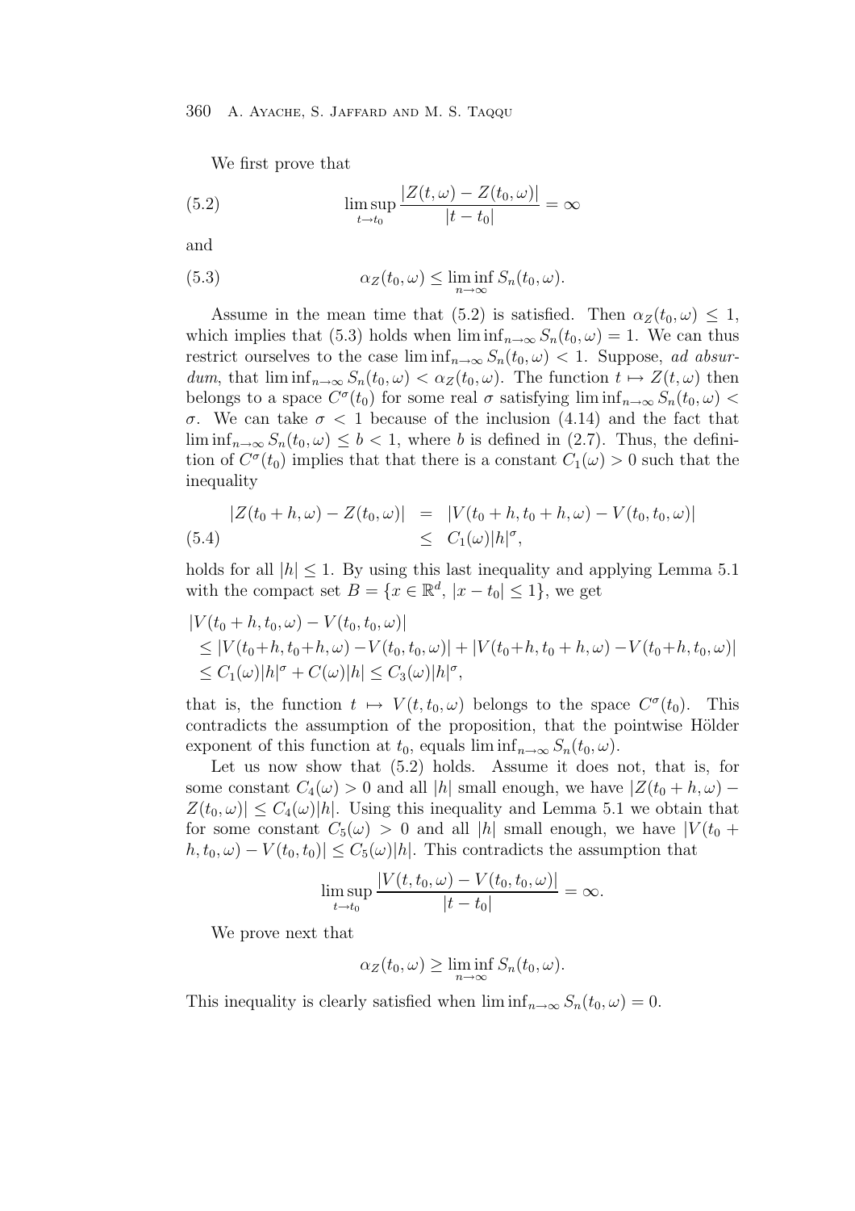We first prove that

$$\limsup_{t \to t_0} \frac{|Z(t,\omega) - Z(t_0,\omega)|}{|t-t_0|} = \infty \tag{5.2}$$

and

$$\alpha_Z(t_0,\omega) \le \liminf_{n\to\infty} S_n(t_0,\omega). \tag{5.3}$$

Assume in the mean time that (5.2) is satisfied. Then $\alpha_Z(t_0,\omega) \le 1$, which implies that (5.3) holds when $\liminf_{n\to\infty} S_n(t_0,\omega) = 1$. We can thus restrict ourselves to the case $\liminf_{n\to\infty} S_n(t_0,\omega) < 1$. Suppose, *ad absurdum*, that $\liminf_{n\to\infty} S_n(t_0,\omega) < \alpha_Z(t_0,\omega)$. The function $t \mapsto Z(t,\omega)$ then belongs to a space $C^\sigma(t_0)$ for some real $\sigma$ satisfying $\liminf_{n\to\infty} S_n(t_0,\omega) < \sigma$. We can take $\sigma < 1$ because of the inclusion (4.14) and the fact that $\liminf_{n\to\infty} S_n(t_0,\omega) \le b < 1$, where $b$ is defined in (2.7). Thus, the definition of $C^\sigma(t_0)$ implies that that there is a constant $C_1(\omega) > 0$ such that the inequality

$$\begin{aligned} |Z(t_0+h,\omega) - Z(t_0,\omega)| &= |V(t_0+h,t_0+h,\omega) - V(t_0,t_0,\omega)| \\ &\le C_1(\omega)|h|^\sigma, \end{aligned} \tag{5.4}$$

holds for all $|h| \le 1$. By using this last inequality and applying Lemma 5.1 with the compact set $B = \{x \in \mathbb{R}^d,\ |x - t_0| \le 1\}$, we get

$$\begin{aligned} &|V(t_0+h,t_0,\omega) - V(t_0,t_0,\omega)| \\ &\le |V(t_0+h,t_0+h,\omega) - V(t_0,t_0,\omega)| + |V(t_0+h,t_0+h,\omega) - V(t_0+h,t_0,\omega)| \\ &\le C_1(\omega)|h|^\sigma + C(\omega)|h| \le C_3(\omega)|h|^\sigma, \end{aligned}$$

that is, the function $t \mapsto V(t,t_0,\omega)$ belongs to the space $C^\sigma(t_0)$. This contradicts the assumption of the proposition, that the pointwise Hölder exponent of this function at $t_0$, equals $\liminf_{n\to\infty} S_n(t_0,\omega)$.

Let us now show that (5.2) holds. Assume it does not, that is, for some constant $C_4(\omega) > 0$ and all $|h|$ small enough, we have $|Z(t_0+h,\omega) - Z(t_0,\omega)| \le C_4(\omega)|h|$. Using this inequality and Lemma 5.1 we obtain that for some constant $C_5(\omega) > 0$ and all $|h|$ small enough, we have $|V(t_0+h,t_0,\omega) - V(t_0,t_0)| \le C_5(\omega)|h|$. This contradicts the assumption that

$$\limsup_{t\to t_0} \frac{|V(t,t_0,\omega) - V(t_0,t_0,\omega)|}{|t-t_0|} = \infty.$$

We prove next that

$$\alpha_Z(t_0,\omega) \ge \liminf_{n\to\infty} S_n(t_0,\omega).$$

This inequality is clearly satisfied when $\liminf_{n\to\infty} S_n(t_0,\omega) = 0$.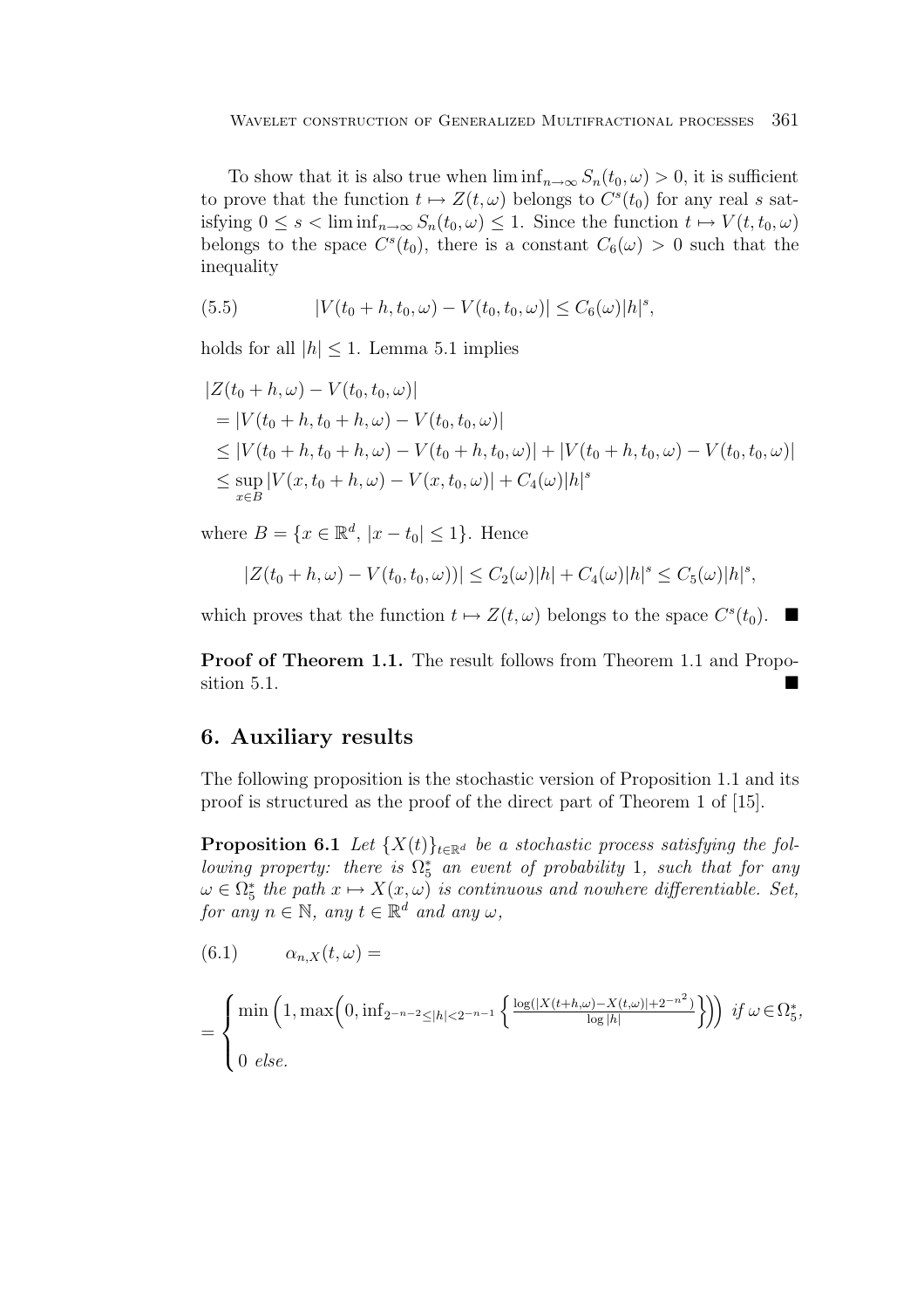To show that it is also true when $\liminf_{n\to\infty} S_n(t_0,\omega) > 0$, it is sufficient to prove that the function $t \mapsto Z(t,\omega)$ belongs to $C^s(t_0)$ for any real $s$ satisfying $0 \le s < \liminf_{n\to\infty} S_n(t_0,\omega) \le 1$. Since the function $t \mapsto V(t,t_0,\omega)$ belongs to the space $C^s(t_0)$, there is a constant $C_6(\omega) > 0$ such that the inequality

$$
|V(t_0+h,t_0,\omega) - V(t_0,t_0,\omega)| \le C_6(\omega)|h|^s, \tag{5.5}
$$

holds for all $|h| \le 1$. Lemma 5.1 implies

$$
\begin{aligned}
&|Z(t_0+h,\omega) - V(t_0,t_0,\omega)| \\
&= |V(t_0+h,t_0+h,\omega) - V(t_0,t_0,\omega)| \\
&\le |V(t_0+h,t_0+h,\omega) - V(t_0+h,t_0,\omega)| + |V(t_0+h,t_0,\omega) - V(t_0,t_0,\omega)| \\
&\le \sup_{x\in B} |V(x,t_0+h,\omega) - V(x,t_0,\omega)| + C_4(\omega)|h|^s
\end{aligned}
$$

where $B = \{x \in \mathbb{R}^d,\ |x - t_0| \le 1\}$. Hence

$$
|Z(t_0+h,\omega) - V(t_0,t_0,\omega))| \le C_2(\omega)|h| + C_4(\omega)|h|^s \le C_5(\omega)|h|^s,
$$

which proves that the function $t \mapsto Z(t,\omega)$ belongs to the space $C^s(t_0)$. ■

**Proof of Theorem 1.1.** The result follows from Theorem 1.1 and Proposition 5.1. ■

## 6. Auxiliary results

The following proposition is the stochastic version of Proposition 1.1 and its proof is structured as the proof of the direct part of Theorem 1 of [15].

**Proposition 6.1** *Let $\{X(t)\}_{t\in\mathbb{R}^d}$ be a stochastic process satisfying the following property: there is $\Omega_5^*$ an event of probability 1, such that for any $\omega \in \Omega_5^*$ the path $x \mapsto X(x,\omega)$ is continuous and nowhere differentiable. Set, for any $n \in \mathbb{N}$, any $t \in \mathbb{R}^d$ and any $\omega$,*

$$
\alpha_{n,X}(t,\omega) = \tag{6.1}
$$

$$
= \begin{cases} \min\Big(1, \max\Big(0, \inf_{2^{-n-2} \le |h| < 2^{-n-1}} \Big\{ \frac{\log(|X(t+h,\omega) - X(t,\omega)| + 2^{-n^2})}{\log|h|} \Big\}\Big)\Big) & \text{if } \omega \in \Omega_5^*, \\[2mm] 0 & \text{else.} \end{cases}
$$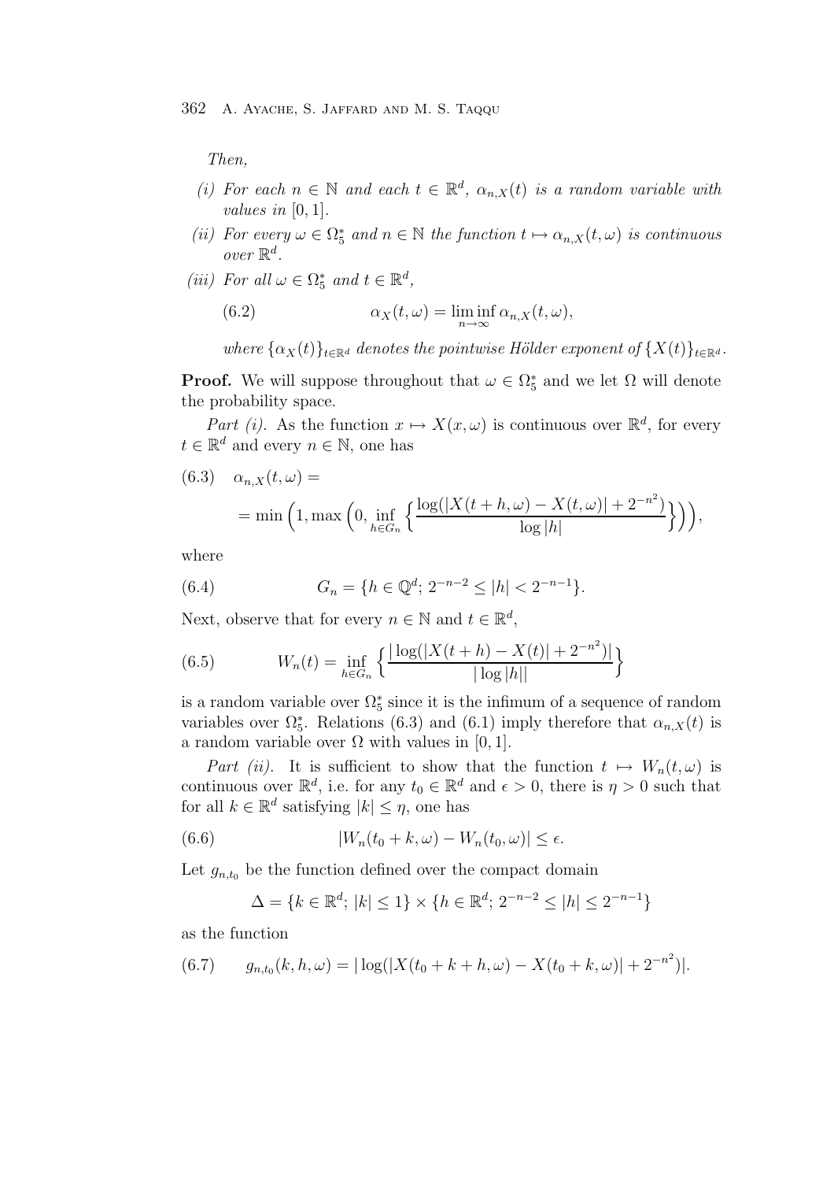*Then,*

*(i) For each $n \in \mathbb{N}$ and each $t \in \mathbb{R}^d$, $\alpha_{n,X}(t)$ is a random variable with values in $[0,1]$.*

*(ii) For every $\omega \in \Omega_5^*$ and $n \in \mathbb{N}$ the function $t \mapsto \alpha_{n,X}(t,\omega)$ is continuous over $\mathbb{R}^d$.*

*(iii) For all $\omega \in \Omega_5^*$ and $t \in \mathbb{R}^d$,*

$$\alpha_X(t,\omega) = \liminf_{n\to\infty} \alpha_{n,X}(t,\omega), \tag{6.2}$$

*where $\{\alpha_X(t)\}_{t\in\mathbb{R}^d}$ denotes the pointwise Hölder exponent of $\{X(t)\}_{t\in\mathbb{R}^d}$.*

**Proof.** We will suppose throughout that $\omega \in \Omega_5^*$ and we let $\Omega$ will denote the probability space.

*Part (i).* As the function $x \mapsto X(x,\omega)$ is continuous over $\mathbb{R}^d$, for every $t \in \mathbb{R}^d$ and every $n \in \mathbb{N}$, one has

$$\begin{aligned} \alpha_{n,X}(t,\omega) &= \\ &= \min\Big(1, \max\Big(0, \inf_{h\in G_n} \Big\{\frac{\log(|X(t+h,\omega) - X(t,\omega)| + 2^{-n^2})}{\log|h|}\Big\}\Big)\Big), \end{aligned} \tag{6.3}$$

where

$$G_n = \{h \in \mathbb{Q}^d;\, 2^{-n-2} \le |h| < 2^{-n-1}\}. \tag{6.4}$$

Next, observe that for every $n \in \mathbb{N}$ and $t \in \mathbb{R}^d$,

$$W_n(t) = \inf_{h\in G_n} \Big\{\frac{|\log(|X(t+h) - X(t)| + 2^{-n^2})|}{|\log|h||}\Big\} \tag{6.5}$$

is a random variable over $\Omega_5^*$ since it is the infimum of a sequence of random variables over $\Omega_5^*$. Relations (6.3) and (6.1) imply therefore that $\alpha_{n,X}(t)$ is a random variable over $\Omega$ with values in $[0,1]$.

*Part (ii).* It is sufficient to show that the function $t \mapsto W_n(t,\omega)$ is continuous over $\mathbb{R}^d$, i.e. for any $t_0 \in \mathbb{R}^d$ and $\epsilon > 0$, there is $\eta > 0$ such that for all $k \in \mathbb{R}^d$ satisfying $|k| \le \eta$, one has

$$|W_n(t_0+k,\omega) - W_n(t_0,\omega)| \le \epsilon. \tag{6.6}$$

Let $g_{n,t_0}$ be the function defined over the compact domain

$$\Delta = \{k \in \mathbb{R}^d;\, |k| \le 1\} \times \{h \in \mathbb{R}^d;\, 2^{-n-2} \le |h| \le 2^{-n-1}\}$$

as the function

$$g_{n,t_0}(k,h,\omega) = |\log(|X(t_0+k+h,\omega) - X(t_0+k,\omega)| + 2^{-n^2})|. \tag{6.7}$$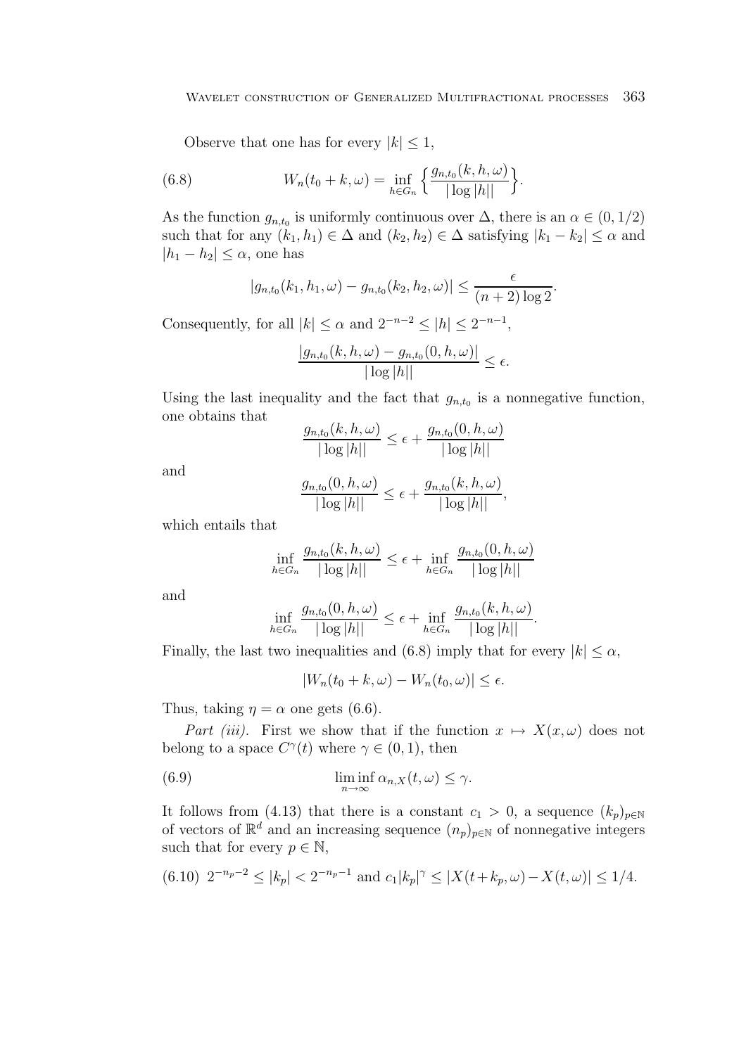Observe that one has for every $|k| \le 1$,

$$W_n(t_0 + k, \omega) = \inf_{h \in G_n} \Big\{ \frac{g_{n,t_0}(k, h, \omega)}{|\log |h||} \Big\}. \tag{6.8}$$

As the function $g_{n,t_0}$ is uniformly continuous over $\Delta$, there is an $\alpha \in (0, 1/2)$ such that for any $(k_1, h_1) \in \Delta$ and $(k_2, h_2) \in \Delta$ satisfying $|k_1 - k_2| \le \alpha$ and $|h_1 - h_2| \le \alpha$, one has

$$|g_{n,t_0}(k_1, h_1, \omega) - g_{n,t_0}(k_2, h_2, \omega)| \le \frac{\epsilon}{(n+2)\log 2}.$$

Consequently, for all $|k| \le \alpha$ and $2^{-n-2} \le |h| \le 2^{-n-1}$,

$$\frac{|g_{n,t_0}(k, h, \omega) - g_{n,t_0}(0, h, \omega)|}{|\log |h||} \le \epsilon.$$

Using the last inequality and the fact that $g_{n,t_0}$ is a nonnegative function, one obtains that

$$\frac{g_{n,t_0}(k, h, \omega)}{|\log |h||} \le \epsilon + \frac{g_{n,t_0}(0, h, \omega)}{|\log |h||}$$

and

$$\frac{g_{n,t_0}(0, h, \omega)}{|\log |h||} \le \epsilon + \frac{g_{n,t_0}(k, h, \omega)}{|\log |h||},$$

which entails that

$$\inf_{h \in G_n} \frac{g_{n,t_0}(k, h, \omega)}{|\log |h||} \le \epsilon + \inf_{h \in G_n} \frac{g_{n,t_0}(0, h, \omega)}{|\log |h||}$$

and

$$\inf_{h \in G_n} \frac{g_{n,t_0}(0, h, \omega)}{|\log |h||} \le \epsilon + \inf_{h \in G_n} \frac{g_{n,t_0}(k, h, \omega)}{|\log |h||}.$$

Finally, the last two inequalities and (6.8) imply that for every $|k| \le \alpha$,

$$|W_n(t_0 + k, \omega) - W_n(t_0, \omega)| \le \epsilon.$$

Thus, taking $\eta = \alpha$ one gets (6.6).

*Part (iii).* First we show that if the function $x \mapsto X(x, \omega)$ does not belong to a space $C^\gamma(t)$ where $\gamma \in (0, 1)$, then

$$\liminf_{n \to \infty} \alpha_{n,X}(t, \omega) \le \gamma. \tag{6.9}$$

It follows from (4.13) that there is a constant $c_1 > 0$, a sequence $(k_p)_{p \in \mathbb{N}}$ of vectors of $\mathbb{R}^d$ and an increasing sequence $(n_p)_{p \in \mathbb{N}}$ of nonnegative integers such that for every $p \in \mathbb{N}$,

$$2^{-n_p-2} \le |k_p| < 2^{-n_p-1} \text{ and } c_1|k_p|^\gamma \le |X(t+k_p, \omega) - X(t, \omega)| \le 1/4. \tag{6.10}$$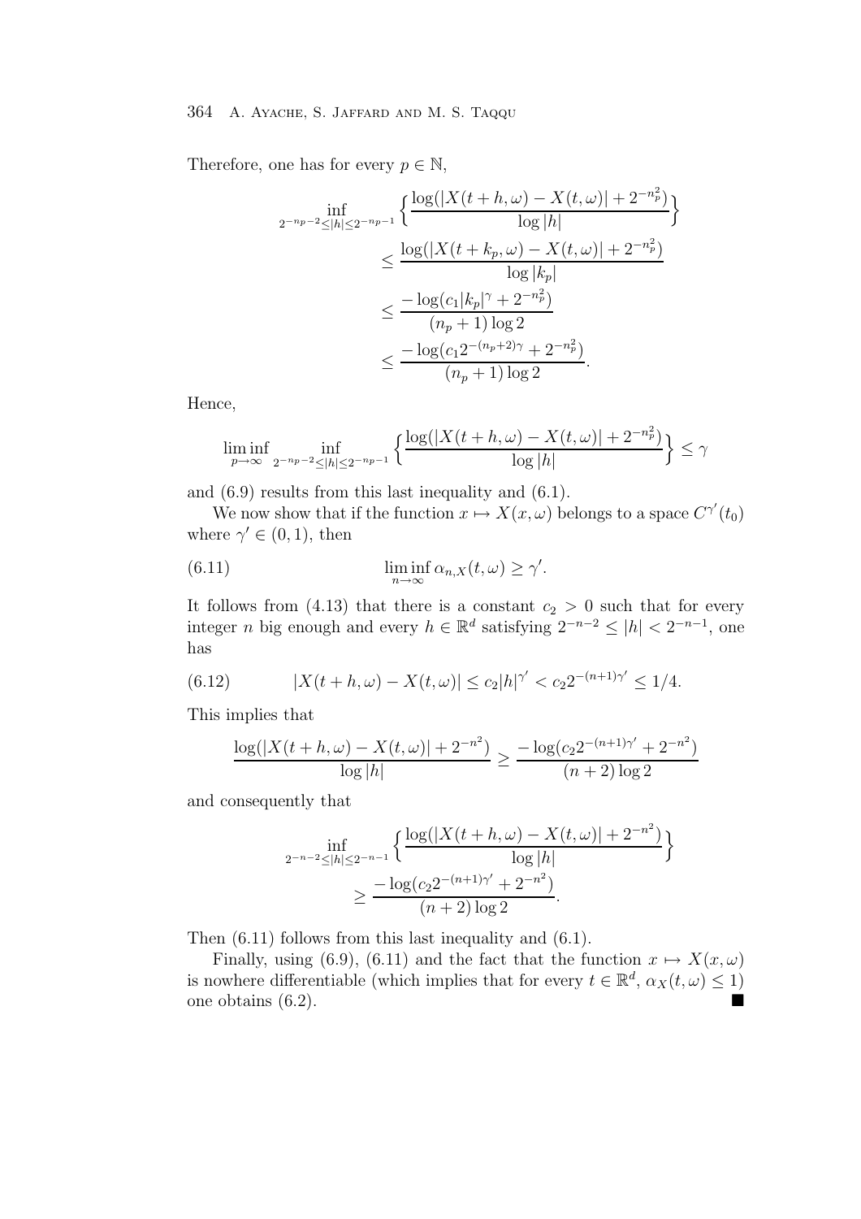Therefore, one has for every $p \in \mathbb{N}$,

$$
\begin{aligned}
\inf_{2^{-n_p-2} \le |h| \le 2^{-n_p-1}} & \Big\{ \frac{\log(|X(t+h,\omega) - X(t,\omega)| + 2^{-n_p^2})}{\log |h|} \Big\} \\
&\le \frac{\log(|X(t+k_p,\omega) - X(t,\omega)| + 2^{-n_p^2})}{\log |k_p|} \\
&\le \frac{-\log(c_1 |k_p|^\gamma + 2^{-n_p^2})}{(n_p+1)\log 2} \\
&\le \frac{-\log(c_1 2^{-(n_p+2)\gamma} + 2^{-n_p^2})}{(n_p+1)\log 2}.
\end{aligned}
$$

Hence,

$$
\liminf_{p\to\infty} \inf_{2^{-n_p-2} \le |h| \le 2^{-n_p-1}} \Big\{ \frac{\log(|X(t+h,\omega) - X(t,\omega)| + 2^{-n_p^2})}{\log |h|} \Big\} \le \gamma
$$

and (6.9) results from this last inequality and (6.1).

We now show that if the function $x \mapsto X(x,\omega)$ belongs to a space $C^{\gamma'}(t_0)$ where $\gamma' \in (0,1)$, then

$$
\liminf_{n\to\infty} \alpha_{n,X}(t,\omega) \ge \gamma'. \tag{6.11}
$$

It follows from (4.13) that there is a constant $c_2 > 0$ such that for every integer $n$ big enough and every $h \in \mathbb{R}^d$ satisfying $2^{-n-2} \le |h| < 2^{-n-1}$, one has

$$
|X(t+h,\omega) - X(t,\omega)| \le c_2 |h|^{\gamma'} < c_2 2^{-(n+1)\gamma'} \le 1/4. \tag{6.12}
$$

This implies that

$$
\frac{\log(|X(t+h,\omega) - X(t,\omega)| + 2^{-n^2})}{\log |h|} \ge \frac{-\log(c_2 2^{-(n+1)\gamma'} + 2^{-n^2})}{(n+2)\log 2}
$$

and consequently that

$$
\begin{aligned}
\inf_{2^{-n-2} \le |h| \le 2^{-n-1}} & \Big\{ \frac{\log(|X(t+h,\omega) - X(t,\omega)| + 2^{-n^2})}{\log |h|} \Big\} \\
&\ge \frac{-\log(c_2 2^{-(n+1)\gamma'} + 2^{-n^2})}{(n+2)\log 2}.
\end{aligned}
$$

Then (6.11) follows from this last inequality and (6.1).

Finally, using (6.9), (6.11) and the fact that the function $x \mapsto X(x,\omega)$ is nowhere differentiable (which implies that for every $t \in \mathbb{R}^d$, $\alpha_X(t,\omega) \le 1$) one obtains (6.2). ■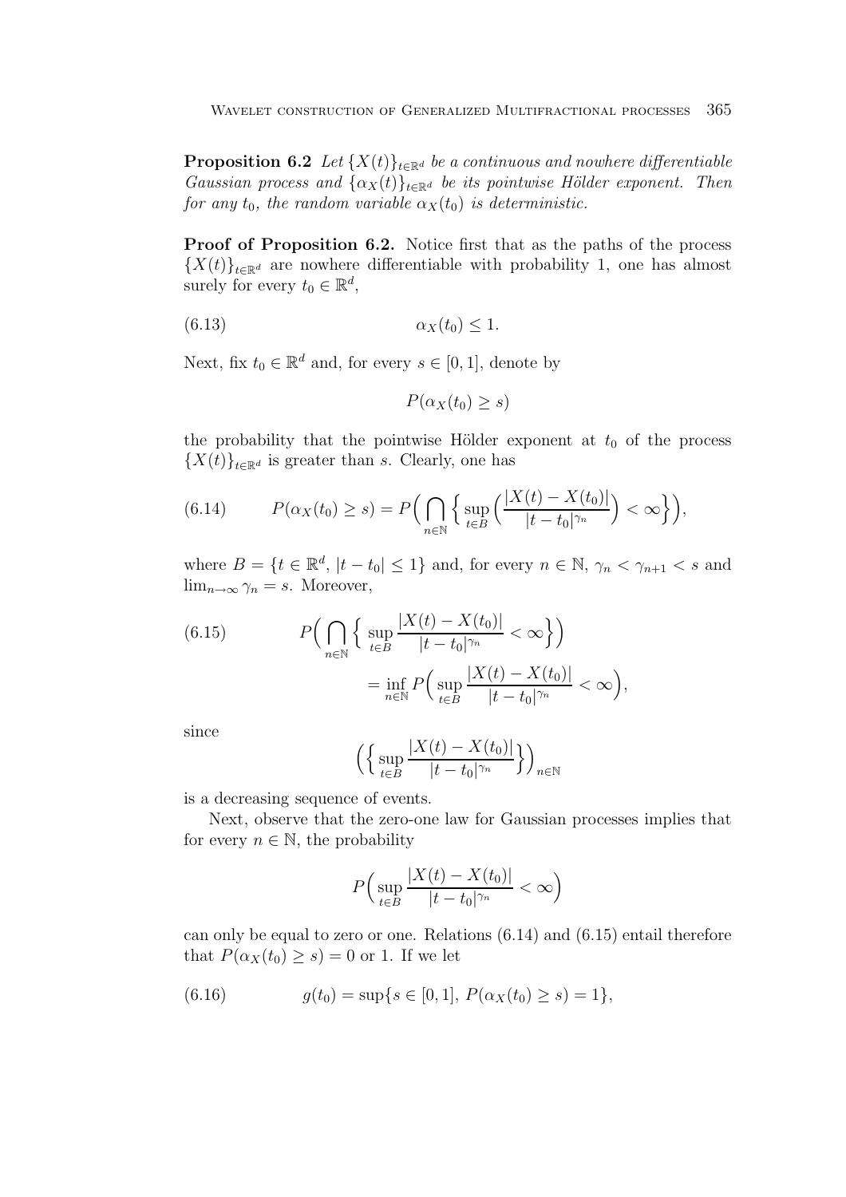**Proposition 6.2** *Let $\{X(t)\}_{t\in\mathbb{R}^d}$ be a continuous and nowhere differentiable Gaussian process and $\{\alpha_X(t)\}_{t\in\mathbb{R}^d}$ be its pointwise Hölder exponent. Then for any $t_0$, the random variable $\alpha_X(t_0)$ is deterministic.*

**Proof of Proposition 6.2.** Notice first that as the paths of the process $\{X(t)\}_{t\in\mathbb{R}^d}$ are nowhere differentiable with probability 1, one has almost surely for every $t_0 \in \mathbb{R}^d$,

$$\alpha_X(t_0) \leq 1. \tag{6.13}$$

Next, fix $t_0 \in \mathbb{R}^d$ and, for every $s \in [0,1]$, denote by

$$P(\alpha_X(t_0) \geq s)$$

the probability that the pointwise Hölder exponent at $t_0$ of the process $\{X(t)\}_{t\in\mathbb{R}^d}$ is greater than $s$. Clearly, one has

$$P(\alpha_X(t_0) \geq s) = P\Big(\bigcap_{n\in\mathbb{N}} \Big\{ \sup_{t\in B}\Big(\frac{|X(t)-X(t_0)|}{|t-t_0|^{\gamma_n}}\Big) < \infty \Big\}\Big), \tag{6.14}$$

where $B = \{t \in \mathbb{R}^d,\ |t-t_0| \leq 1\}$ and, for every $n \in \mathbb{N}$, $\gamma_n < \gamma_{n+1} < s$ and $\lim_{n\to\infty} \gamma_n = s$. Moreover,

$$\begin{aligned} P\Big(\bigcap_{n\in\mathbb{N}} \Big\{ \sup_{t\in B}\frac{|X(t)-X(t_0)|}{|t-t_0|^{\gamma_n}} < \infty \Big\}\Big) \\ = \inf_{n\in\mathbb{N}} P\Big( \sup_{t\in B}\frac{|X(t)-X(t_0)|}{|t-t_0|^{\gamma_n}} < \infty \Big), \end{aligned} \tag{6.15}$$

since

$$\Big(\Big\{ \sup_{t\in B}\frac{|X(t)-X(t_0)|}{|t-t_0|^{\gamma_n}} \Big\}\Big)_{n\in\mathbb{N}}$$

is a decreasing sequence of events.

Next, observe that the zero-one law for Gaussian processes implies that for every $n \in \mathbb{N}$, the probability

$$P\Big( \sup_{t\in B}\frac{|X(t)-X(t_0)|}{|t-t_0|^{\gamma_n}} < \infty \Big)$$

can only be equal to zero or one. Relations (6.14) and (6.15) entail therefore that $P(\alpha_X(t_0) \geq s) = 0$ or 1. If we let

$$g(t_0) = \sup\{s \in [0,1],\ P(\alpha_X(t_0) \geq s) = 1\}, \tag{6.16}$$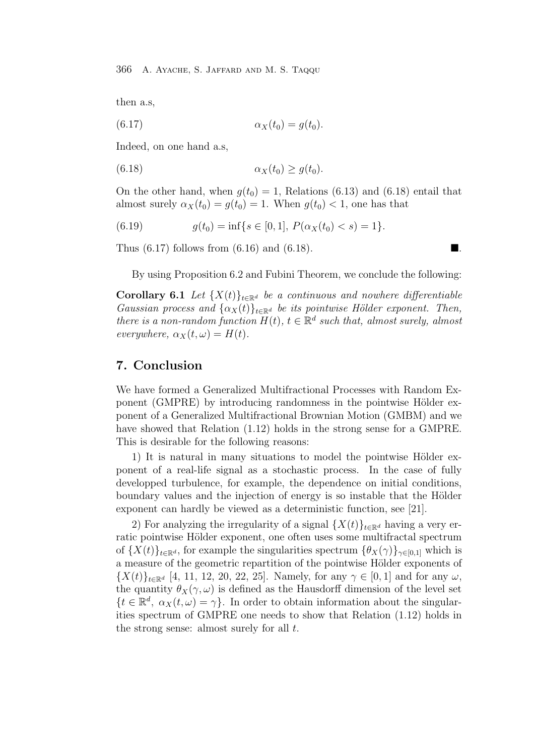then a.s,

$$\alpha_X(t_0) = g(t_0). \tag{6.17}$$

Indeed, on one hand a.s,

$$\alpha_X(t_0) \geq g(t_0). \tag{6.18}$$

On the other hand, when $g(t_0) = 1$, Relations (6.13) and (6.18) entail that almost surely $\alpha_X(t_0) = g(t_0) = 1$. When $g(t_0) < 1$, one has that

$$g(t_0) = \inf\{s \in [0,1],\ P(\alpha_X(t_0) < s) = 1\}. \tag{6.19}$$

Thus (6.17) follows from (6.16) and (6.18). ■.

By using Proposition 6.2 and Fubini Theorem, we conclude the following:

**Corollary 6.1** *Let $\{X(t)\}_{t\in\mathbb{R}^d}$ be a continuous and nowhere differentiable Gaussian process and $\{\alpha_X(t)\}_{t\in\mathbb{R}^d}$ be its pointwise Hölder exponent. Then, there is a non-random function $H(t)$, $t \in \mathbb{R}^d$ such that, almost surely, almost everywhere, $\alpha_X(t,\omega) = H(t)$.*

## 7. Conclusion

We have formed a Generalized Multifractional Processes with Random Exponent (GMPRE) by introducing randomness in the pointwise Hölder exponent of a Generalized Multifractional Brownian Motion (GMBM) and we have showed that Relation (1.12) holds in the strong sense for a GMPRE. This is desirable for the following reasons:

1) It is natural in many situations to model the pointwise Hölder exponent of a real-life signal as a stochastic process. In the case of fully developped turbulence, for example, the dependence on initial conditions, boundary values and the injection of energy is so instable that the Hölder exponent can hardly be viewed as a deterministic function, see [21].

2) For analyzing the irregularity of a signal $\{X(t)\}_{t\in\mathbb{R}^d}$ having a very erratic pointwise Hölder exponent, one often uses some multifractal spectrum of $\{X(t)\}_{t\in\mathbb{R}^d}$, for example the singularities spectrum $\{\theta_X(\gamma)\}_{\gamma\in[0,1]}$ which is a measure of the geometric repartition of the pointwise Hölder exponents of $\{X(t)\}_{t\in\mathbb{R}^d}$ [4, 11, 12, 20, 22, 25]. Namely, for any $\gamma \in [0,1]$ and for any $\omega$, the quantity $\theta_X(\gamma,\omega)$ is defined as the Hausdorff dimension of the level set $\{t \in \mathbb{R}^d,\ \alpha_X(t,\omega) = \gamma\}$. In order to obtain information about the singularities spectrum of GMPRE one needs to show that Relation (1.12) holds in the strong sense: almost surely for all $t$.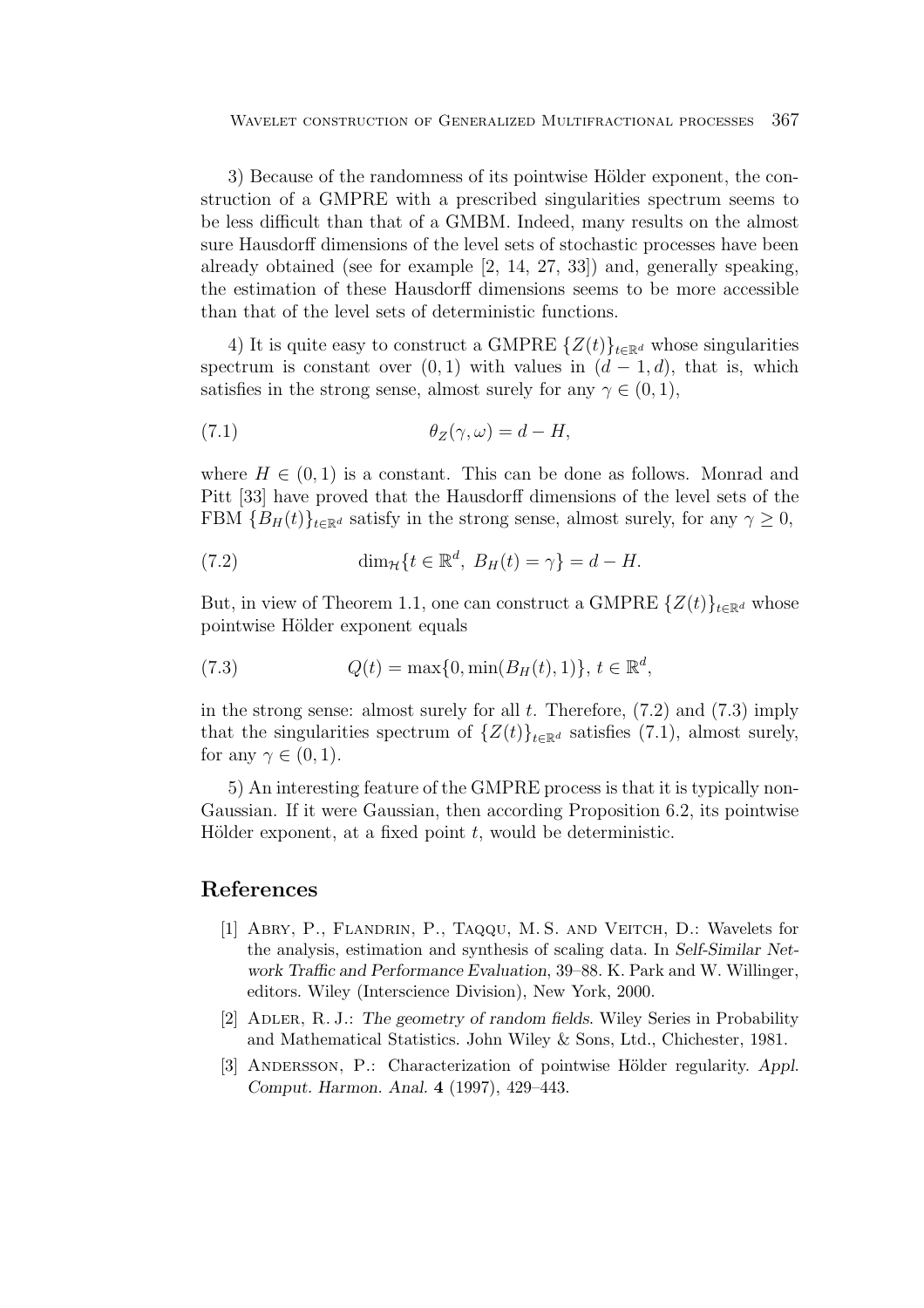3) Because of the randomness of its pointwise Hölder exponent, the construction of a GMPRE with a prescribed singularities spectrum seems to be less difficult than that of a GMBM. Indeed, many results on the almost sure Hausdorff dimensions of the level sets of stochastic processes have been already obtained (see for example [2, 14, 27, 33]) and, generally speaking, the estimation of these Hausdorff dimensions seems to be more accessible than that of the level sets of deterministic functions.

4) It is quite easy to construct a GMPRE $\{Z(t)\}_{t\in\mathbb{R}^d}$ whose singularities spectrum is constant over $(0,1)$ with values in $(d-1,d)$, that is, which satisfies in the strong sense, almost surely for any $\gamma \in (0,1)$,

$$\theta_Z(\gamma,\omega) = d - H, \tag{7.1}$$

where $H \in (0,1)$ is a constant. This can be done as follows. Monrad and Pitt [33] have proved that the Hausdorff dimensions of the level sets of the FBM $\{B_H(t)\}_{t\in\mathbb{R}^d}$ satisfy in the strong sense, almost surely, for any $\gamma \geq 0$,

$$\dim_{\mathcal{H}}\{t \in \mathbb{R}^d,\ B_H(t) = \gamma\} = d - H. \tag{7.2}$$

But, in view of Theorem 1.1, one can construct a GMPRE $\{Z(t)\}_{t\in\mathbb{R}^d}$ whose pointwise Hölder exponent equals

$$Q(t) = \max\{0, \min(B_H(t), 1)\},\ t \in \mathbb{R}^d, \tag{7.3}$$

in the strong sense: almost surely for all $t$. Therefore, (7.2) and (7.3) imply that the singularities spectrum of $\{Z(t)\}_{t\in\mathbb{R}^d}$ satisfies (7.1), almost surely, for any $\gamma \in (0,1)$.

5) An interesting feature of the GMPRE process is that it is typically non-Gaussian. If it were Gaussian, then according Proposition 6.2, its pointwise Hölder exponent, at a fixed point $t$, would be deterministic.

## References

[1] Abry, P., Flandrin, P., Taqqu, M. S. and Veitch, D.: Wavelets for the analysis, estimation and synthesis of scaling data. In *Self-Similar Network Traffic and Performance Evaluation*, 39–88. K. Park and W. Willinger, editors. Wiley (Interscience Division), New York, 2000.

[2] Adler, R. J.: *The geometry of random fields*. Wiley Series in Probability and Mathematical Statistics. John Wiley & Sons, Ltd., Chichester, 1981.

[3] Andersson, P.: Characterization of pointwise Hölder regularity. *Appl. Comput. Harmon. Anal.* **4** (1997), 429–443.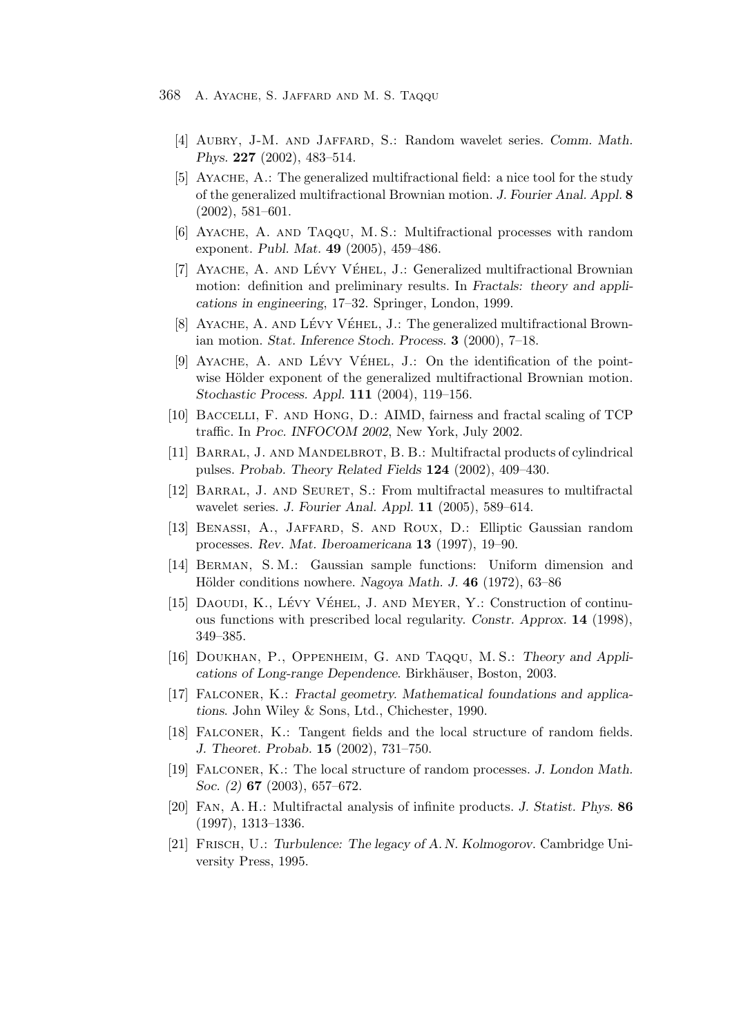[4] Aubry, J-M. and Jaffard, S.: Random wavelet series. *Comm. Math. Phys.* **227** (2002), 483–514.

[5] Ayache, A.: The generalized multifractional field: a nice tool for the study of the generalized multifractional Brownian motion. *J. Fourier Anal. Appl.* **8** (2002), 581–601.

[6] Ayache, A. and Taqqu, M. S.: Multifractional processes with random exponent. *Publ. Mat.* **49** (2005), 459–486.

[7] Ayache, A. and Lévy Véhel, J.: Generalized multifractional Brownian motion: definition and preliminary results. In *Fractals: theory and applications in engineering*, 17–32. Springer, London, 1999.

[8] Ayache, A. and Lévy Véhel, J.: The generalized multifractional Brownian motion. *Stat. Inference Stoch. Process.* **3** (2000), 7–18.

[9] Ayache, A. and Lévy Véhel, J.: On the identification of the pointwise Hölder exponent of the generalized multifractional Brownian motion. *Stochastic Process. Appl.* **111** (2004), 119–156.

[10] Baccelli, F. and Hong, D.: AIMD, fairness and fractal scaling of TCP traffic. In *Proc. INFOCOM 2002*, New York, July 2002.

[11] Barral, J. and Mandelbrot, B. B.: Multifractal products of cylindrical pulses. *Probab. Theory Related Fields* **124** (2002), 409–430.

[12] Barral, J. and Seuret, S.: From multifractal measures to multifractal wavelet series. *J. Fourier Anal. Appl.* **11** (2005), 589–614.

[13] Benassi, A., Jaffard, S. and Roux, D.: Elliptic Gaussian random processes. *Rev. Mat. Iberoamericana* **13** (1997), 19–90.

[14] Berman, S. M.: Gaussian sample functions: Uniform dimension and Hölder conditions nowhere. *Nagoya Math. J.* **46** (1972), 63–86

[15] Daoudi, K., Lévy Véhel, J. and Meyer, Y.: Construction of continuous functions with prescribed local regularity. *Constr. Approx.* **14** (1998), 349–385.

[16] Doukhan, P., Oppenheim, G. and Taqqu, M. S.: *Theory and Applications of Long-range Dependence*. Birkhäuser, Boston, 2003.

[17] Falconer, K.: *Fractal geometry. Mathematical foundations and applications*. John Wiley & Sons, Ltd., Chichester, 1990.

[18] Falconer, K.: Tangent fields and the local structure of random fields. *J. Theoret. Probab.* **15** (2002), 731–750.

[19] Falconer, K.: The local structure of random processes. *J. London Math. Soc. (2)* **67** (2003), 657–672.

[20] Fan, A. H.: Multifractal analysis of infinite products. *J. Statist. Phys.* **86** (1997), 1313–1336.

[21] Frisch, U.: *Turbulence: The legacy of A. N. Kolmogorov*. Cambridge University Press, 1995.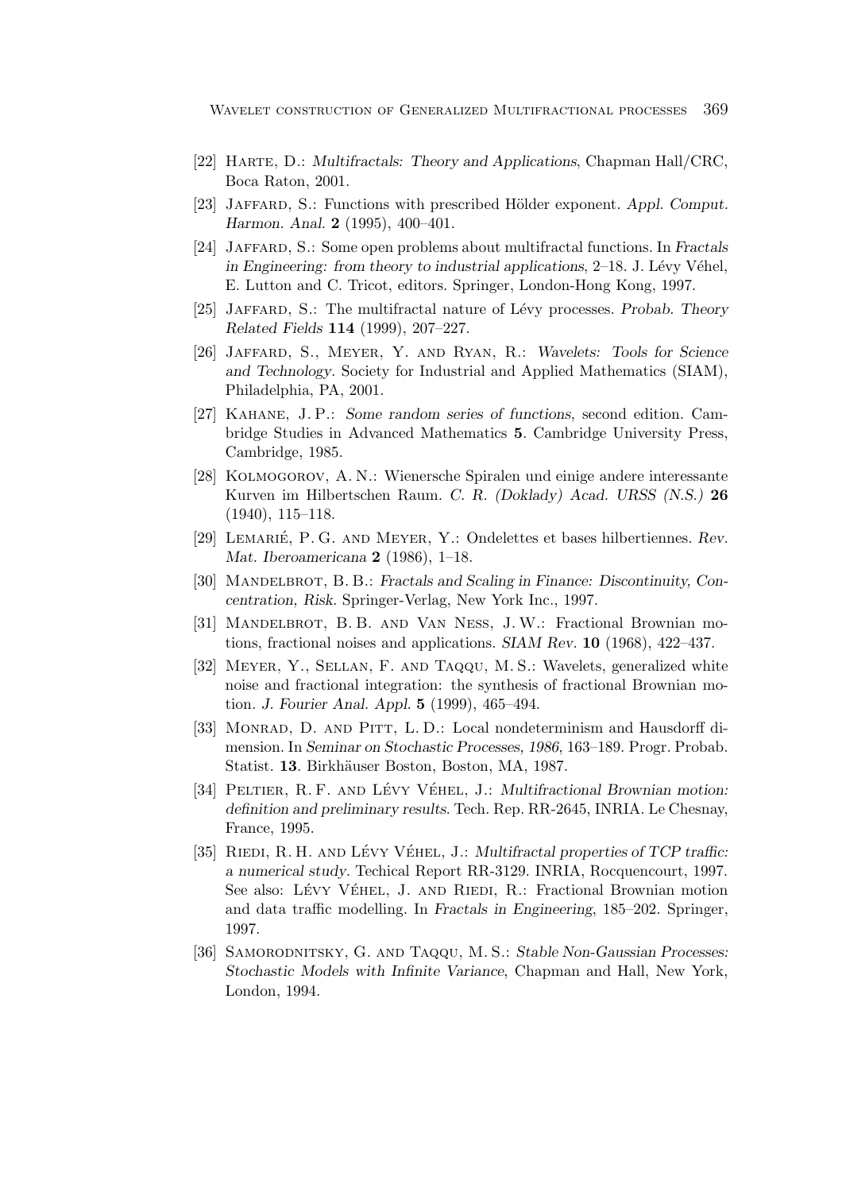[22] Harte, D.: *Multifractals: Theory and Applications*, Chapman Hall/CRC, Boca Raton, 2001.

[23] Jaffard, S.: Functions with prescribed Hölder exponent. *Appl. Comput. Harmon. Anal.* **2** (1995), 400–401.

[24] Jaffard, S.: Some open problems about multifractal functions. In *Fractals in Engineering: from theory to industrial applications*, 2–18. J. Lévy Véhel, E. Lutton and C. Tricot, editors. Springer, London-Hong Kong, 1997.

[25] Jaffard, S.: The multifractal nature of Lévy processes. *Probab. Theory Related Fields* **114** (1999), 207–227.

[26] Jaffard, S., Meyer, Y. and Ryan, R.: *Wavelets: Tools for Science and Technology*. Society for Industrial and Applied Mathematics (SIAM), Philadelphia, PA, 2001.

[27] Kahane, J. P.: *Some random series of functions*, second edition. Cambridge Studies in Advanced Mathematics **5**. Cambridge University Press, Cambridge, 1985.

[28] Kolmogorov, A. N.: Wienersche Spiralen und einige andere interessante Kurven im Hilbertschen Raum. *C. R. (Doklady) Acad. URSS (N.S.)* **26** (1940), 115–118.

[29] Lemarié, P. G. and Meyer, Y.: Ondelettes et bases hilbertiennes. *Rev. Mat. Iberoamericana* **2** (1986), 1–18.

[30] Mandelbrot, B. B.: *Fractals and Scaling in Finance: Discontinuity, Concentration, Risk*. Springer-Verlag, New York Inc., 1997.

[31] Mandelbrot, B. B. and Van Ness, J. W.: Fractional Brownian motions, fractional noises and applications. *SIAM Rev.* **10** (1968), 422–437.

[32] Meyer, Y., Sellan, F. and Taqqu, M. S.: Wavelets, generalized white noise and fractional integration: the synthesis of fractional Brownian motion. *J. Fourier Anal. Appl.* **5** (1999), 465–494.

[33] Monrad, D. and Pitt, L. D.: Local nondeterminism and Hausdorff dimension. In *Seminar on Stochastic Processes, 1986*, 163–189. Progr. Probab. Statist. **13**. Birkhäuser Boston, Boston, MA, 1987.

[34] Peltier, R. F. and Lévy Véhel, J.: *Multifractional Brownian motion: definition and preliminary results*. Tech. Rep. RR-2645, INRIA. Le Chesnay, France, 1995.

[35] Riedi, R. H. and Lévy Véhel, J.: *Multifractal properties of TCP traffic: a numerical study*. Techical Report RR-3129. INRIA, Rocquencourt, 1997. See also: Lévy Véhel, J. and Riedi, R.: Fractional Brownian motion and data traffic modelling. In *Fractals in Engineering*, 185–202. Springer, 1997.

[36] Samorodnitsky, G. and Taqqu, M. S.: *Stable Non-Gaussian Processes: Stochastic Models with Infinite Variance*, Chapman and Hall, New York, London, 1994.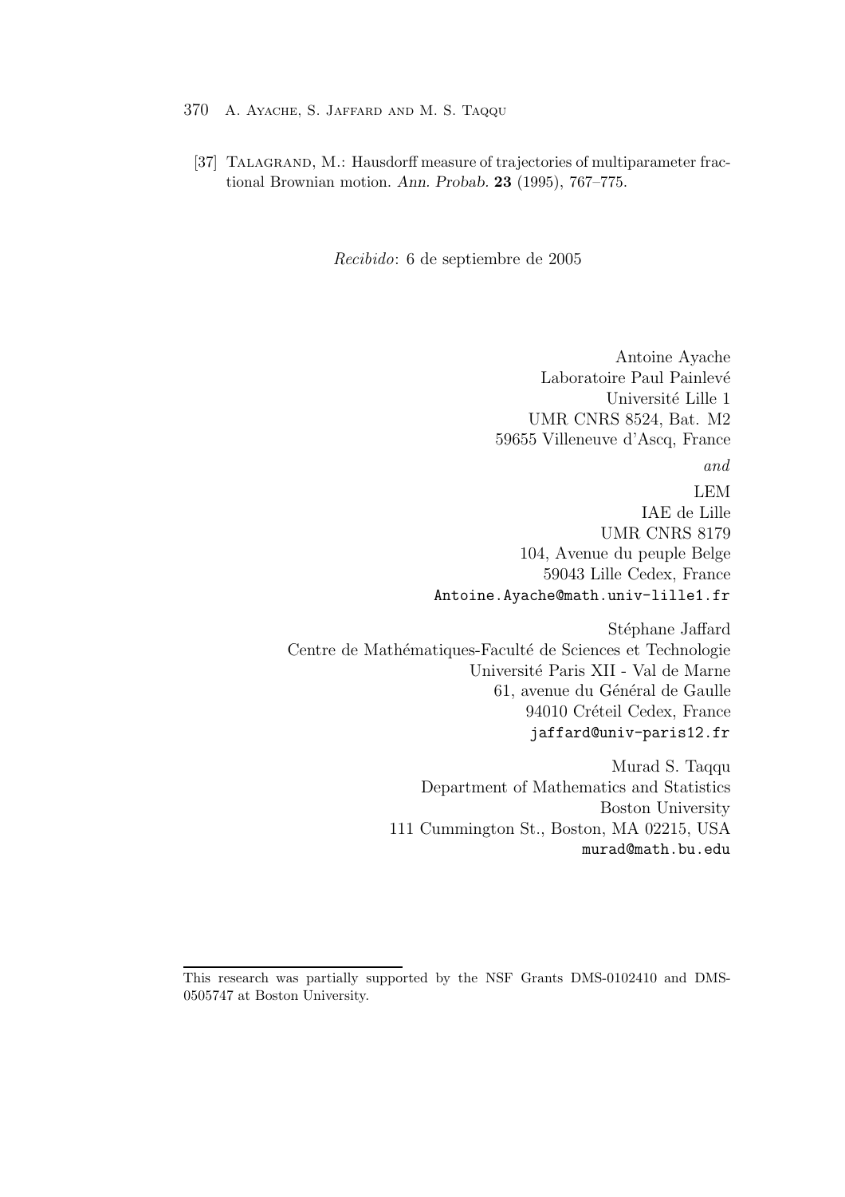[37] Talagrand, M.: Hausdorff measure of trajectories of multiparameter fractional Brownian motion. *Ann. Probab.* **23** (1995), 767–775.

*Recibido*: 6 de septiembre de 2005

Antoine Ayache
Laboratoire Paul Painlevé
Université Lille 1
UMR CNRS 8524, Bat. M2
59655 Villeneuve d'Ascq, France

*and*

LEM
IAE de Lille
UMR CNRS 8179
104, Avenue du peuple Belge
59043 Lille Cedex, France
`Antoine.Ayache@math.univ-lille1.fr`

Stéphane Jaffard
Centre de Mathématiques-Faculté de Sciences et Technologie
Université Paris XII - Val de Marne
61, avenue du Général de Gaulle
94010 Créteil Cedex, France
`jaffard@univ-paris12.fr`

Murad S. Taqqu
Department of Mathematics and Statistics
Boston University
111 Cummington St., Boston, MA 02215, USA
`murad@math.bu.edu`

This research was partially supported by the NSF Grants DMS-0102410 and DMS-0505747 at Boston University.